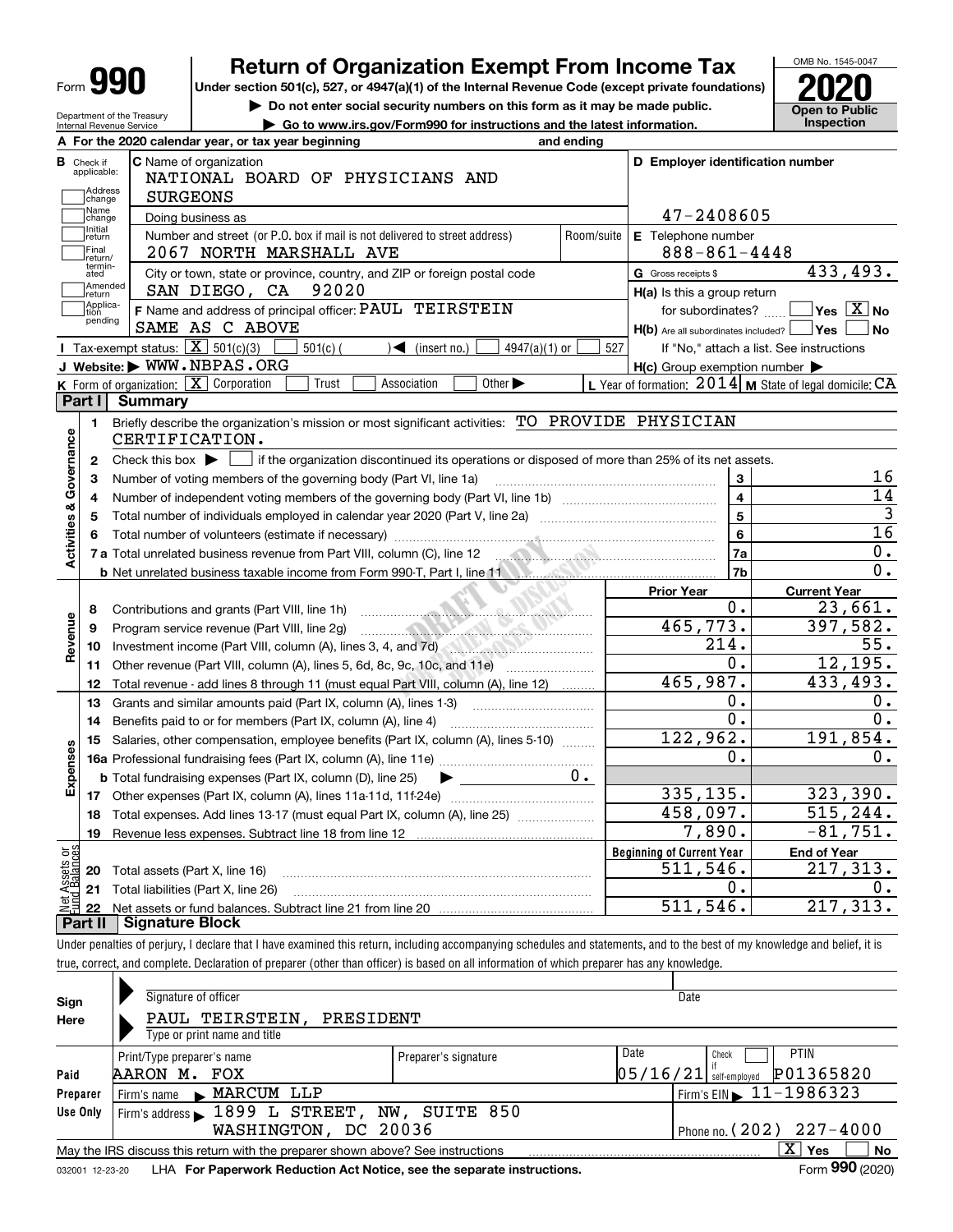Form **990**

# Return of Organization Exempt From Income Tax

**Under section 501(c), 527, or 4947(a)(1) of the Internal Revenue Code (except private foundations)**

▶ Do not enter social security numbers on this form as it may be made public.

▶ Go to www.irs.gov/Form990 for instructions and the latest information.

OMB No. 1545-0047

**2020**

**Open to Public Inspection**

Department of the Treasury
Internal Revenue Service

**A** For the 2020 calendar year, or tax year beginning and ending

**B** Check if applicable: Address change, Name change, Initial return, Final return/terminated, Amended return, Application pending

**C** Name of organization: NATIONAL BOARD OF PHYSICIANS AND SURGEONS

Doing business as

Number and street (or P.O. box if mail is not delivered to street address): 2067 NORTH MARSHALL AVE    Room/suite

City or town, state or province, country, and ZIP or foreign postal code: SAN DIEGO, CA 92020

**D** Employer identification number: 47-2408605

**E** Telephone number: 888-861-4448

**G** Gross receipts $ 433,493.

**F** Name and address of principal officer: PAUL TEIRSTEIN
SAME AS C ABOVE

**H(a)** Is this a group return for subordinates? ☐ Yes ☒ No

**H(b)** Are all subordinates included? ☐ Yes ☐ No
If "No," attach a list. See instructions

**H(c)** Group exemption number ▶

**I** Tax-exempt status: ☒ 501(c)(3) ☐ 501(c) ( ) ◀ (insert no.) ☐ 4947(a)(1) or ☐ 527

**J** Website: ▶ WWW.NBPAS.ORG

**K** Form of organization: ☒ Corporation ☐ Trust ☐ Association ☐ Other ▶

**L** Year of formation: 2014 **M** State of legal domicile: CA

## Part I Summary

**Activities & Governance**

1 Briefly describe the organization's mission or most significant activities: TO PROVIDE PHYSICIAN CERTIFICATION.

2 Check this box ▶ ☐ if the organization discontinued its operations or disposed of more than 25% of its net assets.

| | | | |
|---|---|---|---|
| 3 | Number of voting members of the governing body (Part VI, line 1a) | 3 | 16 |
| 4 | Number of independent voting members of the governing body (Part VI, line 1b) | 4 | 14 |
| 5 | Total number of individuals employed in calendar year 2020 (Part V, line 2a) | 5 | 3 |
| 6 | Total number of volunteers (estimate if necessary) | 6 | 16 |
| 7a | Total unrelated business revenue from Part VIII, column (C), line 12 | 7a | 0. |
| b | Net unrelated business taxable income from Form 990-T, Part I, line 11 | 7b | 0. |

| | | Prior Year | Current Year |
|---|---|---|---|
| **Revenue** | | | |
| 8 | Contributions and grants (Part VIII, line 1h) | 0. | 23,661. |
| 9 | Program service revenue (Part VIII, line 2g) | 465,773. | 397,582. |
| 10 | Investment income (Part VIII, column (A), lines 3, 4, and 7d) | 214. | 55. |
| 11 | Other revenue (Part VIII, column (A), lines 5, 6d, 8c, 9c, 10c, and 11e) | 0. | 12,195. |
| 12 | Total revenue - add lines 8 through 11 (must equal Part VIII, column (A), line 12) | 465,987. | 433,493. |
| **Expenses** | | | |
| 13 | Grants and similar amounts paid (Part IX, column (A), lines 1-3) | 0. | 0. |
| 14 | Benefits paid to or for members (Part IX, column (A), line 4) | 0. | 0. |
| 15 | Salaries, other compensation, employee benefits (Part IX, column (A), lines 5-10) | 122,962. | 191,854. |
| 16a | Professional fundraising fees (Part IX, column (A), line 11e) | 0. | 0. |
| b | Total fundraising expenses (Part IX, column (D), line 25) ▶ 0. | | |
| 17 | Other expenses (Part IX, column (A), lines 11a-11d, 11f-24e) | 335,135. | 323,390. |
| 18 | Total expenses. Add lines 13-17 (must equal Part IX, column (A), line 25) | 458,097. | 515,244. |
| 19 | Revenue less expenses. Subtract line 18 from line 12 | 7,890. | -81,751. |

| **Net Assets or Fund Balances** | | Beginning of Current Year | End of Year |
|---|---|---|---|
| 20 | Total assets (Part X, line 16) | 511,546. | 217,313. |
| 21 | Total liabilities (Part X, line 26) | 0. | 0. |
| 22 | Net assets or fund balances. Subtract line 21 from line 20 | 511,546. | 217,313. |

## Part II Signature Block

Under penalties of perjury, I declare that I have examined this return, including accompanying schedules and statements, and to the best of my knowledge and belief, it is true, correct, and complete. Declaration of preparer (other than officer) is based on all information of which preparer has any knowledge.

**Sign Here**

Signature of officer    Date

PAUL TEIRSTEIN, PRESIDENT
Type or print name and title

**Paid Preparer Use Only**

| Print/Type preparer's name | Preparer's signature | Date | Check ☐ if self-employed | PTIN |
|---|---|---|---|---|
| AARON M. FOX | | 05/16/21 | | P01365820 |

Firm's name ▶ MARCUM LLP    Firm's EIN ▶ 11-1986323

Firm's address ▶ 1899 L STREET, NW, SUITE 850, WASHINGTON, DC 20036    Phone no. (202) 227-4000

May the IRS discuss this return with the preparer shown above? See instructions ☒ Yes ☐ No

032001 12-23-20 LHA For Paperwork Reduction Act Notice, see the separate instructions. Form **990** (2020)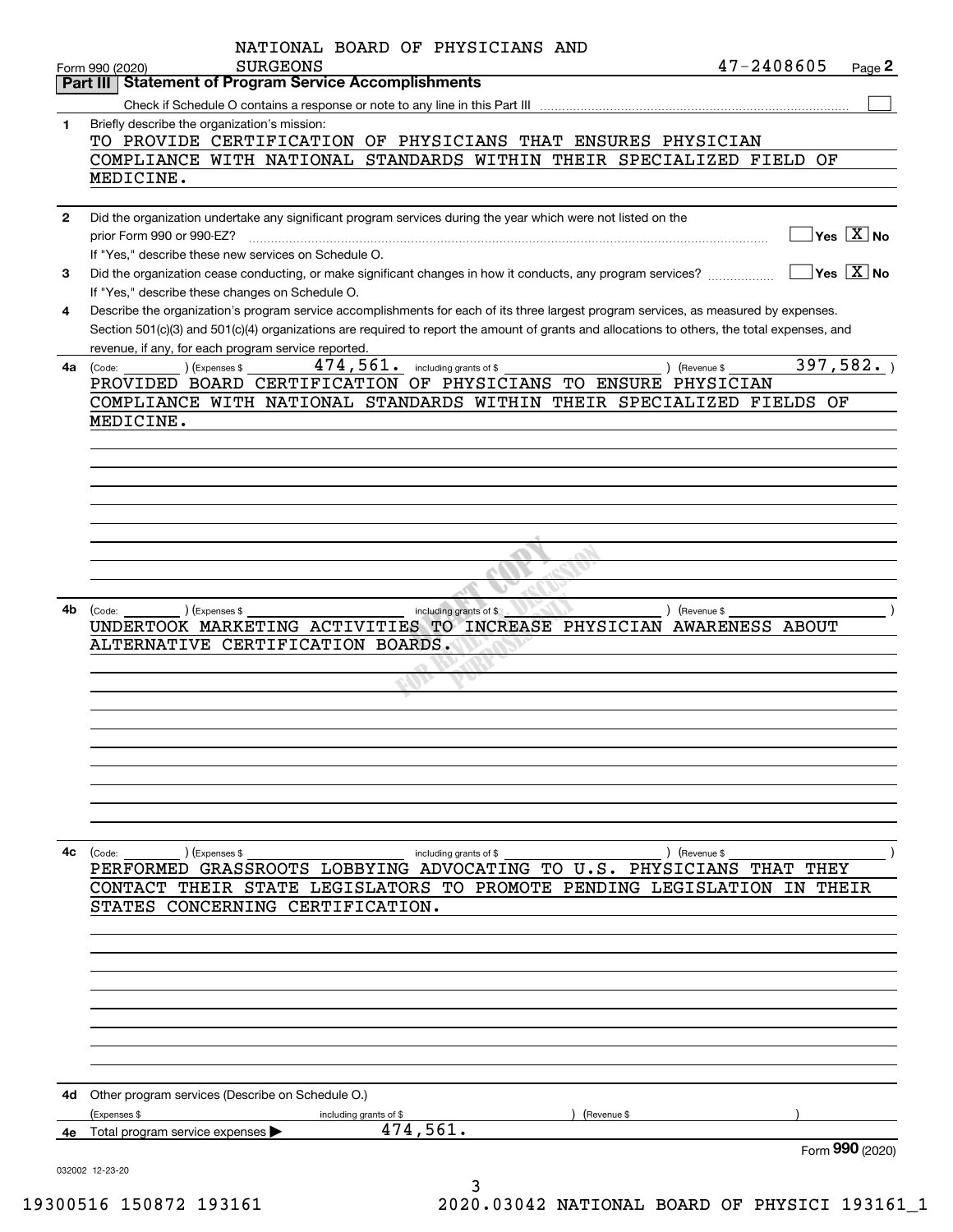NATIONAL BOARD OF PHYSICIANS AND SURGEONS

Form 990 (2020) 47-2408605 Page 2

## Part III Statement of Program Service Accomplishments

Check if Schedule O contains a response or note to any line in this Part III ☐

**1** Briefly describe the organization's mission:

TO PROVIDE CERTIFICATION OF PHYSICIANS THAT ENSURES PHYSICIAN COMPLIANCE WITH NATIONAL STANDARDS WITHIN THEIR SPECIALIZED FIELD OF MEDICINE.

**2** Did the organization undertake any significant program services during the year which were not listed on the prior Form 990 or 990-EZ? ☐ Yes ☒ No

If "Yes," describe these new services on Schedule O.

**3** Did the organization cease conducting, or make significant changes in how it conducts, any program services? ☐ Yes ☒ No

If "Yes," describe these changes on Schedule O.

**4** Describe the organization's program service accomplishments for each of its three largest program services, as measured by expenses. Section 501(c)(3) and 501(c)(4) organizations are required to report the amount of grants and allocations to others, the total expenses, and revenue, if any, for each program service reported.

**4a** (Code: ) (Expenses $ 474,561. including grants of $ ) (Revenue $ 397,582. )

PROVIDED BOARD CERTIFICATION OF PHYSICIANS TO ENSURE PHYSICIAN COMPLIANCE WITH NATIONAL STANDARDS WITHIN THEIR SPECIALIZED FIELDS OF MEDICINE.

**4b** (Code: ) (Expenses $ including grants of $ ) (Revenue $ )

UNDERTOOK MARKETING ACTIVITIES TO INCREASE PHYSICIAN AWARENESS ABOUT ALTERNATIVE CERTIFICATION BOARDS.

**4c** (Code: ) (Expenses $ including grants of $ ) (Revenue $ )

PERFORMED GRASSROOTS LOBBYING ADVOCATING TO U.S. PHYSICIANS THAT THEY CONTACT THEIR STATE LEGISLATORS TO PROMOTE PENDING LEGISLATION IN THEIR STATES CONCERNING CERTIFICATION.

**4d** Other program services (Describe on Schedule O.)

(Expenses $ including grants of $ ) (Revenue $ )

**4e** Total program services expenses ▶ 474,561.

Form **990** (2020)

032002 12-23-20

19300516 150872 193161 2020.03042 NATIONAL BOARD OF PHYSICI 193161_1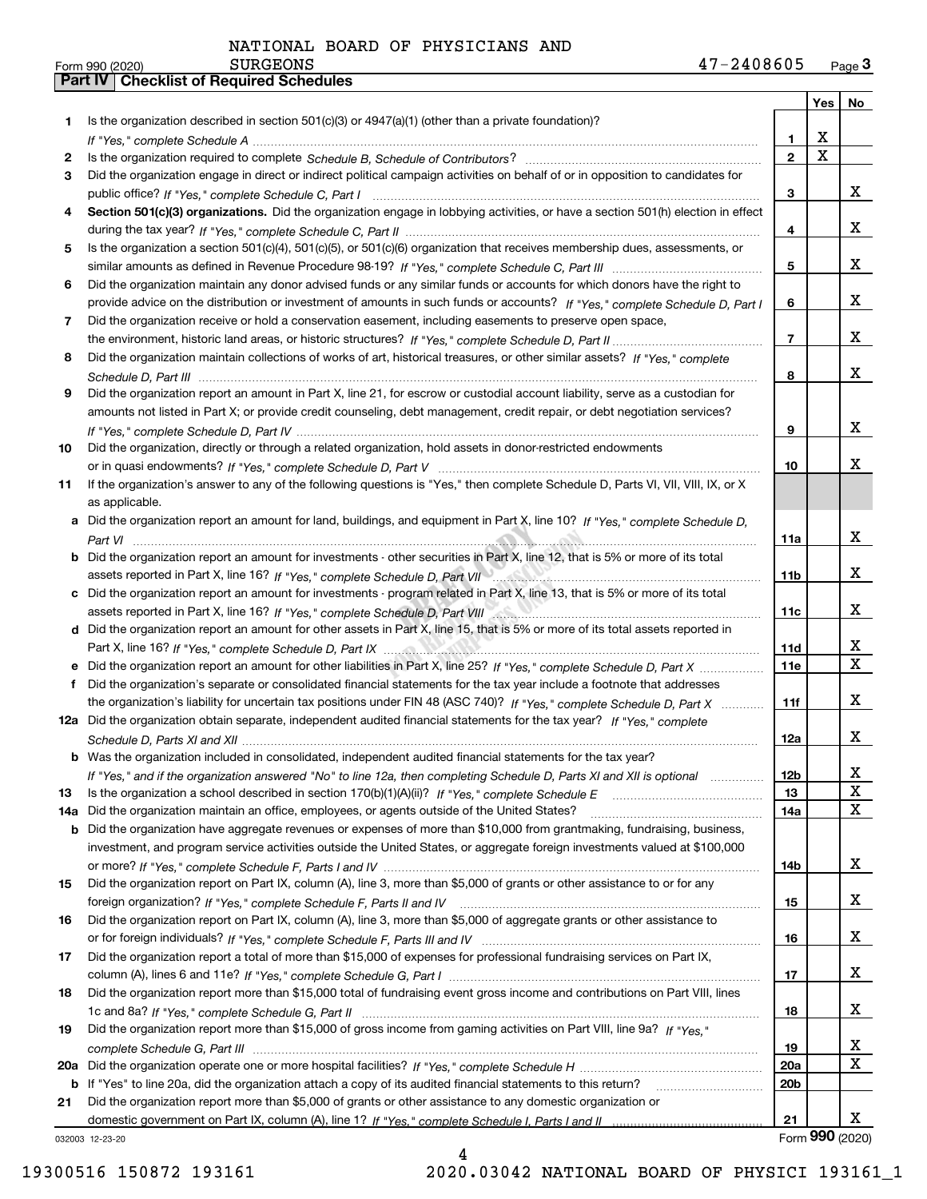NATIONAL BOARD OF PHYSICIANS AND SURGEONS 47-2408605

## Part IV Checklist of Required Schedules

| | | Line | Yes | No |
|---|---|---|---|---|
| **1** | Is the organization described in section 501(c)(3) or 4947(a)(1) (other than a private foundation)? *If "Yes," complete Schedule A* | 1 | X | |
| **2** | Is the organization required to complete *Schedule B, Schedule of Contributors*? | 2 | X | |
| **3** | Did the organization engage in direct or indirect political campaign activities on behalf of or in opposition to candidates for public office? *If "Yes," complete Schedule C, Part I* | 3 | | X |
| **4** | **Section 501(c)(3) organizations.** Did the organization engage in lobbying activities, or have a section 501(h) election in effect during the tax year? *If "Yes," complete Schedule C, Part II* | 4 | | X |
| **5** | Is the organization a section 501(c)(4), 501(c)(5), or 501(c)(6) organization that receives membership dues, assessments, or similar amounts as defined in Revenue Procedure 98-19? *If "Yes," complete Schedule C, Part III* | 5 | | X |
| **6** | Did the organization maintain any donor advised funds or any similar funds or accounts for which donors have the right to provide advice on the distribution or investment of amounts in such funds or accounts? *If "Yes," complete Schedule D, Part I* | 6 | | X |
| **7** | Did the organization receive or hold a conservation easement, including easements to preserve open space, the environment, historic land areas, or historic structures? *If "Yes," complete Schedule D, Part II* | 7 | | X |
| **8** | Did the organization maintain collections of works of art, historical treasures, or other similar assets? *If "Yes," complete Schedule D, Part III* | 8 | | X |
| **9** | Did the organization report an amount in Part X, line 21, for escrow or custodial account liability, serve as a custodian for amounts not listed in Part X; or provide credit counseling, debt management, credit repair, or debt negotiation services? *If "Yes," complete Schedule D, Part IV* | 9 | | X |
| **10** | Did the organization, directly or through a related organization, hold assets in donor-restricted endowments or in quasi endowments? *If "Yes," complete Schedule D, Part V* | 10 | | X |
| **11** | If the organization's answer to any of the following questions is "Yes," then complete Schedule D, Parts VI, VII, VIII, IX, or X as applicable. | | | |
| **a** | Did the organization report an amount for land, buildings, and equipment in Part X, line 10? *If "Yes," complete Schedule D, Part VI* | 11a | | X |
| **b** | Did the organization report an amount for investments - other securities in Part X, line 12, that is 5% or more of its total assets reported in Part X, line 16? *If "Yes," complete Schedule D, Part VII* | 11b | | X |
| **c** | Did the organization report an amount for investments - program related in Part X, line 13, that is 5% or more of its total assets reported in Part X, line 16? *If "Yes," complete Schedule D, Part VIII* | 11c | | X |
| **d** | Did the organization report an amount for other assets in Part X, line 15, that is 5% or more of its total assets reported in Part X, line 16? *If "Yes," complete Schedule D, Part IX* | 11d | | X |
| **e** | Did the organization report an amount for other liabilities in Part X, line 25? *If "Yes," complete Schedule D, Part X* | 11e | | X |
| **f** | Did the organization's separate or consolidated financial statements for the tax year include a footnote that addresses the organization's liability for uncertain tax positions under FIN 48 (ASC 740)? *If "Yes," complete Schedule D, Part X* | 11f | | X |
| **12a** | Did the organization obtain separate, independent audited financial statements for the tax year? *If "Yes," complete Schedule D, Parts XI and XII* | 12a | | X |
| **b** | Was the organization included in consolidated, independent audited financial statements for the tax year? *If "Yes," and if the organization answered "No" to line 12a, then completing Schedule D, Parts XI and XII is optional* | 12b | | X |
| **13** | Is the organization a school described in section 170(b)(1)(A)(ii)? *If "Yes," complete Schedule E* | 13 | | X |
| **14a** | Did the organization maintain an office, employees, or agents outside of the United States? | 14a | | X |
| **b** | Did the organization have aggregate revenues or expenses of more than $10,000 from grantmaking, fundraising, business, investment, and program service activities outside the United States, or aggregate foreign investments valued at $100,000 or more? *If "Yes," complete Schedule F, Parts I and IV* | 14b | | X |
| **15** | Did the organization report on Part IX, column (A), line 3, more than $5,000 of grants or other assistance to or for any foreign organization? *If "Yes," complete Schedule F, Parts II and IV* | 15 | | X |
| **16** | Did the organization report on Part IX, column (A), line 3, more than $5,000 of aggregate grants or other assistance to or for foreign individuals? *If "Yes," complete Schedule F, Parts III and IV* | 16 | | X |
| **17** | Did the organization report a total of more than $15,000 of expenses for professional fundraising services on Part IX, column (A), lines 6 and 11e? *If "Yes," complete Schedule G, Part I* | 17 | | X |
| **18** | Did the organization report more than $15,000 total of fundraising event gross income and contributions on Part VIII, lines 1c and 8a? *If "Yes," complete Schedule G, Part II* | 18 | | X |
| **19** | Did the organization report more than $15,000 of gross income from gaming activities on Part VIII, line 9a? *If "Yes," complete Schedule G, Part III* | 19 | | X |
| **20a** | Did the organization operate one or more hospital facilities? *If "Yes," complete Schedule H* | 20a | | X |
| **b** | If "Yes" to line 20a, did the organization attach a copy of its audited financial statements to this return? | 20b | | |
| **21** | Did the organization report more than $5,000 of grants or other assistance to any domestic organization or domestic government on Part IX, column (A), line 1? *If "Yes," complete Schedule I, Parts I and II* | 21 | | X |

032003 12-23-20

Form **990** (2020)

19300516 150872 193161 2020.03042 NATIONAL BOARD OF PHYSICI 193161_1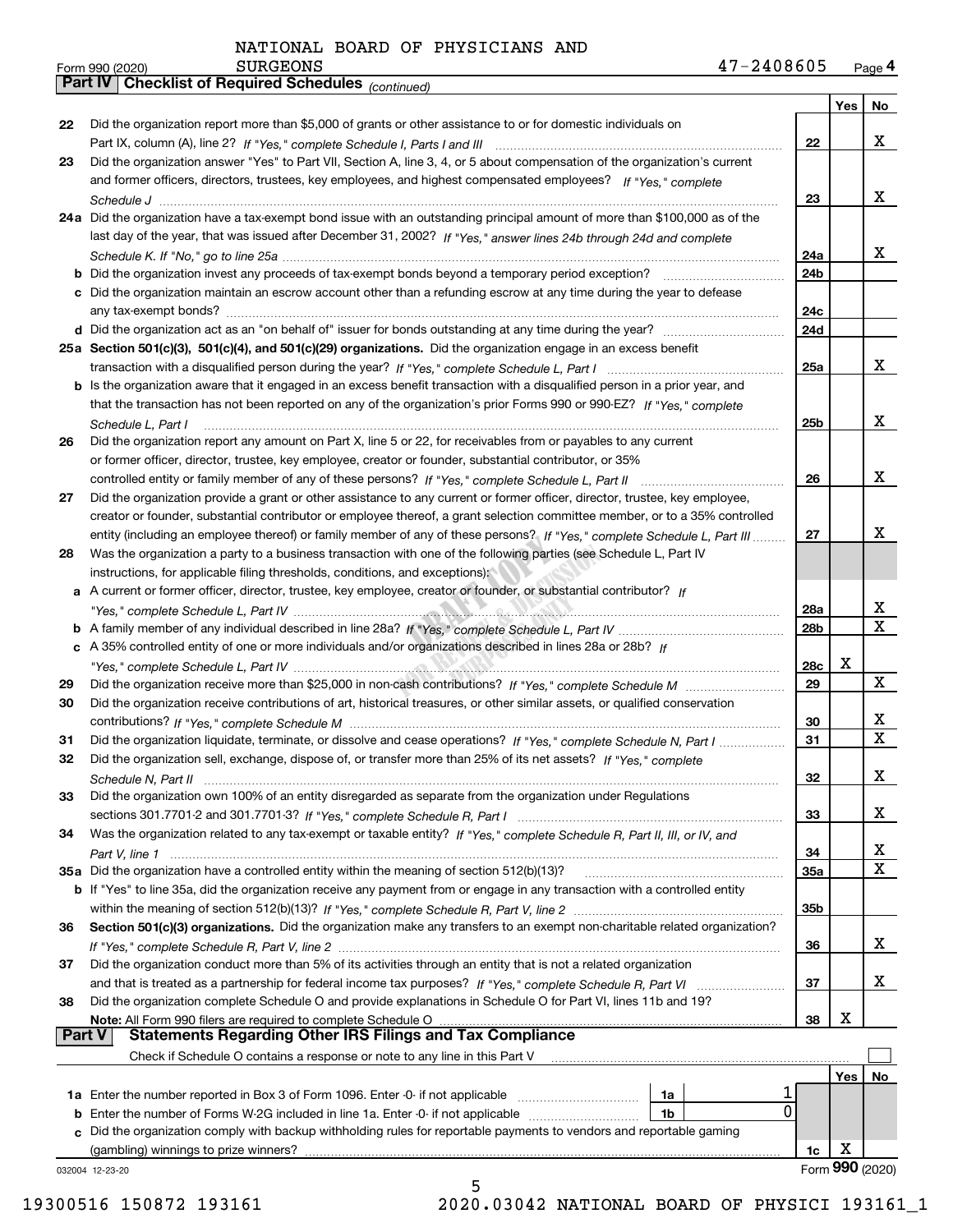NATIONAL BOARD OF PHYSICIANS AND SURGEONS

Form 990 (2020) 47-2408605 Page 4

## Part IV Checklist of Required Schedules *(continued)*

| | | | Yes | No |
|---|---|---|---|---|
| 22 | Did the organization report more than $5,000 of grants or other assistance to or for domestic individuals on Part IX, column (A), line 2? *If "Yes," complete Schedule I, Parts I and III* | 22 | | X |
| 23 | Did the organization answer "Yes" to Part VII, Section A, line 3, 4, or 5 about compensation of the organization's current and former officers, directors, trustees, key employees, and highest compensated employees? *If "Yes," complete Schedule J* | 23 | | X |
| 24a | Did the organization have a tax-exempt bond issue with an outstanding principal amount of more than $100,000 as of the last day of the year, that was issued after December 31, 2002? *If "Yes," answer lines 24b through 24d and complete Schedule K. If "No," go to line 25a* | 24a | | X |
| b | Did the organization invest any proceeds of tax-exempt bonds beyond a temporary period exception? | 24b | | |
| c | Did the organization maintain an escrow account other than a refunding escrow at any time during the year to defease any tax-exempt bonds? | 24c | | |
| d | Did the organization act as an "on behalf of" issuer for bonds outstanding at any time during the year? | 24d | | |
| 25a | **Section 501(c)(3), 501(c)(4), and 501(c)(29) organizations.** Did the organization engage in an excess benefit transaction with a disqualified person during the year? *If "Yes," complete Schedule L, Part I* | 25a | | X |
| b | Is the organization aware that it engaged in an excess benefit transaction with a disqualified person in a prior year, and that the transaction has not been reported on any of the organization's prior Forms 990 or 990-EZ? *If "Yes," complete Schedule L, Part I* | 25b | | X |
| 26 | Did the organization report any amount on Part X, line 5 or 22, for receivables from or payables to any current or former officer, director, trustee, key employee, creator or founder, substantial contributor, or 35% controlled entity or family member of any of these persons? *If "Yes," complete Schedule L, Part II* | 26 | | X |
| 27 | Did the organization provide a grant or other assistance to any current or former officer, director, trustee, key employee, creator or founder, substantial contributor or employee thereof, a grant selection committee member, or to a 35% controlled entity (including an employee thereof) or family member of any of these persons? *If "Yes," complete Schedule L, Part III* | 27 | | X |
| 28 | Was the organization a party to a business transaction with one of the following parties (see Schedule L, Part IV instructions, for applicable filing thresholds, conditions, and exceptions): | | | |
| a | A current or former officer, director, trustee, key employee, creator or founder, or substantial contributor? *If "Yes," complete Schedule L, Part IV* | 28a | | X |
| b | A family member of any individual described in line 28a? *If "Yes," complete Schedule L, Part IV* | 28b | | X |
| c | A 35% controlled entity of one or more individuals and/or organizations described in lines 28a or 28b? *If "Yes," complete Schedule L, Part IV* | 28c | X | |
| 29 | Did the organization receive more than $25,000 in non-cash contributions? *If "Yes," complete Schedule M* | 29 | | X |
| 30 | Did the organization receive contributions of art, historical treasures, or other similar assets, or qualified conservation contributions? *If "Yes," complete Schedule M* | 30 | | X |
| 31 | Did the organization liquidate, terminate, or dissolve and cease operations? *If "Yes," complete Schedule N, Part I* | 31 | | X |
| 32 | Did the organization sell, exchange, dispose of, or transfer more than 25% of its net assets? *If "Yes," complete Schedule N, Part II* | 32 | | X |
| 33 | Did the organization own 100% of an entity disregarded as separate from the organization under Regulations sections 301.7701-2 and 301.7701-3? *If "Yes," complete Schedule R, Part I* | 33 | | X |
| 34 | Was the organization related to any tax-exempt or taxable entity? *If "Yes," complete Schedule R, Part II, III, or IV, and Part V, line 1* | 34 | | X |
| 35a | Did the organization have a controlled entity within the meaning of section 512(b)(13)? | 35a | | X |
| b | If "Yes" to line 35a, did the organization receive any payment from or engage in any transaction with a controlled entity within the meaning of section 512(b)(13)? *If "Yes," complete Schedule R, Part V, line 2* | 35b | | |
| 36 | **Section 501(c)(3) organizations.** Did the organization make any transfers to an exempt non-charitable related organization? *If "Yes," complete Schedule R, Part V, line 2* | 36 | | X |
| 37 | Did the organization conduct more than 5% of its activities through an entity that is not a related organization and that is treated as a partnership for federal income tax purposes? *If "Yes," complete Schedule R, Part VI* | 37 | | X |
| 38 | Did the organization complete Schedule O and provide explanations in Schedule O for Part VI, lines 11b and 19? **Note:** All Form 990 filers are required to complete Schedule O | 38 | X | |

## Part V Statements Regarding Other IRS Filings and Tax Compliance

Check if Schedule O contains a response or note to any line in this Part V ☐

| | | | | | Yes | No |
|---|---|---|---|---|---|---|
| 1a | Enter the number reported in Box 3 of Form 1096. Enter -0- if not applicable | 1a | 1 | | | |
| b | Enter the number of Forms W-2G included in line 1a. Enter -0- if not applicable | 1b | 0 | | | |
| c | Did the organization comply with backup withholding rules for reportable payments to vendors and reportable gaming (gambling) winnings to prize winners? | | | 1c | X | |

032004 12-23-20 Form **990** (2020)

19300516 150872 193161 2020.03042 NATIONAL BOARD OF PHYSICI 193161_1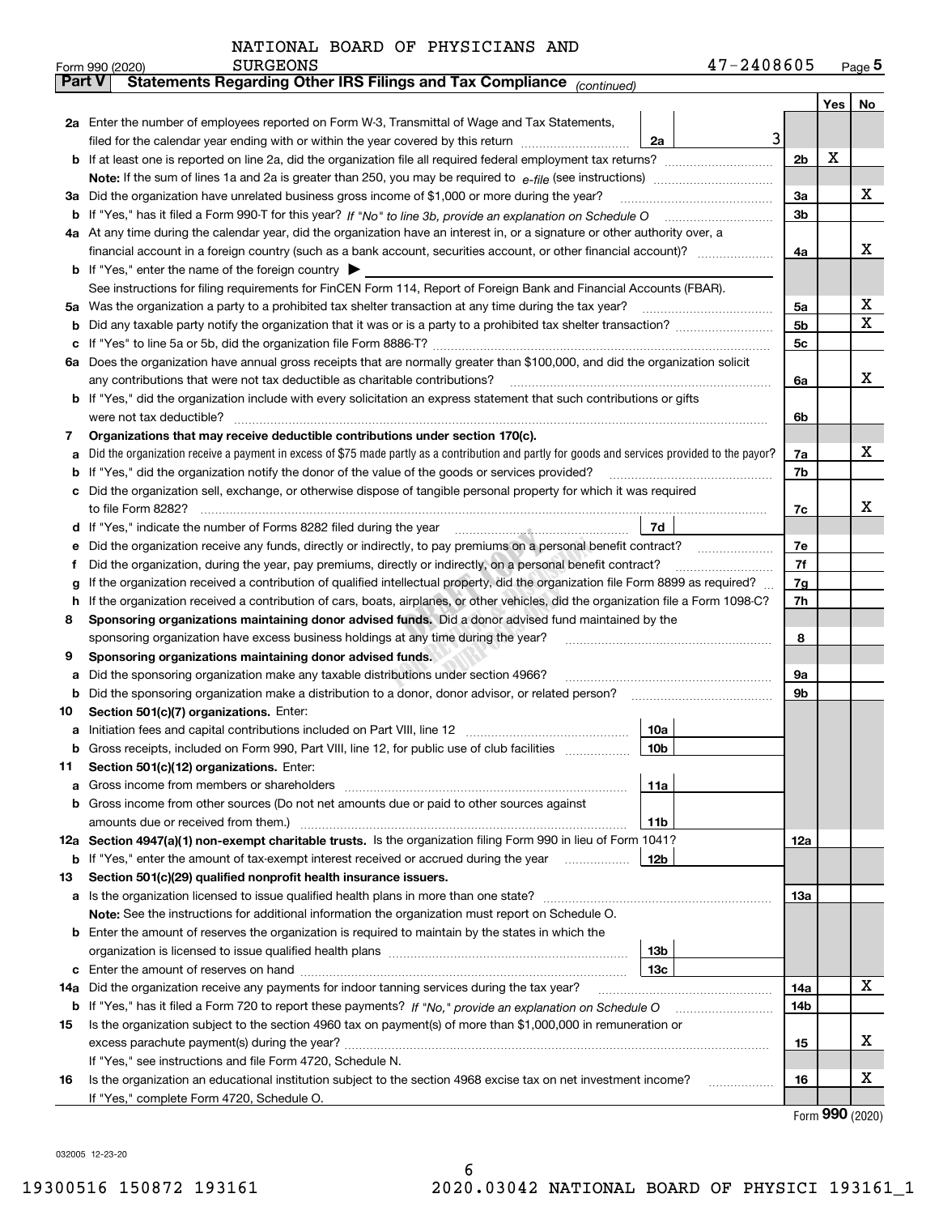NATIONAL BOARD OF PHYSICIANS AND SURGEONS 47-2408605

Form 990 (2020) Page 5

**Part V Statements Regarding Other IRS Filings and Tax Compliance** *(continued)*

| | | | | | Yes | No |
|---|---|---|---|---|---|---|
| **2a** | Enter the number of employees reported on Form W-3, Transmittal of Wage and Tax Statements, filed for the calendar year ending with or within the year covered by this return | 2a | 3 | | | |
| **b** | If at least one is reported on line 2a, did the organization file all required federal employment tax returns? | | | 2b | X | |
| | **Note:** If the sum of lines 1a and 2a is greater than 250, you may be required to *e-file* (see instructions) | | | | | |
| **3a** | Did the organization have unrelated business gross income of $1,000 or more during the year? | | | 3a | | X |
| **b** | If "Yes," has it filed a Form 990-T for this year? *If "No" to line 3b, provide an explanation on Schedule O* | | | 3b | | |
| **4a** | At any time during the calendar year, did the organization have an interest in, or a signature or other authority over, a financial account in a foreign country (such as a bank account, securities account, or other financial account)? | | | 4a | | X |
| **b** | If "Yes," enter the name of the foreign country ▶ | | | | | |
| | See instructions for filing requirements for FinCEN Form 114, Report of Foreign Bank and Financial Accounts (FBAR). | | | | | |
| **5a** | Was the organization a party to a prohibited tax shelter transaction at any time during the tax year? | | | 5a | | X |
| **b** | Did any taxable party notify the organization that it was or is a party to a prohibited tax shelter transaction? | | | 5b | | X |
| **c** | If "Yes" to line 5a or 5b, did the organization file Form 8886-T? | | | 5c | | |
| **6a** | Does the organization have annual gross receipts that are normally greater than $100,000, and did the organization solicit any contributions that were not tax deductible as charitable contributions? | | | 6a | | X |
| **b** | If "Yes," did the organization include with every solicitation an express statement that such contributions or gifts were not tax deductible? | | | 6b | | |
| **7** | **Organizations that may receive deductible contributions under section 170(c).** | | | | | |
| **a** | Did the organization receive a payment in excess of $75 made partly as a contribution and partly for goods and services provided to the payor? | | | 7a | | X |
| **b** | If "Yes," did the organization notify the donor of the value of the goods or services provided? | | | 7b | | |
| **c** | Did the organization sell, exchange, or otherwise dispose of tangible personal property for which it was required to file Form 8282? | | | 7c | | X |
| **d** | If "Yes," indicate the number of Forms 8282 filed during the year | 7d | | | | |
| **e** | Did the organization receive any funds, directly or indirectly, to pay premiums on a personal benefit contract? | | | 7e | | |
| **f** | Did the organization, during the year, pay premiums, directly or indirectly, on a personal benefit contract? | | | 7f | | |
| **g** | If the organization received a contribution of qualified intellectual property, did the organization file Form 8899 as required? | | | 7g | | |
| **h** | If the organization received a contribution of cars, boats, airplanes, or other vehicles, did the organization file a Form 1098-C? | | | 7h | | |
| **8** | **Sponsoring organizations maintaining donor advised funds.** Did a donor advised fund maintained by the sponsoring organization have excess business holdings at any time during the year? | | | 8 | | |
| **9** | **Sponsoring organizations maintaining donor advised funds.** | | | | | |
| **a** | Did the sponsoring organization make any taxable distributions under section 4966? | | | 9a | | |
| **b** | Did the sponsoring organization make a distribution to a donor, donor advisor, or related person? | | | 9b | | |
| **10** | **Section 501(c)(7) organizations.** Enter: | | | | | |
| **a** | Initiation fees and capital contributions included on Part VIII, line 12 | 10a | | | | |
| **b** | Gross receipts, included on Form 990, Part VIII, line 12, for public use of club facilities | 10b | | | | |
| **11** | **Section 501(c)(12) organizations.** Enter: | | | | | |
| **a** | Gross income from members or shareholders | 11a | | | | |
| **b** | Gross income from other sources (Do not net amounts due or paid to other sources against amounts due or received from them.) | 11b | | | | |
| **12a** | **Section 4947(a)(1) non-exempt charitable trusts.** Is the organization filing Form 990 in lieu of Form 1041? | | | 12a | | |
| **b** | If "Yes," enter the amount of tax-exempt interest received or accrued during the year | 12b | | | | |
| **13** | **Section 501(c)(29) qualified nonprofit health insurance issuers.** | | | | | |
| **a** | Is the organization licensed to issue qualified health plans in more than one state? | | | 13a | | |
| | **Note:** See the instructions for additional information the organization must report on Schedule O. | | | | | |
| **b** | Enter the amount of reserves the organization is required to maintain by the states in which the organization is licensed to issue qualified health plans | 13b | | | | |
| **c** | Enter the amount of reserves on hand | 13c | | | | |
| **14a** | Did the organization receive any payments for indoor tanning services during the tax year? | | | 14a | | X |
| **b** | If "Yes," has it filed a Form 720 to report these payments? *If "No," provide an explanation on Schedule O* | | | 14b | | |
| **15** | Is the organization subject to the section 4960 tax on payment(s) of more than $1,000,000 in remuneration or excess parachute payment(s) during the year? | | | 15 | | X |
| | If "Yes," see instructions and file Form 4720, Schedule N. | | | | | |
| **16** | Is the organization an educational institution subject to the section 4968 excise tax on net investment income? | | | 16 | | X |
| | If "Yes," complete Form 4720, Schedule O. | | | | | |

Form **990** (2020)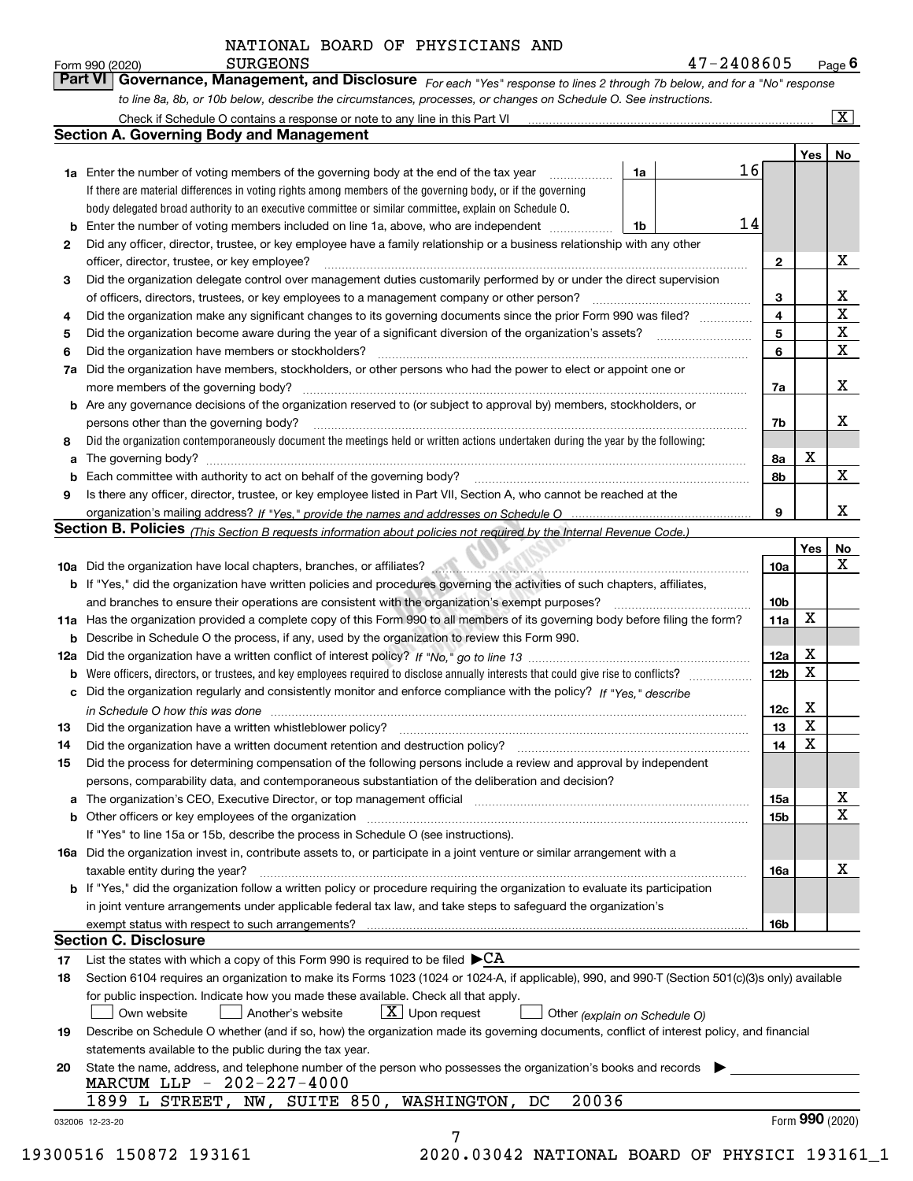NATIONAL BOARD OF PHYSICIANS AND SURGEONS

Form 990 (2020) 47-2408605 Page 6

## Part VI Governance, Management, and Disclosure

*For each "Yes" response to lines 2 through 7b below, and for a "No" response to line 8a, 8b, or 10b below, describe the circumstances, processes, or changes on Schedule O. See instructions.*

Check if Schedule O contains a response or note to any line in this Part VI .......... [X]

### Section A. Governing Body and Management

| | | | | Yes | No |
|---|---|---|---|---|---|
| 1a | Enter the number of voting members of the governing body at the end of the tax year | 1a | 16 | | |
| | If there are material differences in voting rights among members of the governing body, or if the governing body delegated broad authority to an executive committee or similar committee, explain on Schedule O. | | | | |
| b | Enter the number of voting members included on line 1a, above, who are independent | 1b | 14 | | |
| 2 | Did any officer, director, trustee, or key employee have a family relationship or a business relationship with any other officer, director, trustee, or key employee? | 2 | | | X |
| 3 | Did the organization delegate control over management duties customarily performed by or under the direct supervision of officers, directors, trustees, or key employees to a management company or other person? | 3 | | | X |
| 4 | Did the organization make any significant changes to its governing documents since the prior Form 990 was filed? | 4 | | | X |
| 5 | Did the organization become aware during the year of a significant diversion of the organization's assets? | 5 | | | X |
| 6 | Did the organization have members or stockholders? | 6 | | | X |
| 7a | Did the organization have members, stockholders, or other persons who had the power to elect or appoint one or more members of the governing body? | 7a | | | X |
| b | Are any governance decisions of the organization reserved to (or subject to approval by) members, stockholders, or persons other than the governing body? | 7b | | | X |
| 8 | Did the organization contemporaneously document the meetings held or written actions undertaken during the year by the following: | | | | |
| a | The governing body? | 8a | | X | |
| b | Each committee with authority to act on behalf of the governing body? | 8b | | | X |
| 9 | Is there any officer, director, trustee, or key employee listed in Part VII, Section A, who cannot be reached at the organization's mailing address? *If "Yes," provide the names and addresses on Schedule O* | 9 | | | X |

### Section B. Policies *(This Section B requests information about policies not required by the Internal Revenue Code.)*

| | | | Yes | No |
|---|---|---|---|---|
| 10a | Did the organization have local chapters, branches, or affiliates? | 10a | | X |
| b | If "Yes," did the organization have written policies and procedures governing the activities of such chapters, affiliates, and branches to ensure their operations are consistent with the organization's exempt purposes? | 10b | | |
| 11a | Has the organization provided a complete copy of this Form 990 to all members of its governing body before filing the form? | 11a | X | |
| b | Describe in Schedule O the process, if any, used by the organization to review this Form 990. | | | |
| 12a | Did the organization have a written conflict of interest policy? *If "No," go to line 13* | 12a | X | |
| b | Were officers, directors, or trustees, and key employees required to disclose annually interests that could give rise to conflicts? | 12b | X | |
| c | Did the organization regularly and consistently monitor and enforce compliance with the policy? *If "Yes," describe in Schedule O how this was done* | 12c | X | |
| 13 | Did the organization have a written whistleblower policy? | 13 | X | |
| 14 | Did the organization have a written document retention and destruction policy? | 14 | X | |
| 15 | Did the process for determining compensation of the following persons include a review and approval by independent persons, comparability data, and contemporaneous substantiation of the deliberation and decision? | | | |
| a | The organization's CEO, Executive Director, or top management official | 15a | | X |
| b | Other officers or key employees of the organization | 15b | | X |
| | If "Yes" to line 15a or 15b, describe the process in Schedule O (see instructions). | | | |
| 16a | Did the organization invest in, contribute assets to, or participate in a joint venture or similar arrangement with a taxable entity during the year? | 16a | | X |
| b | If "Yes," did the organization follow a written policy or procedure requiring the organization to evaluate its participation in joint venture arrangements under applicable federal tax law, and take steps to safeguard the organization's exempt status with respect to such arrangements? | 16b | | |

### Section C. Disclosure

17 List the states with which a copy of this Form 990 is required to be filed ▶CA

18 Section 6104 requires an organization to make its Forms 1023 (1024 or 1024-A, if applicable), 990, and 990-T (Section 501(c)(3)s only) available for public inspection. Indicate how you made these available. Check all that apply.

[ ] Own website [ ] Another's website [X] Upon request [ ] Other *(explain on Schedule O)*

19 Describe on Schedule O whether (and if so, how) the organization made its governing documents, conflict of interest policy, and financial statements available to the public during the tax year.

20 State the name, address, and telephone number of the person who possesses the organization's books and records ▶

MARCUM LLP - 202-227-4000

1899 L STREET, NW, SUITE 850, WASHINGTON, DC 20036

032006 12-23-20 Form **990** (2020)

19300516 150872 193161 2020.03042 NATIONAL BOARD OF PHYSICI 193161_1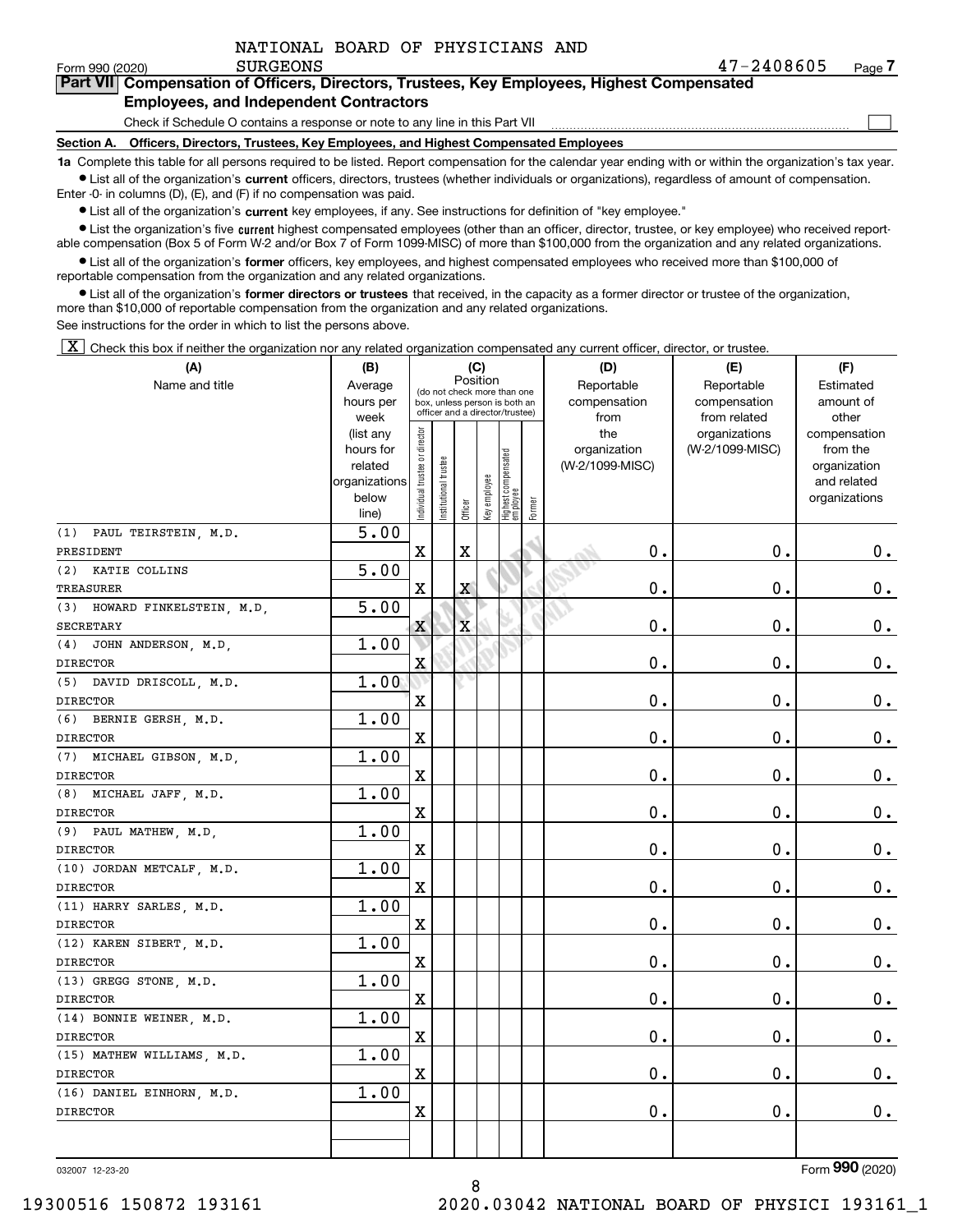NATIONAL BOARD OF PHYSICIANS AND SURGEONS 47-2408605

Form 990 (2020)

## Part VII Compensation of Officers, Directors, Trustees, Key Employees, Highest Compensated Employees, and Independent Contractors

Check if Schedule O contains a response or note to any line in this Part VII ☐

### Section A. Officers, Directors, Trustees, Key Employees, and Highest Compensated Employees

**1a** Complete this table for all persons required to be listed. Report compensation for the calendar year ending with or within the organization's tax year.

- List all of the organization's **current** officers, directors, trustees (whether individuals or organizations), regardless of amount of compensation. Enter -0- in columns (D), (E), and (F) if no compensation was paid.
- List all of the organization's **current** key employees, if any. See instructions for definition of "key employee."
- List the organization's five **current** highest compensated employees (other than an officer, director, trustee, or key employee) who received reportable compensation (Box 5 of Form W-2 and/or Box 7 of Form 1099-MISC) of more than $100,000 from the organization and any related organizations.
- List all of the organization's **former** officers, key employees, and highest compensated employees who received more than $100,000 of reportable compensation from the organization and any related organizations.
- List all of the organization's **former directors or trustees** that received, in the capacity as a former director or trustee of the organization, more than $10,000 of reportable compensation from the organization and any related organizations.

See instructions for the order in which to list the persons above.

☒ Check this box if neither the organization nor any related organization compensated any current officer, director, or trustee.

| (A) Name and title | (B) Average hours per week (list any hours for related organizations below line) | (C) Position: Individual trustee or director | Institutional trustee | Officer | Key employee | Highest compensated employee | Former | (D) Reportable compensation from the organization (W-2/1099-MISC) | (E) Reportable compensation from related organizations (W-2/1099-MISC) | (F) Estimated amount of other compensation from the organization and related organizations |
|---|---|---|---|---|---|---|---|---|---|---|
| (1) PAUL TEIRSTEIN, M.D. PRESIDENT | 5.00 | X | | X | | | | 0. | 0. | 0. |
| (2) KATIE COLLINS TREASURER | 5.00 | X | | X | | | | 0. | 0. | 0. |
| (3) HOWARD FINKELSTEIN, M.D, SECRETARY | 5.00 | X | | X | | | | 0. | 0. | 0. |
| (4) JOHN ANDERSON, M.D, DIRECTOR | 1.00 | X | | | | | | 0. | 0. | 0. |
| (5) DAVID DRISCOLL, M.D. DIRECTOR | 1.00 | X | | | | | | 0. | 0. | 0. |
| (6) BERNIE GERSH, M.D. DIRECTOR | 1.00 | X | | | | | | 0. | 0. | 0. |
| (7) MICHAEL GIBSON, M.D, DIRECTOR | 1.00 | X | | | | | | 0. | 0. | 0. |
| (8) MICHAEL JAFF, M.D. DIRECTOR | 1.00 | X | | | | | | 0. | 0. | 0. |
| (9) PAUL MATHEW, M.D, DIRECTOR | 1.00 | X | | | | | | 0. | 0. | 0. |
| (10) JORDAN METCALF, M.D. DIRECTOR | 1.00 | X | | | | | | 0. | 0. | 0. |
| (11) HARRY SARLES, M.D. DIRECTOR | 1.00 | X | | | | | | 0. | 0. | 0. |
| (12) KAREN SIBERT, M.D. DIRECTOR | 1.00 | X | | | | | | 0. | 0. | 0. |
| (13) GREGG STONE, M.D. DIRECTOR | 1.00 | X | | | | | | 0. | 0. | 0. |
| (14) BONNIE WEINER, M.D. DIRECTOR | 1.00 | X | | | | | | 0. | 0. | 0. |
| (15) MATHEW WILLIAMS, M.D. DIRECTOR | 1.00 | X | | | | | | 0. | 0. | 0. |
| (16) DANIEL EINHORN, M.D. DIRECTOR | 1.00 | X | | | | | | 0. | 0. | 0. |

Form **990** (2020)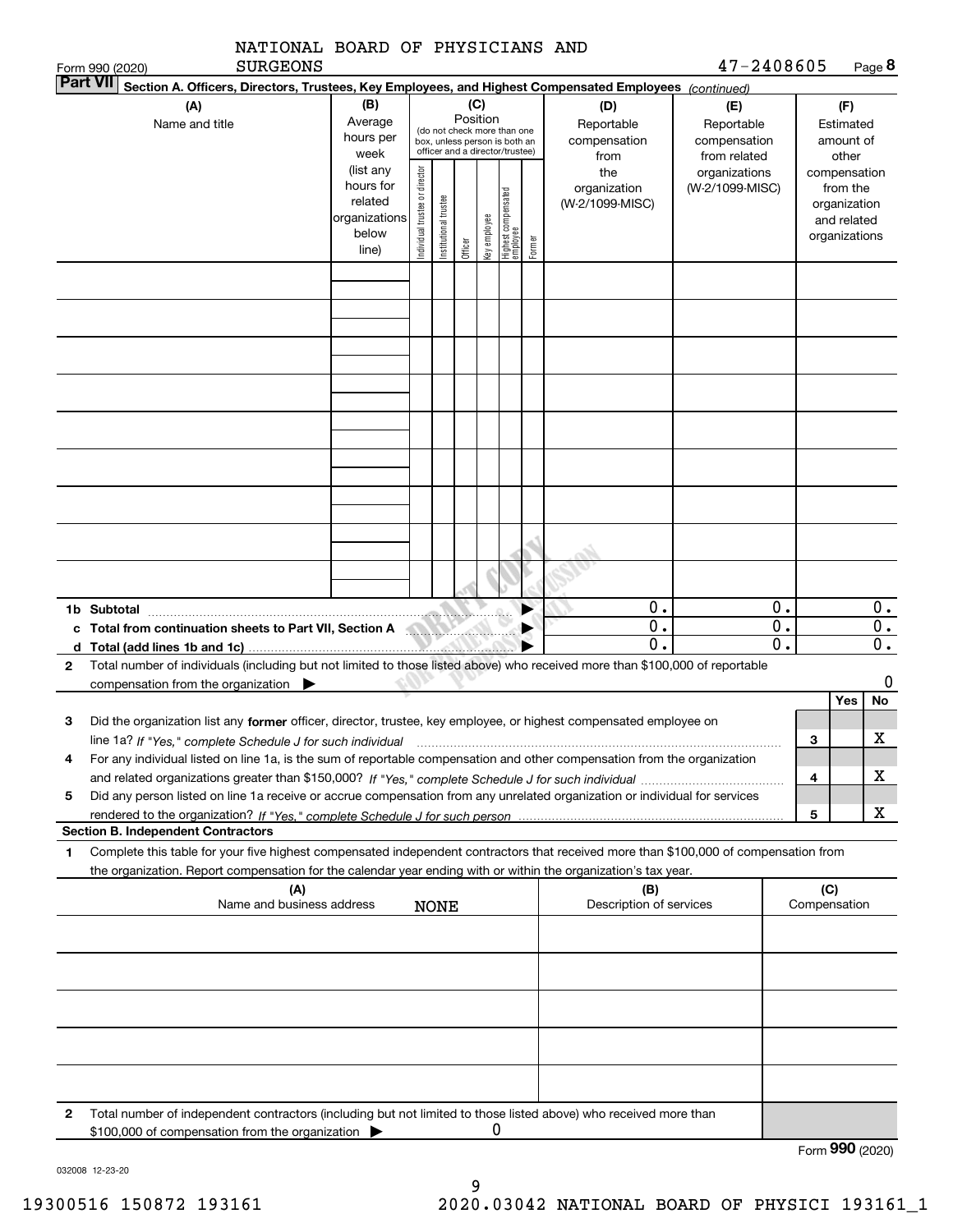NATIONAL BOARD OF PHYSICIANS AND SURGEONS 47-2408605

Form 990 (2020) Page **8**

**Part VII** **Section A. Officers, Directors, Trustees, Key Employees, and Highest Compensated Employees** *(continued)*

| (A) Name and title | (B) Average hours per week (list any hours for related organizations below line) | (C) Position (do not check more than one box, unless person is both an officer and a director/trustee) Individual trustee or director | Institutional trustee | Officer | Key employee | Highest compensated employee | Former | (D) Reportable compensation from the organization (W-2/1099-MISC) | (E) Reportable compensation from related organizations (W-2/1099-MISC) | (F) Estimated amount of other compensation from the organization and related organizations |
|---|---|---|---|---|---|---|---|---|---|---|
| | | | | | | | | | | |
| | | | | | | | | | | |
| | | | | | | | | | | |
| | | | | | | | | | | |
| | | | | | | | | | | |
| | | | | | | | | | | |
| | | | | | | | | | | |
| | | | | | | | | | | |
| | | | | | | | | | | |
| **1b Subtotal** | | | | | | | | 0. | 0. | 0. |
| **c Total from continuation sheets to Part VII, Section A** | | | | | | | | 0. | 0. | 0. |
| **d Total (add lines 1b and 1c)** | | | | | | | | 0. | 0. | 0. |

**2** Total number of individuals (including but not limited to those listed above) who received more than $100,000 of reportable compensation from the organization ▶ 0

| | | Yes | No |
|---|---|---|---|
| **3** Did the organization list any **former** officer, director, trustee, key employee, or highest compensated employee on line 1a? *If "Yes," complete Schedule J for such individual* | 3 | | X |
| **4** For any individual listed on line 1a, is the sum of reportable compensation and other compensation from the organization and related organizations greater than $150,000? *If "Yes," complete Schedule J for such individual* | 4 | | X |
| **5** Did any person listed on line 1a receive or accrue compensation from any unrelated organization or individual for services rendered to the organization? *If "Yes," complete Schedule J for such person* | 5 | | X |

**Section B. Independent Contractors**

**1** Complete this table for your five highest compensated independent contractors that received more than $100,000 of compensation from the organization. Report compensation for the calendar year ending with or within the organization's tax year.

| (A) Name and business address | (B) Description of services | (C) Compensation |
|---|---|---|
| NONE | | |
| | | |
| | | |
| | | |
| | | |

**2** Total number of independent contractors (including but not limited to those listed above) who received more than $100,000 of compensation from the organization ▶ 0

Form **990** (2020)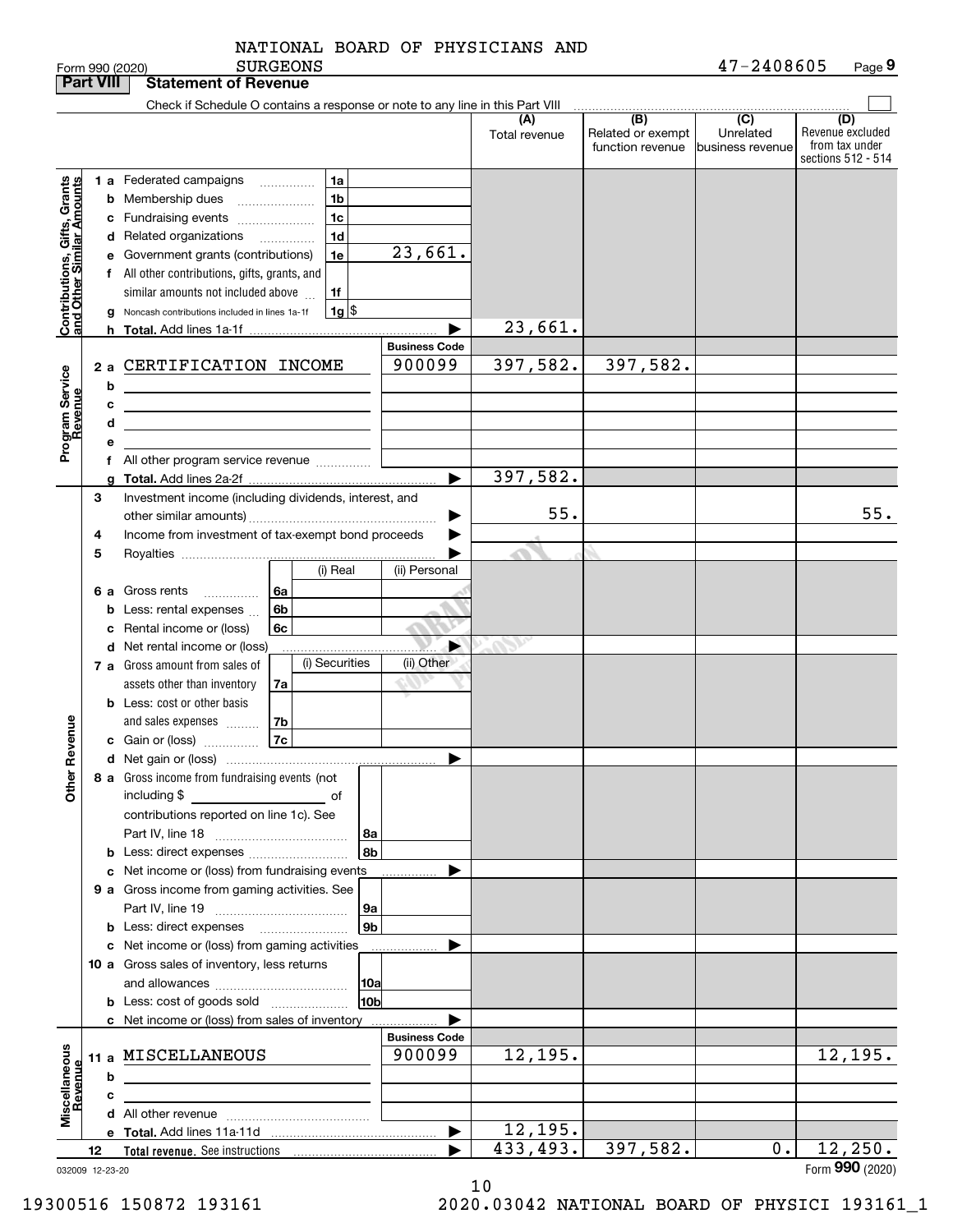NATIONAL BOARD OF PHYSICIANS AND SURGEONS

Form 990 (2020) 47-2408605

## Part VIII Statement of Revenue

Check if Schedule O contains a response or note to any line in this Part VIII

| | | | (A) Total revenue | (B) Related or exempt function revenue | (C) Unrelated business revenue | (D) Revenue excluded from tax under sections 512 - 514 |
|---|---|---|---|---|---|---|
| **Contributions, Gifts, Grants and Other Similar Amounts** | 1a Federated campaigns | 1a | | | | |
| | b Membership dues | 1b | | | | |
| | c Fundraising events | 1c | | | | |
| | d Related organizations | 1d | | | | |
| | e Government grants (contributions) | 1e 23,661. | | | | |
| | f All other contributions, gifts, grants, and similar amounts not included above | 1f | | | | |
| | g Noncash contributions included in lines 1a-1f | 1g $ | | | | |
| | h Total. Add lines 1a-1f | | 23,661. | | | |
| **Program Service Revenue** | | **Business Code** | | | | |
| | 2a CERTIFICATION INCOME | 900099 | 397,582. | 397,582. | | |
| | b | | | | | |
| | c | | | | | |
| | d | | | | | |
| | e | | | | | |
| | f All other program service revenue | | | | | |
| | g Total. Add lines 2a-2f | | 397,582. | | | |
| **Other Revenue** | 3 Investment income (including dividends, interest, and other similar amounts) | | 55. | | | 55. |
| | 4 Income from investment of tax-exempt bond proceeds | | | | | |
| | 5 Royalties | | | | | |
| | 6a Gross rents — 6a (i) Real / (ii) Personal | | | | | |
| | b Less: rental expenses — 6b | | | | | |
| | c Rental income or (loss) — 6c | | | | | |
| | d Net rental income or (loss) | | | | | |
| | 7a Gross amount from sales of assets other than inventory — 7a (i) Securities / (ii) Other | | | | | |
| | b Less: cost or other basis and sales expenses — 7b | | | | | |
| | c Gain or (loss) — 7c | | | | | |
| | d Net gain or (loss) | | | | | |
| | 8a Gross income from fundraising events (not including $ of contributions reported on line 1c). See Part IV, line 18 | 8a | | | | |
| | b Less: direct expenses | 8b | | | | |
| | c Net income or (loss) from fundraising events | | | | | |
| | 9a Gross income from gaming activities. See Part IV, line 19 | 9a | | | | |
| | b Less: direct expenses | 9b | | | | |
| | c Net income or (loss) from gaming activities | | | | | |
| | 10a Gross sales of inventory, less returns and allowances | 10a | | | | |
| | b Less: cost of goods sold | 10b | | | | |
| | c Net income or (loss) from sales of inventory | | | | | |
| **Miscellaneous Revenue** | | **Business Code** | | | | |
| | 11a MISCELLANEOUS | 900099 | 12,195. | | | 12,195. |
| | b | | | | | |
| | c | | | | | |
| | d All other revenue | | | | | |
| | e Total. Add lines 11a-11d | | 12,195. | | | |
| | 12 Total revenue. See instructions | | 433,493. | 397,582. | 0. | 12,250. |

032009 12-23-20

Form **990** (2020)

19300516 150872 193161 2020.03042 NATIONAL BOARD OF PHYSICI 193161_1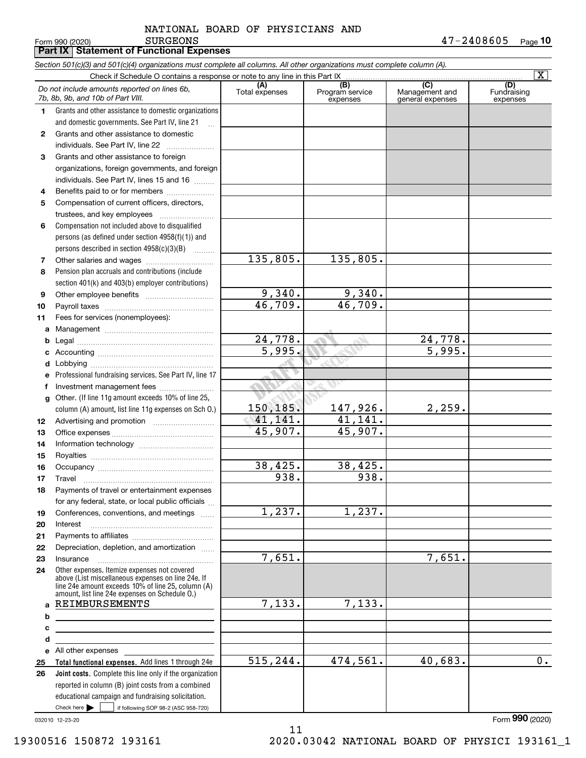NATIONAL BOARD OF PHYSICIANS AND SURGEONS

Form 990 (2020) 47-2408605 Page **10**

**Part IX Statement of Functional Expenses**

*Section 501(c)(3) and 501(c)(4) organizations must complete all columns. All other organizations must complete column (A).*

Check if Schedule O contains a response or note to any line in this Part IX [X]

| | *Do not include amounts reported on lines 6b, 7b, 8b, 9b, and 10b of Part VIII.* | (A) Total expenses | (B) Program service expenses | (C) Management and general expenses | (D) Fundraising expenses |
|---|---|---|---|---|---|
| 1 | Grants and other assistance to domestic organizations and domestic governments. See Part IV, line 21 | | | | |
| 2 | Grants and other assistance to domestic individuals. See Part IV, line 22 | | | | |
| 3 | Grants and other assistance to foreign organizations, foreign governments, and foreign individuals. See Part IV, lines 15 and 16 | | | | |
| 4 | Benefits paid to or for members | | | | |
| 5 | Compensation of current officers, directors, trustees, and key employees | | | | |
| 6 | Compensation not included above to disqualified persons (as defined under section 4958(f)(1)) and persons described in section 4958(c)(3)(B) | | | | |
| 7 | Other salaries and wages | 135,805. | 135,805. | | |
| 8 | Pension plan accruals and contributions (include section 401(k) and 403(b) employer contributions) | | | | |
| 9 | Other employee benefits | 9,340. | 9,340. | | |
| 10 | Payroll taxes | 46,709. | 46,709. | | |
| 11 | Fees for services (nonemployees): | | | | |
| a | Management | | | | |
| b | Legal | 24,778. | | 24,778. | |
| c | Accounting | 5,995. | | 5,995. | |
| d | Lobbying | | | | |
| e | Professional fundraising services. See Part IV, line 17 | | | | |
| f | Investment management fees | | | | |
| g | Other. (If line 11g amount exceeds 10% of line 25, column (A) amount, list line 11g expenses on Sch O.) | 150,185. | 147,926. | 2,259. | |
| 12 | Advertising and promotion | 41,141. | 41,141. | | |
| 13 | Office expenses | 45,907. | 45,907. | | |
| 14 | Information technology | | | | |
| 15 | Royalties | | | | |
| 16 | Occupancy | 38,425. | 38,425. | | |
| 17 | Travel | 938. | 938. | | |
| 18 | Payments of travel or entertainment expenses for any federal, state, or local public officials | | | | |
| 19 | Conferences, conventions, and meetings | 1,237. | 1,237. | | |
| 20 | Interest | | | | |
| 21 | Payments to affiliates | | | | |
| 22 | Depreciation, depletion, and amortization | | | | |
| 23 | Insurance | 7,651. | | 7,651. | |
| 24 | Other expenses. Itemize expenses not covered above (List miscellaneous expenses on line 24e. If line 24e amount exceeds 10% of line 25, column (A) amount, list line 24e expenses on Schedule O.) | | | | |
| a | REIMBURSEMENTS | 7,133. | 7,133. | | |
| b | | | | | |
| c | | | | | |
| d | | | | | |
| e | All other expenses | | | | |
| 25 | **Total functional expenses.** Add lines 1 through 24e | 515,244. | 474,561. | 40,683. | 0. |
| 26 | **Joint costs.** Complete this line only if the organization reported in column (B) joint costs from a combined educational campaign and fundraising solicitation. Check here [ ] if following SOP 98-2 (ASC 958-720) | | | | |

032010 12-23-20 Form **990** (2020)

19300516 150872 193161 2020.03042 NATIONAL BOARD OF PHYSICI 193161_1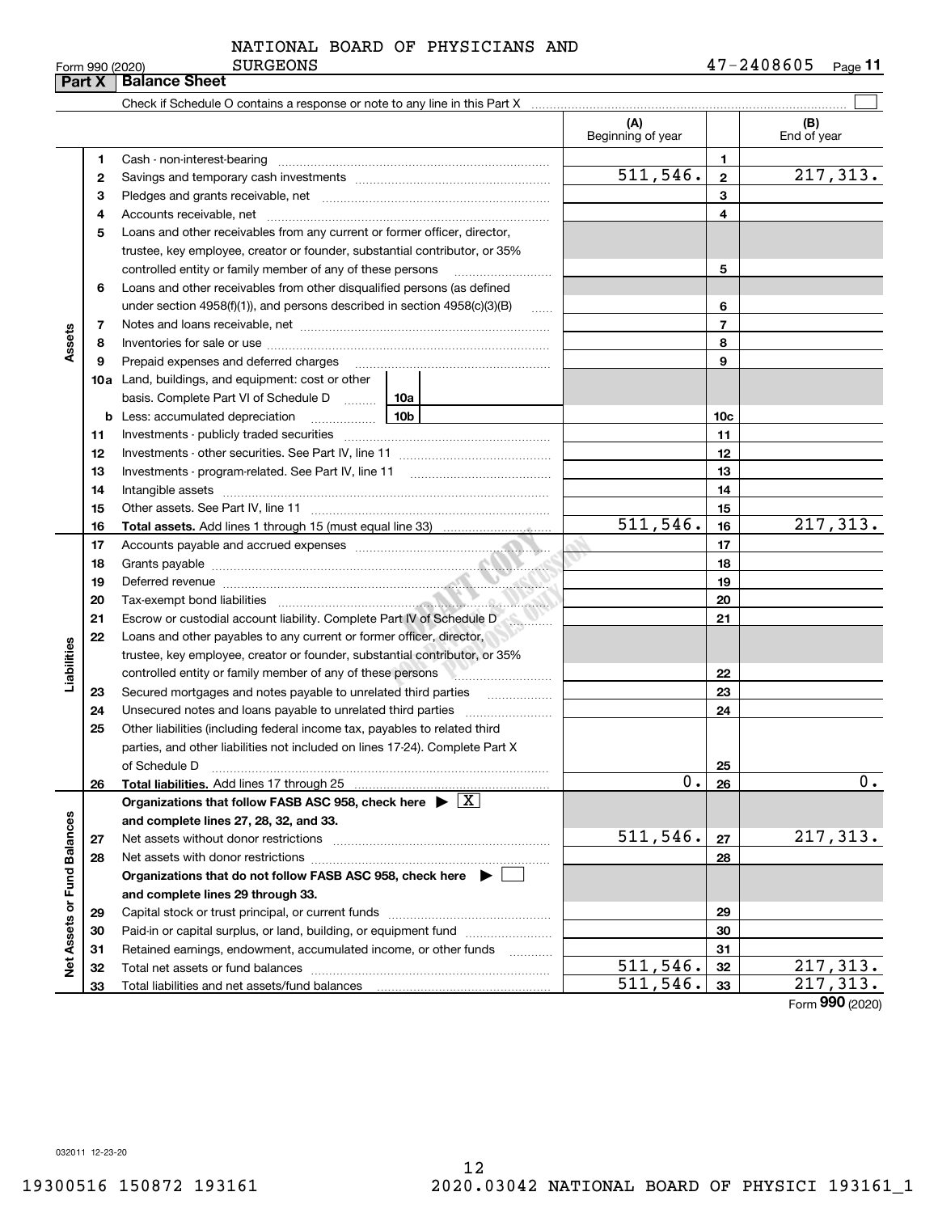NATIONAL BOARD OF PHYSICIANS AND SURGEONS

Form 990 (2020) 47-2408605 Page **11**

## Part X Balance Sheet

Check if Schedule O contains a response or note to any line in this Part X ☐

| Section | Line | Description | | (A) Beginning of year | Line | (B) End of year |
|---|---|---|---|---|---|---|
| Assets | 1 | Cash - non-interest-bearing | | | 1 | |
| | 2 | Savings and temporary cash investments | | 511,546. | 2 | 217,313. |
| | 3 | Pledges and grants receivable, net | | | 3 | |
| | 4 | Accounts receivable, net | | | 4 | |
| | 5 | Loans and other receivables from any current or former officer, director, trustee, key employee, creator or founder, substantial contributor, or 35% controlled entity or family member of any of these persons | | | 5 | |
| | 6 | Loans and other receivables from other disqualified persons (as defined under section 4958(f)(1)), and persons described in section 4958(c)(3)(B) | | | 6 | |
| | 7 | Notes and loans receivable, net | | | 7 | |
| | 8 | Inventories for sale or use | | | 8 | |
| | 9 | Prepaid expenses and deferred charges | | | 9 | |
| | 10a | Land, buildings, and equipment: cost or other basis. Complete Part VI of Schedule D | 10a | | | |
| | b | Less: accumulated depreciation | 10b | | 10c | |
| | 11 | Investments - publicly traded securities | | | 11 | |
| | 12 | Investments - other securities. See Part IV, line 11 | | | 12 | |
| | 13 | Investments - program-related. See Part IV, line 11 | | | 13 | |
| | 14 | Intangible assets | | | 14 | |
| | 15 | Other assets. See Part IV, line 11 | | | 15 | |
| | 16 | **Total assets.** Add lines 1 through 15 (must equal line 33) | | 511,546. | 16 | 217,313. |
| Liabilities | 17 | Accounts payable and accrued expenses | | | 17 | |
| | 18 | Grants payable | | | 18 | |
| | 19 | Deferred revenue | | | 19 | |
| | 20 | Tax-exempt bond liabilities | | | 20 | |
| | 21 | Escrow or custodial account liability. Complete Part IV of Schedule D | | | 21 | |
| | 22 | Loans and other payables to any current or former officer, director, trustee, key employee, creator or founder, substantial contributor, or 35% controlled entity or family member of any of these persons | | | 22 | |
| | 23 | Secured mortgages and notes payable to unrelated third parties | | | 23 | |
| | 24 | Unsecured notes and loans payable to unrelated third parties | | | 24 | |
| | 25 | Other liabilities (including federal income tax, payables to related third parties, and other liabilities not included on lines 17-24). Complete Part X of Schedule D | | | 25 | |
| | 26 | **Total liabilities.** Add lines 17 through 25 | | 0. | 26 | 0. |
| Net Assets or Fund Balances | | **Organizations that follow FASB ASC 958, check here** ▶ ☒ **and complete lines 27, 28, 32, and 33.** | | | | |
| | 27 | Net assets without donor restrictions | | 511,546. | 27 | 217,313. |
| | 28 | Net assets with donor restrictions | | | 28 | |
| | | **Organizations that do not follow FASB ASC 958, check here** ▶ ☐ **and complete lines 29 through 33.** | | | | |
| | 29 | Capital stock or trust principal, or current funds | | | 29 | |
| | 30 | Paid-in or capital surplus, or land, building, or equipment fund | | | 30 | |
| | 31 | Retained earnings, endowment, accumulated income, or other funds | | | 31 | |
| | 32 | Total net assets or fund balances | | 511,546. | 32 | 217,313. |
| | 33 | Total liabilities and net assets/fund balances | | 511,546. | 33 | 217,313. |

Form **990** (2020)

032011 12-23-20

19300516 150872 193161 2020.03042 NATIONAL BOARD OF PHYSICI 193161_1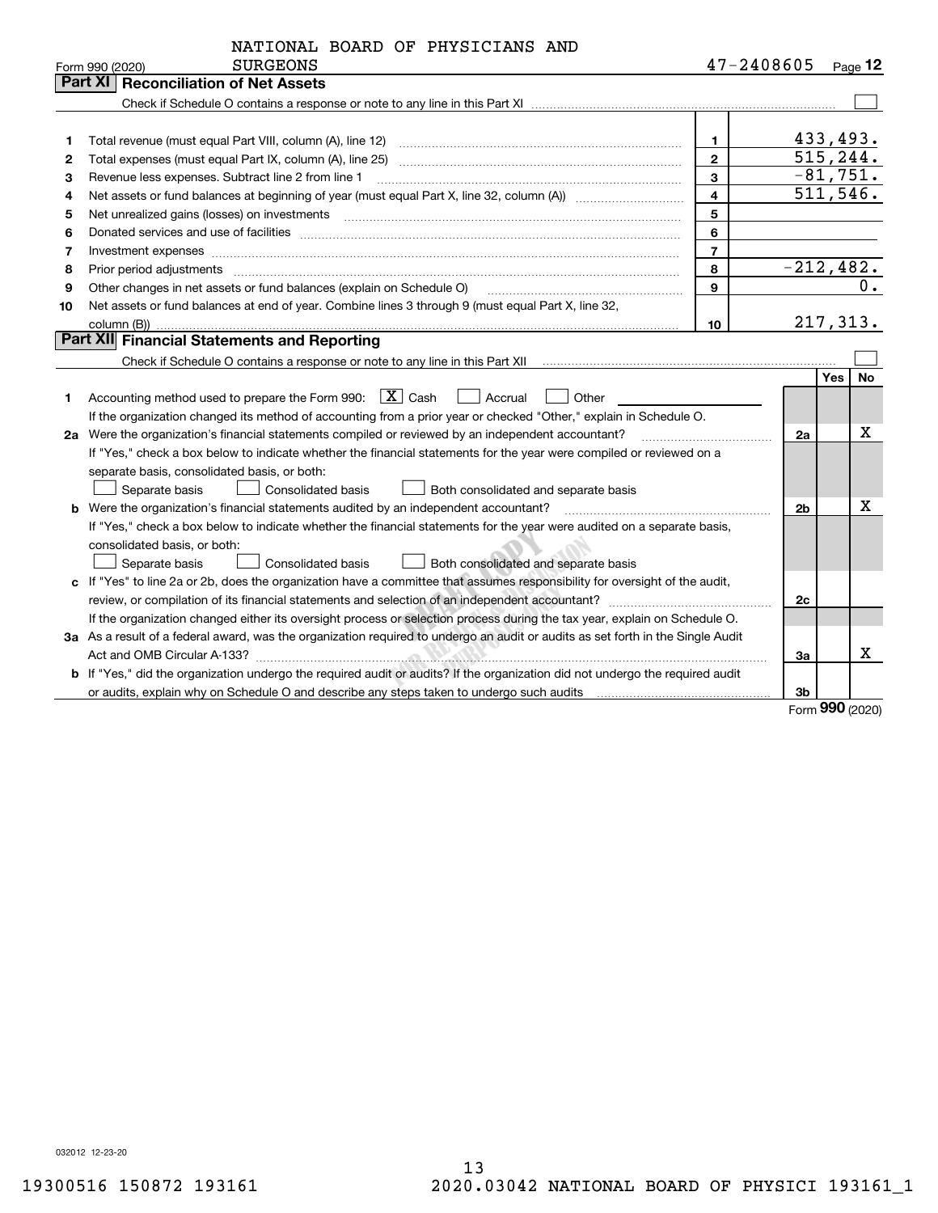NATIONAL BOARD OF PHYSICIANS AND SURGEONS

Form 990 (2020) 47-2408605 Page 12

## Part XI Reconciliation of Net Assets

Check if Schedule O contains a response or note to any line in this Part XI ☐

| | | | |
|---|---|---|---|
| 1 | Total revenue (must equal Part VIII, column (A), line 12) | 1 | 433,493. |
| 2 | Total expenses (must equal Part IX, column (A), line 25) | 2 | 515,244. |
| 3 | Revenue less expenses. Subtract line 2 from line 1 | 3 | -81,751. |
| 4 | Net assets or fund balances at beginning of year (must equal Part X, line 32, column (A)) | 4 | 511,546. |
| 5 | Net unrealized gains (losses) on investments | 5 | |
| 6 | Donated services and use of facilities | 6 | |
| 7 | Investment expenses | 7 | |
| 8 | Prior period adjustments | 8 | -212,482. |
| 9 | Other changes in net assets or fund balances (explain on Schedule O) | 9 | 0. |
| 10 | Net assets or fund balances at end of year. Combine lines 3 through 9 (must equal Part X, line 32, column (B)) | 10 | 217,313. |

## Part XII Financial Statements and Reporting

Check if Schedule O contains a response or note to any line in this Part XII ☐

| | | | Yes | No |
|---|---|---|---|---|
| 1 | Accounting method used to prepare the Form 990: ☒ Cash ☐ Accrual ☐ Other<br>If the organization changed its method of accounting from a prior year or checked "Other," explain in Schedule O. | | | |
| 2a | Were the organization's financial statements compiled or reviewed by an independent accountant? | 2a | | X |
| | If "Yes," check a box below to indicate whether the financial statements for the year were compiled or reviewed on a separate basis, consolidated basis, or both:<br>☐ Separate basis ☐ Consolidated basis ☐ Both consolidated and separate basis | | | |
| b | Were the organization's financial statements audited by an independent accountant? | 2b | | X |
| | If "Yes," check a box below to indicate whether the financial statements for the year were audited on a separate basis, consolidated basis, or both:<br>☐ Separate basis ☐ Consolidated basis ☐ Both consolidated and separate basis | | | |
| c | If "Yes" to line 2a or 2b, does the organization have a committee that assumes responsibility for oversight of the audit, review, or compilation of its financial statements and selection of an independent accountant? | 2c | | |
| | If the organization changed either its oversight process or selection process during the tax year, explain on Schedule O. | | | |
| 3a | As a result of a federal award, was the organization required to undergo an audit or audits as set forth in the Single Audit Act and OMB Circular A-133? | 3a | | X |
| b | If "Yes," did the organization undergo the required audit or audits? If the organization did not undergo the required audit or audits, explain why on Schedule O and describe any steps taken to undergo such audits | 3b | | |

Form 990 (2020)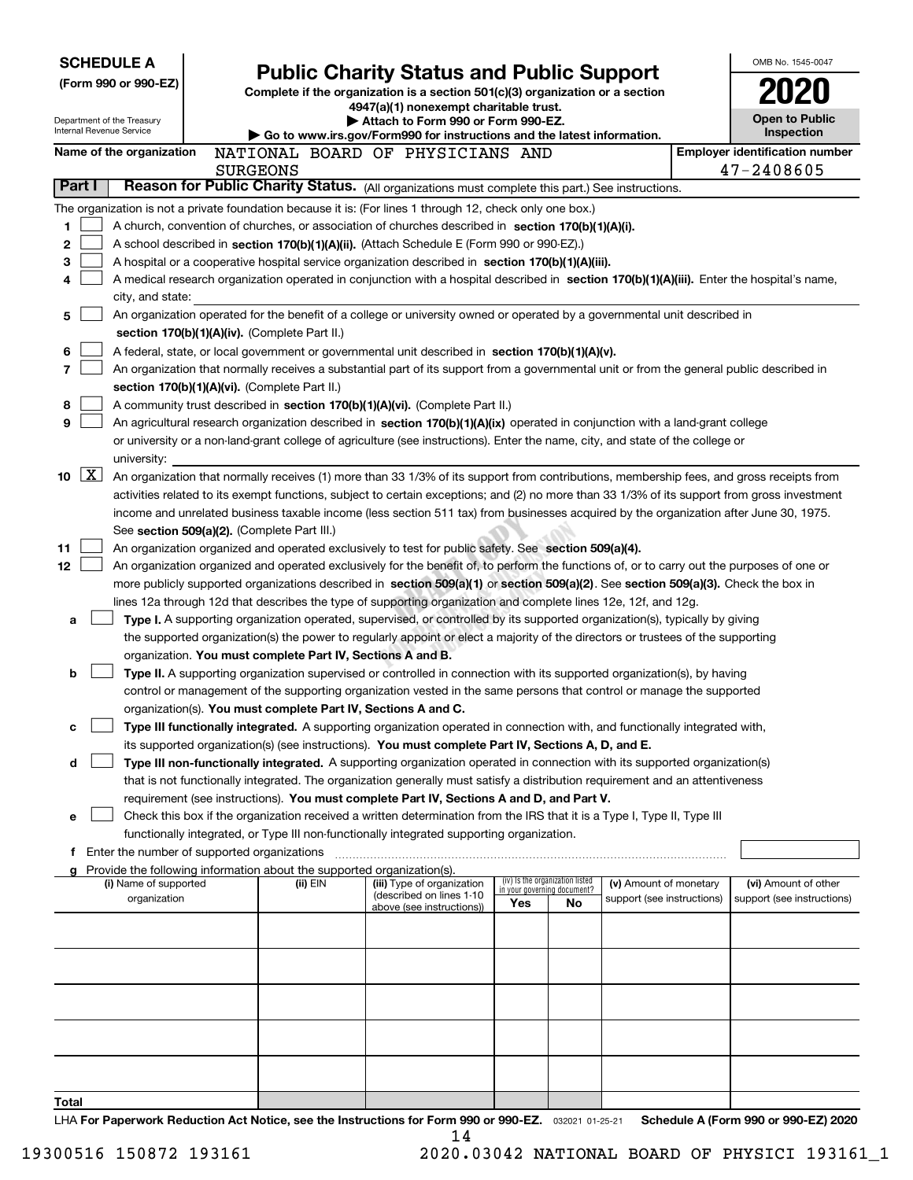**SCHEDULE A**
**(Form 990 or 990-EZ)**

Department of the Treasury
Internal Revenue Service

# Public Charity Status and Public Support

**Complete if the organization is a section 501(c)(3) organization or a section 4947(a)(1) nonexempt charitable trust.**
**▶ Attach to Form 990 or Form 990-EZ.**
**▶ Go to www.irs.gov/Form990 for instructions and the latest information.**

OMB No. 1545-0047
**2020**
**Open to Public Inspection**

**Name of the organization** NATIONAL BOARD OF PHYSICIANS AND SURGEONS

**Employer identification number** 47-2408605

**Part I — Reason for Public Charity Status.** (All organizations must complete this part.) See instructions.

The organization is not a private foundation because it is: (For lines 1 through 12, check only one box.)

1. ☐ A church, convention of churches, or association of churches described in **section 170(b)(1)(A)(i).**
2. ☐ A school described in **section 170(b)(1)(A)(ii).** (Attach Schedule E (Form 990 or 990-EZ).)
3. ☐ A hospital or a cooperative hospital service organization described in **section 170(b)(1)(A)(iii).**
4. ☐ A medical research organization operated in conjunction with a hospital described in **section 170(b)(1)(A)(iii).** Enter the hospital's name, city, and state:
5. ☐ An organization operated for the benefit of a college or university owned or operated by a governmental unit described in **section 170(b)(1)(A)(iv).** (Complete Part II.)
6. ☐ A federal, state, or local government or governmental unit described in **section 170(b)(1)(A)(v).**
7. ☐ An organization that normally receives a substantial part of its support from a governmental unit or from the general public described in **section 170(b)(1)(A)(vi).** (Complete Part II.)
8. ☐ A community trust described in **section 170(b)(1)(A)(vi).** (Complete Part II.)
9. ☐ An agricultural research organization described in **section 170(b)(1)(A)(ix)** operated in conjunction with a land-grant college or university or a non-land-grant college of agriculture (see instructions). Enter the name, city, and state of the college or university:
10. ☒ An organization that normally receives (1) more than 33 1/3% of its support from contributions, membership fees, and gross receipts from activities related to its exempt functions, subject to certain exceptions; and (2) no more than 33 1/3% of its support from gross investment income and unrelated business taxable income (less section 511 tax) from businesses acquired by the organization after June 30, 1975. See **section 509(a)(2).** (Complete Part III.)
11. ☐ An organization organized and operated exclusively to test for public safety. See **section 509(a)(4).**
12. ☐ An organization organized and operated exclusively for the benefit of, to perform the functions of, or to carry out the purposes of one or more publicly supported organizations described in **section 509(a)(1)** or **section 509(a)(2)**. See **section 509(a)(3).** Check the box in lines 12a through 12d that describes the type of supporting organization and complete lines 12e, 12f, and 12g.
   - **a** ☐ **Type I.** A supporting organization operated, supervised, or controlled by its supported organization(s), typically by giving the supported organization(s) the power to regularly appoint or elect a majority of the directors or trustees of the supporting organization. **You must complete Part IV, Sections A and B.**
   - **b** ☐ **Type II.** A supporting organization supervised or controlled in connection with its supported organization(s), by having control or management of the supporting organization vested in the same persons that control or manage the supported organization(s). **You must complete Part IV, Sections A and C.**
   - **c** ☐ **Type III functionally integrated.** A supporting organization operated in connection with, and functionally integrated with, its supported organization(s) (see instructions). **You must complete Part IV, Sections A, D, and E.**
   - **d** ☐ **Type III non-functionally integrated.** A supporting organization operated in connection with its supported organization(s) that is not functionally integrated. The organization generally must satisfy a distribution requirement and an attentiveness requirement (see instructions). **You must complete Part IV, Sections A and D, and Part V.**
   - **e** ☐ Check this box if the organization received a written determination from the IRS that it is a Type I, Type II, Type III functionally integrated, or Type III non-functionally integrated supporting organization.
   - **f** Enter the number of supported organizations
   - **g** Provide the following information about the supported organization(s).

| (i) Name of supported organization | (ii) EIN | (iii) Type of organization (described on lines 1-10 above (see instructions)) | (iv) Is the organization listed in your governing document? Yes | No | (v) Amount of monetary support (see instructions) | (vi) Amount of other support (see instructions) |
|---|---|---|---|---|---|---|
| | | | | | | |
| | | | | | | |
| | | | | | | |
| | | | | | | |
| | | | | | | |
| **Total** | | | | | | |

LHA **For Paperwork Reduction Act Notice, see the Instructions for Form 990 or 990-EZ.** 032021 01-25-21 **Schedule A (Form 990 or 990-EZ) 2020**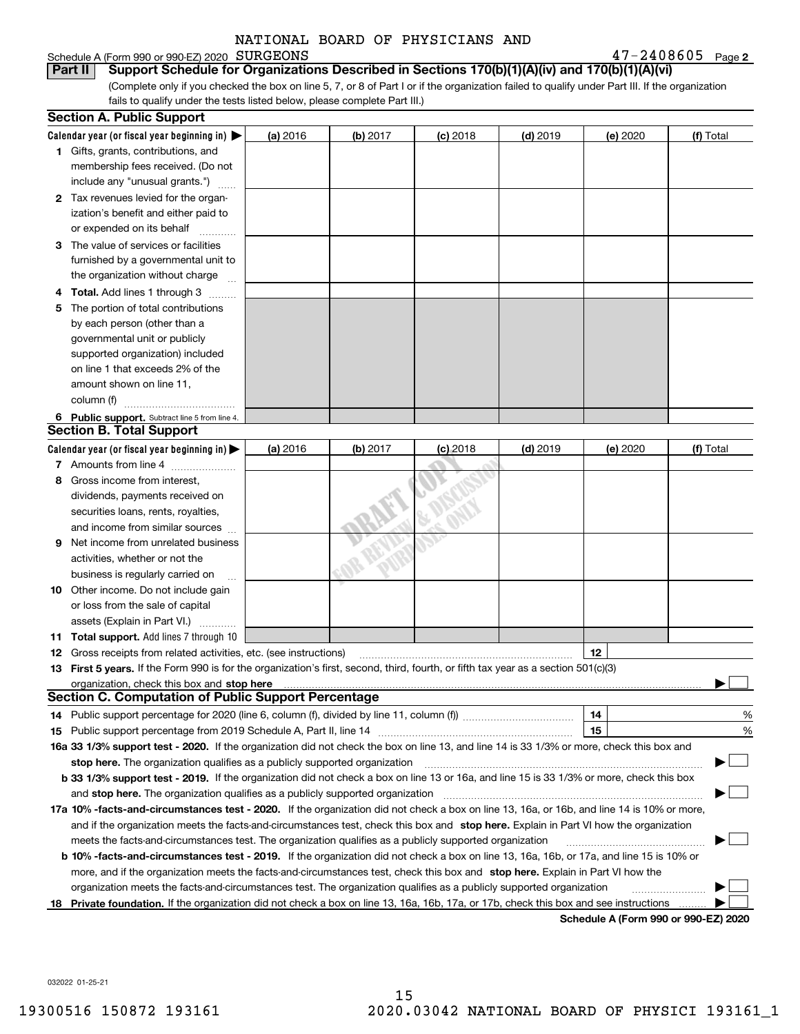NATIONAL BOARD OF PHYSICIANS AND

Schedule A (Form 990 or 990-EZ) 2020 SURGEONS 47-2408605 Page 2

**Part II** **Support Schedule for Organizations Described in Sections 170(b)(1)(A)(iv) and 170(b)(1)(A)(vi)**

(Complete only if you checked the box on line 5, 7, or 8 of Part I or if the organization failed to qualify under Part III. If the organization fails to qualify under the tests listed below, please complete Part III.)

## Section A. Public Support

| Calendar year (or fiscal year beginning in) ▶ | (a) 2016 | (b) 2017 | (c) 2018 | (d) 2019 | (e) 2020 | (f) Total |
|---|---|---|---|---|---|---|
| **1** Gifts, grants, contributions, and membership fees received. (Do not include any "unusual grants.") | | | | | | |
| **2** Tax revenues levied for the organization's benefit and either paid to or expended on its behalf | | | | | | |
| **3** The value of services or facilities furnished by a governmental unit to the organization without charge | | | | | | |
| **4 Total.** Add lines 1 through 3 | | | | | | |
| **5** The portion of total contributions by each person (other than a governmental unit or publicly supported organization) included on line 1 that exceeds 2% of the amount shown on line 11, column (f) | | | | | | |
| **6 Public support.** Subtract line 5 from line 4. | | | | | | |

## Section B. Total Support

| Calendar year (or fiscal year beginning in) ▶ | (a) 2016 | (b) 2017 | (c) 2018 | (d) 2019 | (e) 2020 | (f) Total |
|---|---|---|---|---|---|---|
| **7** Amounts from line 4 | | | | | | |
| **8** Gross income from interest, dividends, payments received on securities loans, rents, royalties, and income from similar sources | | | | | | |
| **9** Net income from unrelated business activities, whether or not the business is regularly carried on | | | | | | |
| **10** Other income. Do not include gain or loss from the sale of capital assets (Explain in Part VI.) | | | | | | |
| **11 Total support.** Add lines 7 through 10 | | | | | | |

**12** Gross receipts from related activities, etc. (see instructions) **12**

**13 First 5 years.** If the Form 990 is for the organization's first, second, third, fourth, or fifth tax year as a section 501(c)(3) organization, check this box and **stop here** ▶ ☐

## Section C. Computation of Public Support Percentage

**14** Public support percentage for 2020 (line 6, column (f), divided by line 11, column (f)) **14** %

**15** Public support percentage from 2019 Schedule A, Part II, line 14 **15** %

**16a 33 1/3% support test - 2020.** If the organization did not check the box on line 13, and line 14 is 33 1/3% or more, check this box and **stop here.** The organization qualifies as a publicly supported organization ▶ ☐

**b 33 1/3% support test - 2019.** If the organization did not check a box on line 13 or 16a, and line 15 is 33 1/3% or more, check this box and **stop here.** The organization qualifies as a publicly supported organization ▶ ☐

**17a 10% -facts-and-circumstances test - 2020.** If the organization did not check a box on line 13, 16a, or 16b, and line 14 is 10% or more, and if the organization meets the facts-and-circumstances test, check this box and **stop here.** Explain in Part VI how the organization meets the facts-and-circumstances test. The organization qualifies as a publicly supported organization ▶ ☐

**b 10% -facts-and-circumstances test - 2019.** If the organization did not check a box on line 13, 16a, 16b, or 17a, and line 15 is 10% or more, and if the organization meets the facts-and-circumstances test, check this box and **stop here.** Explain in Part VI how the organization meets the facts-and-circumstances test. The organization qualifies as a publicly supported organization ▶ ☐

**18 Private foundation.** If the organization did not check a box on line 13, 16a, 16b, 17a, or 17b, check this box and see instructions ▶ ☐

**Schedule A (Form 990 or 990-EZ) 2020**

032022 01-25-21

19300516 150872 193161 2020.03042 NATIONAL BOARD OF PHYSICI 193161_1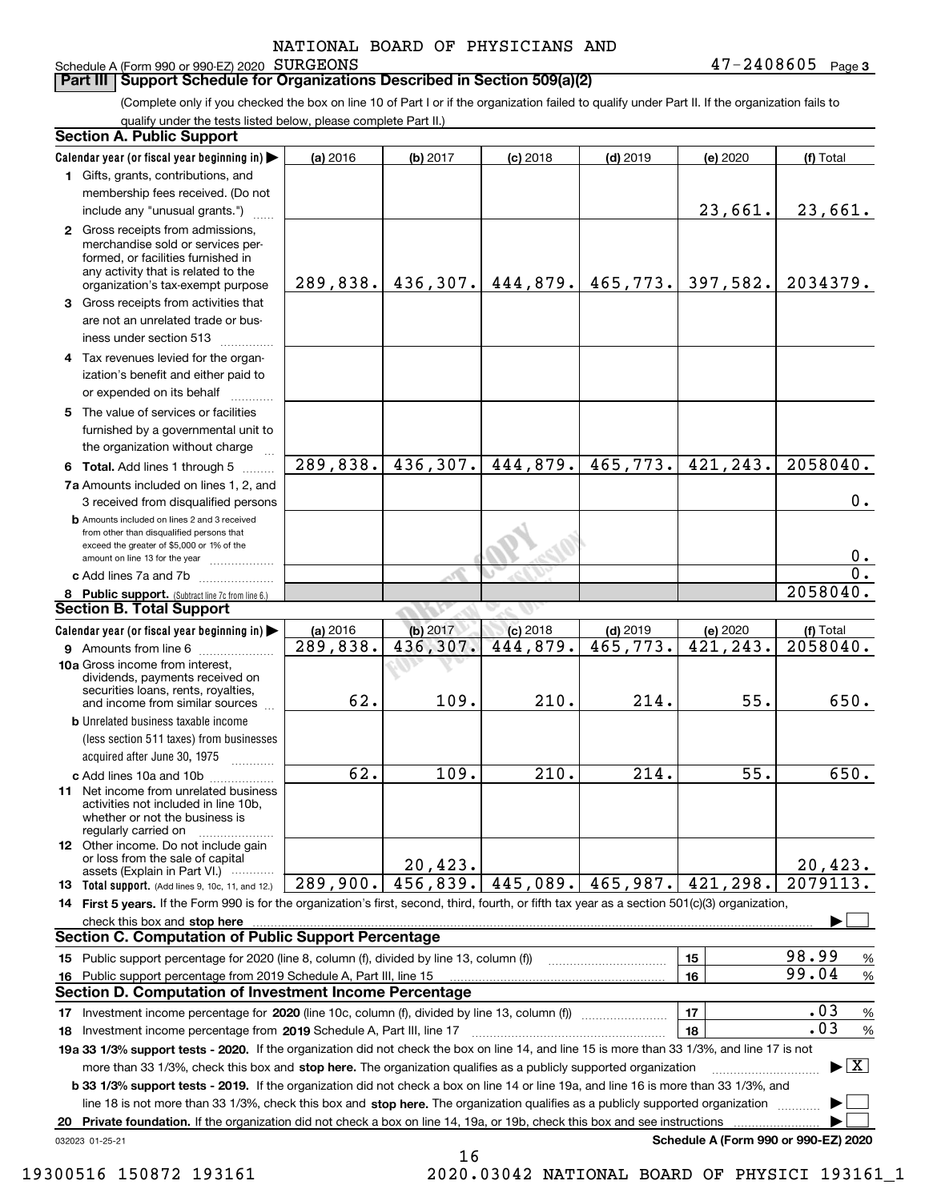NATIONAL BOARD OF PHYSICIANS AND

Schedule A (Form 990 or 990-EZ) 2020 SURGEONS 47-2408605 Page 3

## Part III Support Schedule for Organizations Described in Section 509(a)(2)

(Complete only if you checked the box on line 10 of Part I or if the organization failed to qualify under Part II. If the organization fails to qualify under the tests listed below, please complete Part II.)

### Section A. Public Support

| Calendar year (or fiscal year beginning in) ▶ | (a) 2016 | (b) 2017 | (c) 2018 | (d) 2019 | (e) 2020 | (f) Total |
|---|---|---|---|---|---|---|
| 1 Gifts, grants, contributions, and membership fees received. (Do not include any "unusual grants.") | | | | | 23,661. | 23,661. |
| 2 Gross receipts from admissions, merchandise sold or services performed, or facilities furnished in any activity that is related to the organization's tax-exempt purpose | 289,838. | 436,307. | 444,879. | 465,773. | 397,582. | 2034379. |
| 3 Gross receipts from activities that are not an unrelated trade or business under section 513 | | | | | | |
| 4 Tax revenues levied for the organization's benefit and either paid to or expended on its behalf | | | | | | |
| 5 The value of services or facilities furnished by a governmental unit to the organization without charge | | | | | | |
| 6 **Total.** Add lines 1 through 5 | 289,838. | 436,307. | 444,879. | 465,773. | 421,243. | 2058040. |
| 7a Amounts included on lines 1, 2, and 3 received from disqualified persons | | | | | | 0. |
| b Amounts included on lines 2 and 3 received from other than disqualified persons that exceed the greater of $5,000 or 1% of the amount on line 13 for the year | | | | | | 0. |
| c Add lines 7a and 7b | | | | | | 0. |
| 8 **Public support.** (Subtract line 7c from line 6.) | | | | | | 2058040. |

### Section B. Total Support

| Calendar year (or fiscal year beginning in) ▶ | (a) 2016 | (b) 2017 | (c) 2018 | (d) 2019 | (e) 2020 | (f) Total |
|---|---|---|---|---|---|---|
| 9 Amounts from line 6 | 289,838. | 436,307. | 444,879. | 465,773. | 421,243. | 2058040. |
| 10a Gross income from interest, dividends, payments received on securities loans, rents, royalties, and income from similar sources | 62. | 109. | 210. | 214. | 55. | 650. |
| b Unrelated business taxable income (less section 511 taxes) from businesses acquired after June 30, 1975 | | | | | | |
| c Add lines 10a and 10b | 62. | 109. | 210. | 214. | 55. | 650. |
| 11 Net income from unrelated business activities not included in line 10b, whether or not the business is regularly carried on | | | | | | |
| 12 Other income. Do not include gain or loss from the sale of capital assets (Explain in Part VI.) | | 20,423. | | | | 20,423. |
| 13 **Total support.** (Add lines 9, 10c, 11, and 12.) | 289,900. | 456,839. | 445,089. | 465,987. | 421,298. | 2079113. |

14 **First 5 years.** If the Form 990 is for the organization's first, second, third, fourth, or fifth tax year as a section 501(c)(3) organization, check this box and **stop here** ▶ ☐

### Section C. Computation of Public Support Percentage

| | | | |
|---|---|---|---|
| 15 Public support percentage for 2020 (line 8, column (f), divided by line 13, column (f)) | 15 | 98.99 | % |
| 16 Public support percentage from 2019 Schedule A, Part III, line 15 | 16 | 99.04 | % |

### Section D. Computation of Investment Income Percentage

| | | | |
|---|---|---|---|
| 17 Investment income percentage for **2020** (line 10c, column (f), divided by line 13, column (f)) | 17 | .03 | % |
| 18 Investment income percentage from **2019** Schedule A, Part III, line 17 | 18 | .03 | % |

**19a 33 1/3% support tests - 2020.** If the organization did not check the box on line 14, and line 15 is more than 33 1/3%, and line 17 is not more than 33 1/3%, check this box and **stop here.** The organization qualifies as a publicly supported organization ▶ ☒

**b 33 1/3% support tests - 2019.** If the organization did not check a box on line 14 or line 19a, and line 16 is more than 33 1/3%, and line 18 is not more than 33 1/3%, check this box and **stop here.** The organization qualifies as a publicly supported organization ▶ ☐

**20 Private foundation.** If the organization did not check a box on line 14, 19a, or 19b, check this box and see instructions ▶ ☐

032023 01-25-21 **Schedule A (Form 990 or 990-EZ) 2020**

19300516 150872 193161 2020.03042 NATIONAL BOARD OF PHYSICI 193161_1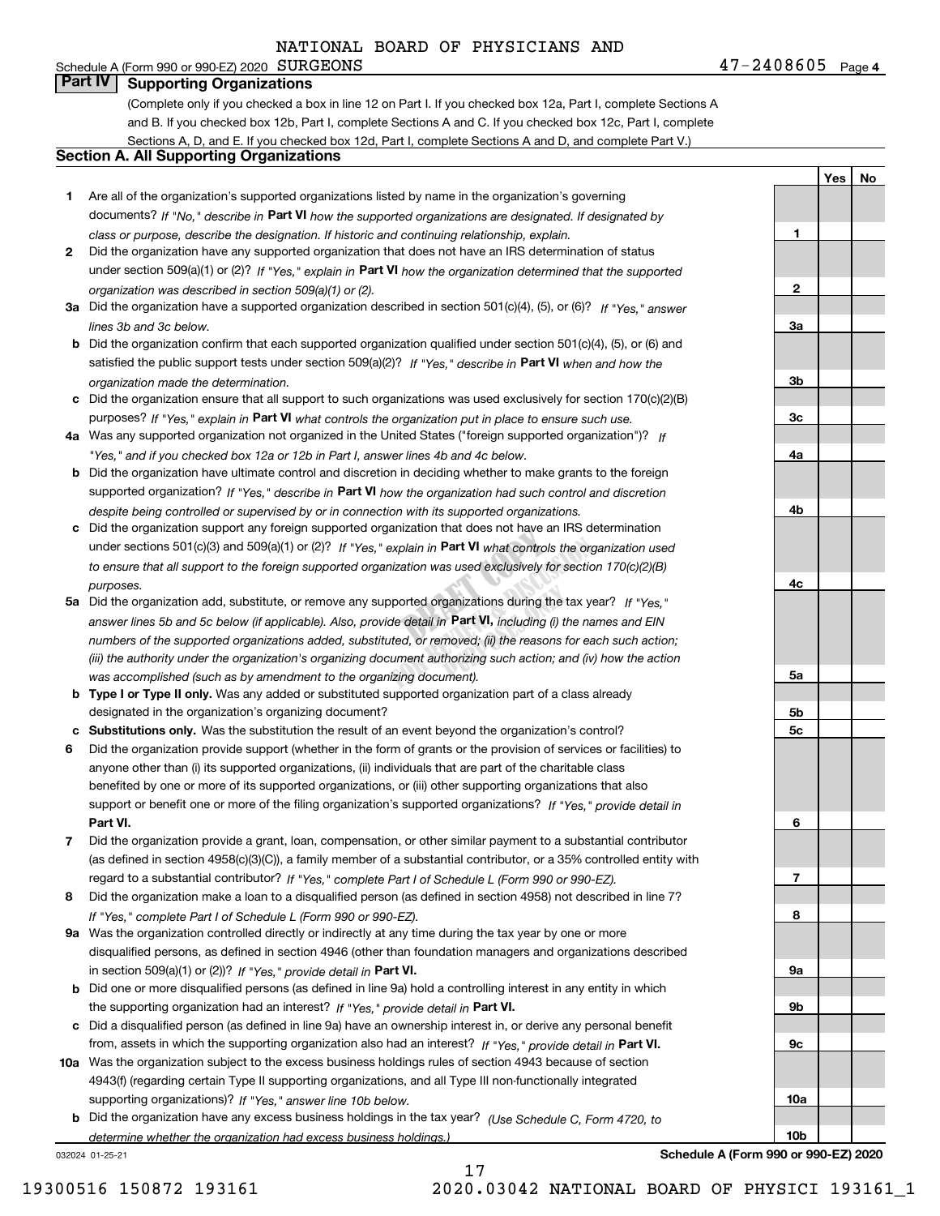NATIONAL BOARD OF PHYSICIANS AND SURGEONS

Schedule A (Form 990 or 990-EZ) 2020 — 47-2408605 — Page 4

## Part IV Supporting Organizations

(Complete only if you checked a box in line 12 on Part I. If you checked box 12a, Part I, complete Sections A and B. If you checked box 12b, Part I, complete Sections A and C. If you checked box 12c, Part I, complete Sections A, D, and E. If you checked box 12d, Part I, complete Sections A and D, and complete Part V.)

### Section A. All Supporting Organizations

| | | Line | Yes | No |
|---|---|---|---|---|
| **1** | Are all of the organization's supported organizations listed by name in the organization's governing documents? *If "No," describe in* **Part VI** *how the supported organizations are designated. If designated by class or purpose, describe the designation. If historic and continuing relationship, explain.* | 1 | | |
| **2** | Did the organization have any supported organization that does not have an IRS determination of status under section 509(a)(1) or (2)? *If "Yes," explain in* **Part VI** *how the organization determined that the supported organization was described in section 509(a)(1) or (2).* | 2 | | |
| **3a** | Did the organization have a supported organization described in section 501(c)(4), (5), or (6)? *If "Yes," answer lines 3b and 3c below.* | 3a | | |
| **b** | Did the organization confirm that each supported organization qualified under section 501(c)(4), (5), or (6) and satisfied the public support tests under section 509(a)(2)? *If "Yes," describe in* **Part VI** *when and how the organization made the determination.* | 3b | | |
| **c** | Did the organization ensure that all support to such organizations was used exclusively for section 170(c)(2)(B) purposes? *If "Yes," explain in* **Part VI** *what controls the organization put in place to ensure such use.* | 3c | | |
| **4a** | Was any supported organization not organized in the United States ("foreign supported organization")? *If "Yes," and if you checked box 12a or 12b in Part I, answer lines 4b and 4c below.* | 4a | | |
| **b** | Did the organization have ultimate control and discretion in deciding whether to make grants to the foreign supported organization? *If "Yes," describe in* **Part VI** *how the organization had such control and discretion despite being controlled or supervised by or in connection with its supported organizations.* | 4b | | |
| **c** | Did the organization support any foreign supported organization that does not have an IRS determination under sections 501(c)(3) and 509(a)(1) or (2)? *If "Yes," explain in* **Part VI** *what controls the organization used to ensure that all support to the foreign supported organization was used exclusively for section 170(c)(2)(B) purposes.* | 4c | | |
| **5a** | Did the organization add, substitute, or remove any supported organizations during the tax year? *If "Yes," answer lines 5b and 5c below (if applicable). Also, provide detail in* **Part VI,** *including (i) the names and EIN numbers of the supported organizations added, substituted, or removed; (ii) the reasons for each such action; (iii) the authority under the organization's organizing document authorizing such action; and (iv) how the action was accomplished (such as by amendment to the organizing document).* | 5a | | |
| **b** | **Type I or Type II only.** Was any added or substituted supported organization part of a class already designated in the organization's organizing document? | 5b | | |
| **c** | **Substitutions only.** Was the substitution the result of an event beyond the organization's control? | 5c | | |
| **6** | Did the organization provide support (whether in the form of grants or the provision of services or facilities) to anyone other than (i) its supported organizations, (ii) individuals that are part of the charitable class benefited by one or more of its supported organizations, or (iii) other supporting organizations that also support or benefit one or more of the filing organization's supported organizations? *If "Yes," provide detail in* **Part VI.** | 6 | | |
| **7** | Did the organization provide a grant, loan, compensation, or other similar payment to a substantial contributor (as defined in section 4958(c)(3)(C)), a family member of a substantial contributor, or a 35% controlled entity with regard to a substantial contributor? *If "Yes," complete Part I of Schedule L (Form 990 or 990-EZ).* | 7 | | |
| **8** | Did the organization make a loan to a disqualified person (as defined in section 4958) not described in line 7? *If "Yes," complete Part I of Schedule L (Form 990 or 990-EZ).* | 8 | | |
| **9a** | Was the organization controlled directly or indirectly at any time during the tax year by one or more disqualified persons, as defined in section 4946 (other than foundation managers and organizations described in section 509(a)(1) or (2))? *If "Yes," provide detail in* **Part VI.** | 9a | | |
| **b** | Did one or more disqualified persons (as defined in line 9a) hold a controlling interest in any entity in which the supporting organization had an interest? *If "Yes," provide detail in* **Part VI.** | 9b | | |
| **c** | Did a disqualified person (as defined in line 9a) have an ownership interest in, or derive any personal benefit from, assets in which the supporting organization also had an interest? *If "Yes," provide detail in* **Part VI.** | 9c | | |
| **10a** | Was the organization subject to the excess business holdings rules of section 4943 because of section 4943(f) (regarding certain Type II supporting organizations, and all Type III non-functionally integrated supporting organizations)? *If "Yes," answer line 10b below.* | 10a | | |
| **b** | Did the organization have any excess business holdings in the tax year? *(Use Schedule C, Form 4720, to determine whether the organization had excess business holdings.)* | 10b | | |

032024 01-25-21 — **Schedule A (Form 990 or 990-EZ) 2020**

19300516 150872 193161 — 2020.03042 NATIONAL BOARD OF PHYSICI 193161_1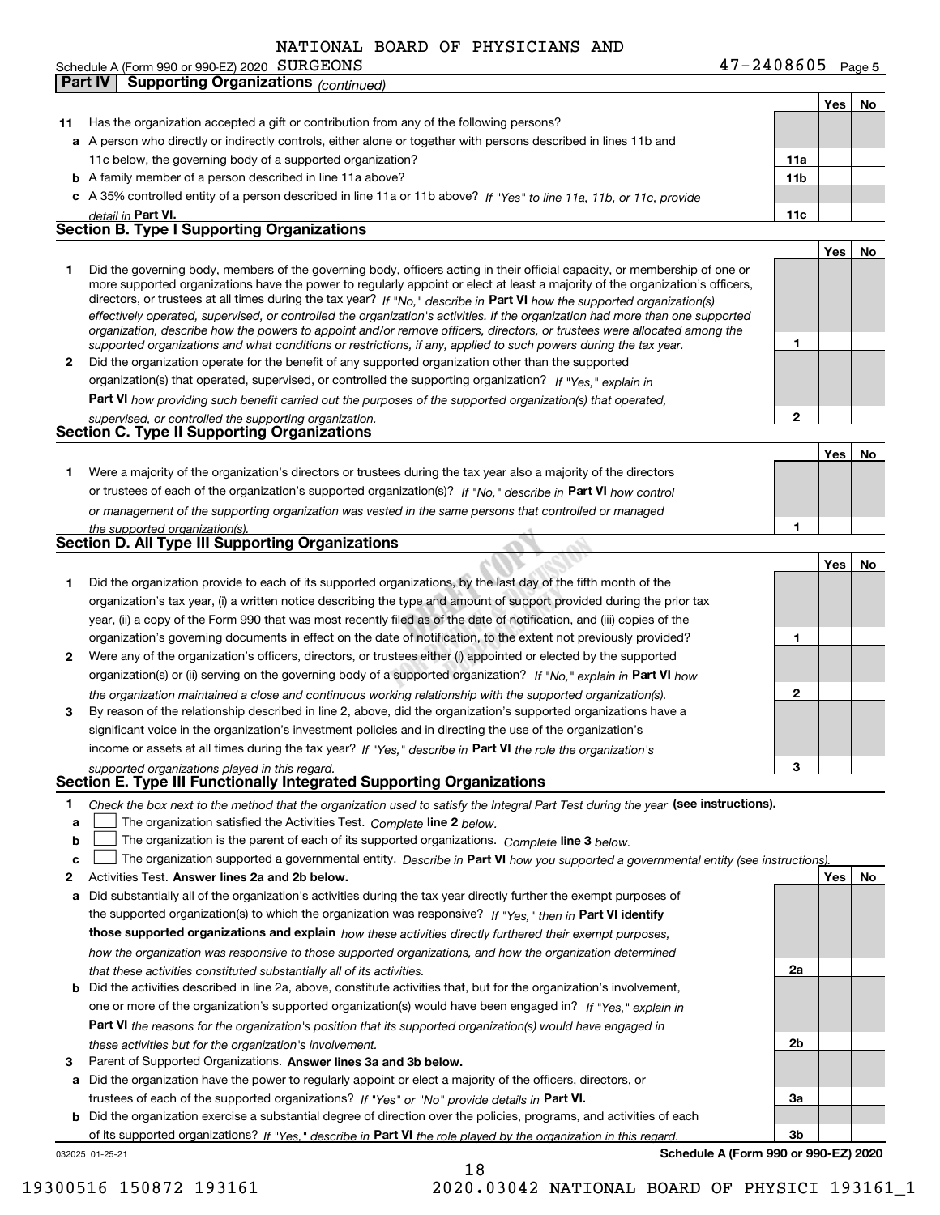NATIONAL BOARD OF PHYSICIANS AND SURGEONS

Schedule A (Form 990 or 990-EZ) 2020 47-2408605 Page **5**

**Part IV Supporting Organizations** *(continued)*

| | | | Yes | No |
|---|---|---|---|---|
| **11** | Has the organization accepted a gift or contribution from any of the following persons? | | | |
| **a** | A person who directly or indirectly controls, either alone or together with persons described in lines 11b and 11c below, the governing body of a supported organization? | **11a** | | |
| **b** | A family member of a person described in line 11a above? | **11b** | | |
| **c** | A 35% controlled entity of a person described in line 11a or 11b above? *If "Yes" to line 11a, 11b, or 11c, provide detail in* **Part VI.** | **11c** | | |

## Section B. Type I Supporting Organizations

| | | | Yes | No |
|---|---|---|---|---|
| **1** | Did the governing body, members of the governing body, officers acting in their official capacity, or membership of one or more supported organizations have the power to regularly appoint or elect at least a majority of the organization's officers, directors, or trustees at all times during the tax year? *If "No," describe in* **Part VI** *how the supported organization(s) effectively operated, supervised, or controlled the organization's activities. If the organization had more than one supported organization, describe how the powers to appoint and/or remove officers, directors, or trustees were allocated among the supported organizations and what conditions or restrictions, if any, applied to such powers during the tax year.* | **1** | | |
| **2** | Did the organization operate for the benefit of any supported organization other than the supported organization(s) that operated, supervised, or controlled the supporting organization? *If "Yes," explain in* **Part VI** *how providing such benefit carried out the purposes of the supported organization(s) that operated, supervised, or controlled the supporting organization.* | **2** | | |

## Section C. Type II Supporting Organizations

| | | | Yes | No |
|---|---|---|---|---|
| **1** | Were a majority of the organization's directors or trustees during the tax year also a majority of the directors or trustees of each of the organization's supported organization(s)? *If "No," describe in* **Part VI** *how control or management of the supporting organization was vested in the same persons that controlled or managed the supported organization(s).* | **1** | | |

## Section D. All Type III Supporting Organizations

| | | | Yes | No |
|---|---|---|---|---|
| **1** | Did the organization provide to each of its supported organizations, by the last day of the fifth month of the organization's tax year, (i) a written notice describing the type and amount of support provided during the prior tax year, (ii) a copy of the Form 990 that was most recently filed as of the date of notification, and (iii) copies of the organization's governing documents in effect on the date of notification, to the extent not previously provided? | **1** | | |
| **2** | Were any of the organization's officers, directors, or trustees either (i) appointed or elected by the supported organization(s) or (ii) serving on the governing body of a supported organization? *If "No," explain in* **Part VI** *how the organization maintained a close and continuous working relationship with the supported organization(s).* | **2** | | |
| **3** | By reason of the relationship described in line 2, above, did the organization's supported organizations have a significant voice in the organization's investment policies and in directing the use of the organization's income or assets at all times during the tax year? *If "Yes," describe in* **Part VI** *the role the organization's supported organizations played in this regard.* | **3** | | |

## Section E. Type III Functionally Integrated Supporting Organizations

**1** *Check the box next to the method that the organization used to satisfy the Integral Part Test during the year* **(see instructions).**

- **a** ☐ The organization satisfied the Activities Test. *Complete* **line 2** *below.*
- **b** ☐ The organization is the parent of each of its supported organizations. *Complete* **line 3** *below.*
- **c** ☐ The organization supported a governmental entity. *Describe in* **Part VI** *how you supported a governmental entity (see instructions).*

| | | | Yes | No |
|---|---|---|---|---|
| **2** | Activities Test. **Answer lines 2a and 2b below.** | | | |
| **a** | Did substantially all of the organization's activities during the tax year directly further the exempt purposes of the supported organization(s) to which the organization was responsive? *If "Yes," then in* **Part VI identify those supported organizations and explain** *how these activities directly furthered their exempt purposes, how the organization was responsive to those supported organizations, and how the organization determined that these activities constituted substantially all of its activities.* | **2a** | | |
| **b** | Did the activities described in line 2a, above, constitute activities that, but for the organization's involvement, one or more of the organization's supported organization(s) would have been engaged in? *If "Yes," explain in* **Part VI** *the reasons for the organization's position that its supported organization(s) would have engaged in these activities but for the organization's involvement.* | **2b** | | |
| **3** | Parent of Supported Organizations. **Answer lines 3a and 3b below.** | | | |
| **a** | Did the organization have the power to regularly appoint or elect a majority of the officers, directors, or trustees of each of the supported organizations? *If "Yes" or "No" provide details in* **Part VI.** | **3a** | | |
| **b** | Did the organization exercise a substantial degree of direction over the policies, programs, and activities of each of its supported organizations? *If "Yes," describe in* **Part VI** *the role played by the organization in this regard.* | **3b** | | |

032025 01-25-21 **Schedule A (Form 990 or 990-EZ) 2020**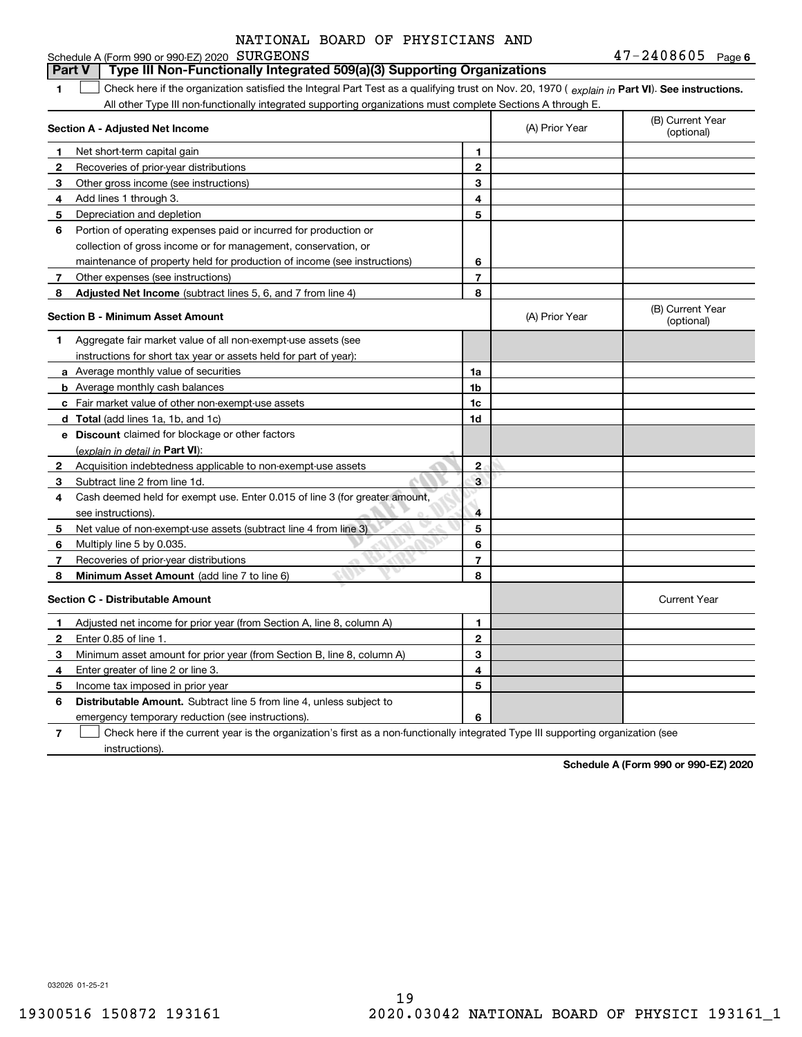NATIONAL BOARD OF PHYSICIANS AND SURGEONS 47-2408605

Schedule A (Form 990 or 990-EZ) 2020

## Part V Type III Non-Functionally Integrated 509(a)(3) Supporting Organizations

**1** ☐ Check here if the organization satisfied the Integral Part Test as a qualifying trust on Nov. 20, 1970 ( *explain in* **Part VI**). **See instructions.** All other Type III non-functionally integrated supporting organizations must complete Sections A through E.

| Section A - Adjusted Net Income | | | (A) Prior Year | (B) Current Year (optional) |
|---|---|---|---|---|
| 1 | Net short-term capital gain | 1 | | |
| 2 | Recoveries of prior-year distributions | 2 | | |
| 3 | Other gross income (see instructions) | 3 | | |
| 4 | Add lines 1 through 3. | 4 | | |
| 5 | Depreciation and depletion | 5 | | |
| 6 | Portion of operating expenses paid or incurred for production or collection of gross income or for management, conservation, or maintenance of property held for production of income (see instructions) | 6 | | |
| 7 | Other expenses (see instructions) | 7 | | |
| 8 | **Adjusted Net Income** (subtract lines 5, 6, and 7 from line 4) | 8 | | |

| Section B - Minimum Asset Amount | | | (A) Prior Year | (B) Current Year (optional) |
|---|---|---|---|---|
| 1 | Aggregate fair market value of all non-exempt-use assets (see instructions for short tax year or assets held for part of year): | | | |
| a | Average monthly value of securities | 1a | | |
| b | Average monthly cash balances | 1b | | |
| c | Fair market value of other non-exempt-use assets | 1c | | |
| d | **Total** (add lines 1a, 1b, and 1c) | 1d | | |
| e | **Discount** claimed for blockage or other factors (*explain in detail in* **Part VI**): | | | |
| 2 | Acquisition indebtedness applicable to non-exempt-use assets | 2 | | |
| 3 | Subtract line 2 from line 1d. | 3 | | |
| 4 | Cash deemed held for exempt use. Enter 0.015 of line 3 (for greater amount, see instructions). | 4 | | |
| 5 | Net value of non-exempt-use assets (subtract line 4 from line 3) | 5 | | |
| 6 | Multiply line 5 by 0.035. | 6 | | |
| 7 | Recoveries of prior-year distributions | 7 | | |
| 8 | **Minimum Asset Amount** (add line 7 to line 6) | 8 | | |

| Section C - Distributable Amount | | | | Current Year |
|---|---|---|---|---|
| 1 | Adjusted net income for prior year (from Section A, line 8, column A) | 1 | | |
| 2 | Enter 0.85 of line 1. | 2 | | |
| 3 | Minimum asset amount for prior year (from Section B, line 8, column A) | 3 | | |
| 4 | Enter greater of line 2 or line 3. | 4 | | |
| 5 | Income tax imposed in prior year | 5 | | |
| 6 | **Distributable Amount.** Subtract line 5 from line 4, unless subject to emergency temporary reduction (see instructions). | 6 | | |

**7** ☐ Check here if the current year is the organization's first as a non-functionally integrated Type III supporting organization (see instructions).

**Schedule A (Form 990 or 990-EZ) 2020**

032026 01-25-21

19300516 150872 193161 2020.03042 NATIONAL BOARD OF PHYSICI 193161_1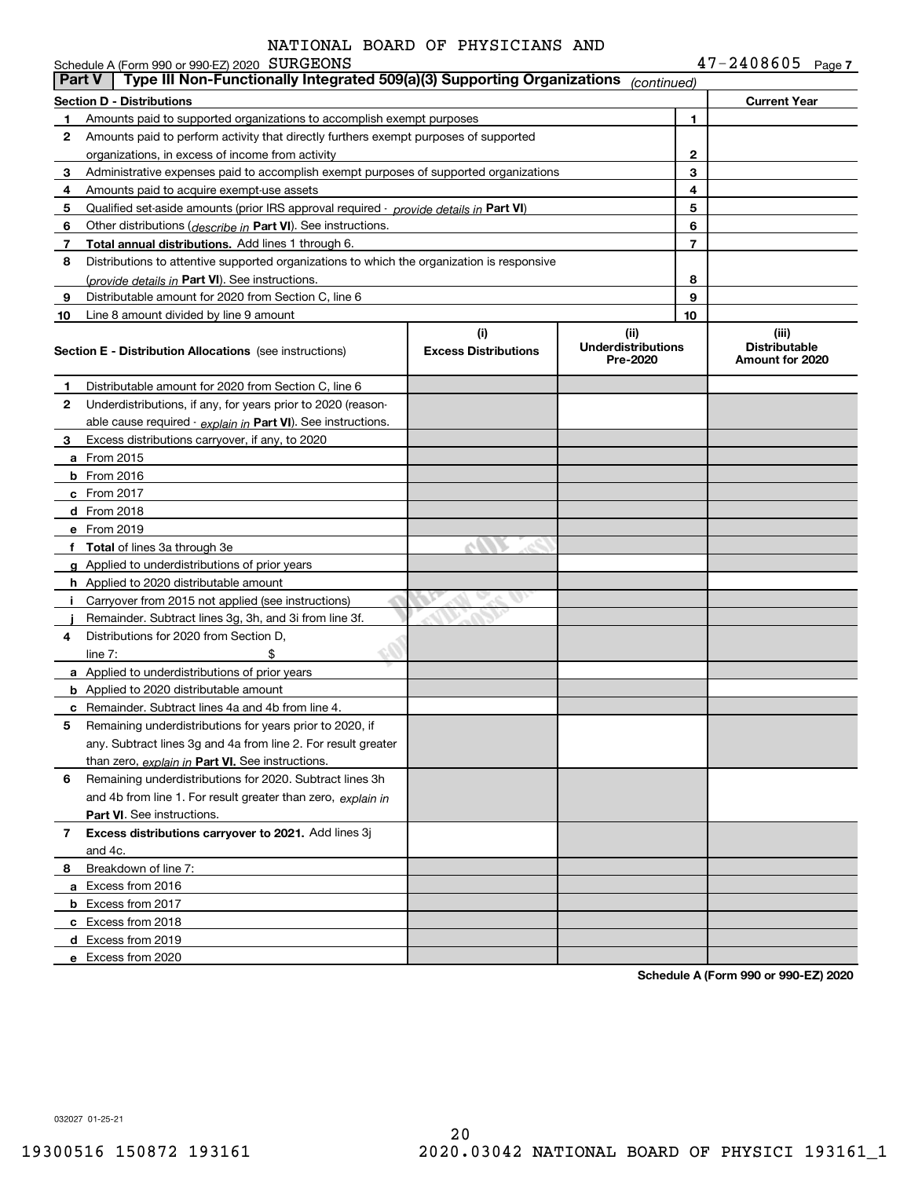NATIONAL BOARD OF PHYSICIANS AND

Schedule A (Form 990 or 990-EZ) 2020 SURGEONS 47-2408605 Page 7

## Part V | Type III Non-Functionally Integrated 509(a)(3) Supporting Organizations *(continued)*

| Section D - Distributions | | | Current Year |
|---|---|---|---|
| 1 | Amounts paid to supported organizations to accomplish exempt purposes | 1 | |
| 2 | Amounts paid to perform activity that directly furthers exempt purposes of supported organizations, in excess of income from activity | 2 | |
| 3 | Administrative expenses paid to accomplish exempt purposes of supported organizations | 3 | |
| 4 | Amounts paid to acquire exempt-use assets | 4 | |
| 5 | Qualified set-aside amounts (prior IRS approval required - *provide details in* **Part VI**) | 5 | |
| 6 | Other distributions (*describe in* **Part VI**). See instructions. | 6 | |
| 7 | **Total annual distributions.** Add lines 1 through 6. | 7 | |
| 8 | Distributions to attentive supported organizations to which the organization is responsive (*provide details in* **Part VI**). See instructions. | 8 | |
| 9 | Distributable amount for 2020 from Section C, line 6 | 9 | |
| 10 | Line 8 amount divided by line 9 amount | 10 | |

| | **Section E - Distribution Allocations** (see instructions) | (i) Excess Distributions | (ii) Underdistributions Pre-2020 | (iii) Distributable Amount for 2020 |
|---|---|---|---|---|
| 1 | Distributable amount for 2020 from Section C, line 6 | | | |
| 2 | Underdistributions, if any, for years prior to 2020 (reasonable cause required - *explain in* **Part VI**). See instructions. | | | |
| 3 | Excess distributions carryover, if any, to 2020 | | | |
| a | From 2015 | | | |
| b | From 2016 | | | |
| c | From 2017 | | | |
| d | From 2018 | | | |
| e | From 2019 | | | |
| f | **Total** of lines 3a through 3e | | | |
| g | Applied to underdistributions of prior years | | | |
| h | Applied to 2020 distributable amount | | | |
| i | Carryover from 2015 not applied (see instructions) | | | |
| j | Remainder. Subtract lines 3g, 3h, and 3i from line 3f. | | | |
| 4 | Distributions for 2020 from Section D, line 7: $ | | | |
| a | Applied to underdistributions of prior years | | | |
| b | Applied to 2020 distributable amount | | | |
| c | Remainder. Subtract lines 4a and 4b from line 4. | | | |
| 5 | Remaining underdistributions for years prior to 2020, if any. Subtract lines 3g and 4a from line 2. For result greater than zero, *explain in* **Part VI.** See instructions. | | | |
| 6 | Remaining underdistributions for 2020. Subtract lines 3h and 4b from line 1. For result greater than zero, *explain in* **Part VI**. See instructions. | | | |
| 7 | **Excess distributions carryover to 2021.** Add lines 3j and 4c. | | | |
| 8 | Breakdown of line 7: | | | |
| a | Excess from 2016 | | | |
| b | Excess from 2017 | | | |
| c | Excess from 2018 | | | |
| d | Excess from 2019 | | | |
| e | Excess from 2020 | | | |

**Schedule A (Form 990 or 990-EZ) 2020**

032027 01-25-21

19300516 150872 193161 2020.03042 NATIONAL BOARD OF PHYSICI 193161_1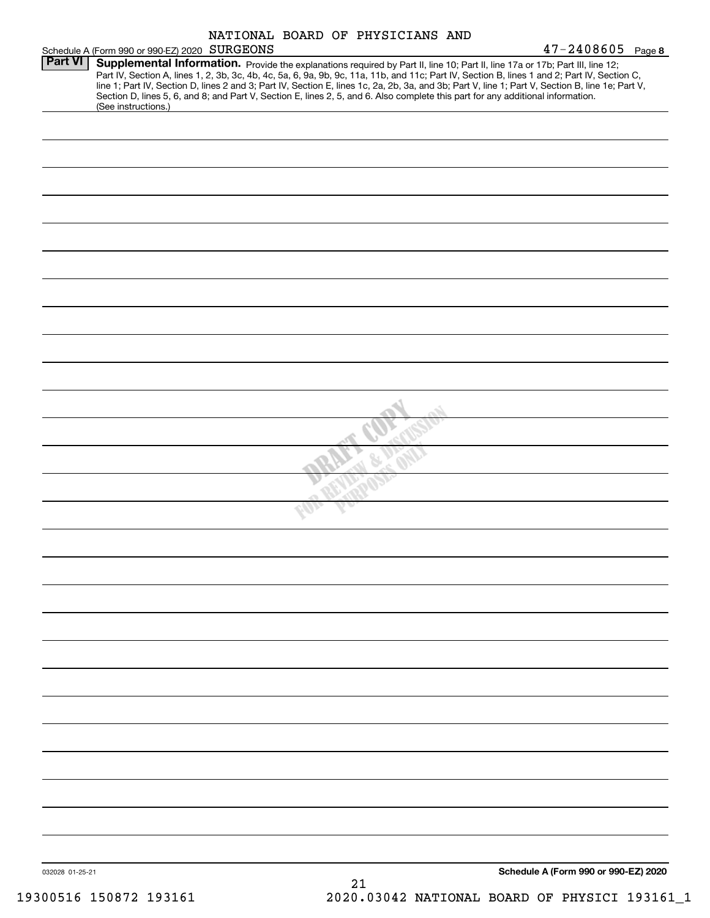NATIONAL BOARD OF PHYSICIANS AND

Schedule A (Form 990 or 990-EZ) 2020 SURGEONS 47-2408605 Page **8**

**Part VI** **Supplemental Information.** Provide the explanations required by Part II, line 10; Part II, line 17a or 17b; Part III, line 12; Part IV, Section A, lines 1, 2, 3b, 3c, 4b, 4c, 5a, 6, 9a, 9b, 9c, 11a, 11b, and 11c; Part IV, Section B, lines 1 and 2; Part IV, Section C, line 1; Part IV, Section D, lines 2 and 3; Part IV, Section E, lines 1c, 2a, 2b, 3a, and 3b; Part V, line 1; Part V, Section B, line 1e; Part V, Section D, lines 5, 6, and 8; and Part V, Section E, lines 2, 5, and 6. Also complete this part for any additional information. (See instructions.)

DRAFT COPY FOR REVIEW & DISCUSSION PURPOSES ONLY

032028 01-25-21

**Schedule A (Form 990 or 990-EZ) 2020**

19300516 150872 193161 2020.03042 NATIONAL BOARD OF PHYSICI 193161_1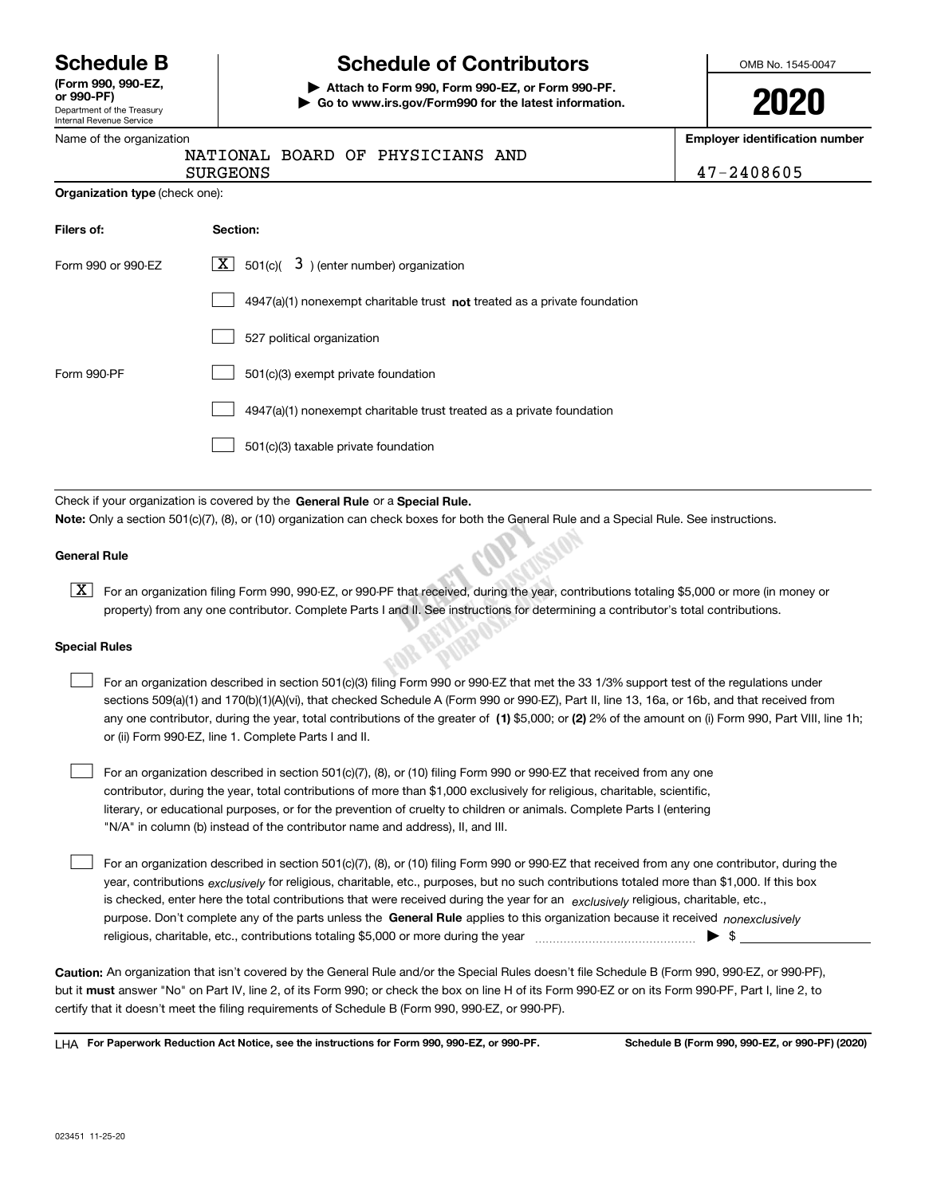# Schedule B

**(Form 990, 990-EZ, or 990-PF)**
Department of the Treasury
Internal Revenue Service

## Schedule of Contributors

▶ **Attach to Form 990, Form 990-EZ, or Form 990-PF.**
▶ **Go to www.irs.gov/Form990 for the latest information.**

OMB No. 1545-0047

**2020**

Name of the organization: NATIONAL BOARD OF PHYSICIANS AND SURGEONS

**Employer identification number:** 47-2408605

**Organization type** (check one):

| Filers of: | Section: |
|---|---|
| Form 990 or 990-EZ | [X] 501(c)( 3 ) (enter number) organization |
| | [ ] 4947(a)(1) nonexempt charitable trust **not** treated as a private foundation |
| | [ ] 527 political organization |
| Form 990-PF | [ ] 501(c)(3) exempt private foundation |
| | [ ] 4947(a)(1) nonexempt charitable trust treated as a private foundation |
| | [ ] 501(c)(3) taxable private foundation |

Check if your organization is covered by the **General Rule** or a **Special Rule.**

**Note:** Only a section 501(c)(7), (8), or (10) organization can check boxes for both the General Rule and a Special Rule. See instructions.

### General Rule

[X] For an organization filing Form 990, 990-EZ, or 990-PF that received, during the year, contributions totaling $5,000 or more (in money or property) from any one contributor. Complete Parts I and II. See instructions for determining a contributor's total contributions.

### Special Rules

[ ] For an organization described in section 501(c)(3) filing Form 990 or 990-EZ that met the 33 1/3% support test of the regulations under sections 509(a)(1) and 170(b)(1)(A)(vi), that checked Schedule A (Form 990 or 990-EZ), Part II, line 13, 16a, or 16b, and that received from any one contributor, during the year, total contributions of the greater of **(1)** $5,000; or **(2)** 2% of the amount on (i) Form 990, Part VIII, line 1h; or (ii) Form 990-EZ, line 1. Complete Parts I and II.

[ ] For an organization described in section 501(c)(7), (8), or (10) filing Form 990 or 990-EZ that received from any one contributor, during the year, total contributions of more than $1,000 exclusively for religious, charitable, scientific, literary, or educational purposes, or for the prevention of cruelty to children or animals. Complete Parts I (entering "N/A" in column (b) instead of the contributor name and address), II, and III.

[ ] For an organization described in section 501(c)(7), (8), or (10) filing Form 990 or 990-EZ that received from any one contributor, during the year, contributions *exclusively* for religious, charitable, etc., purposes, but no such contributions totaled more than $1,000. If this box is checked, enter here the total contributions that were received during the year for an *exclusively* religious, charitable, etc., purpose. Don't complete any of the parts unless the **General Rule** applies to this organization because it received *nonexclusively* religious, charitable, etc., contributions totaling $5,000 or more during the year ▶ $

**Caution:** An organization that isn't covered by the General Rule and/or the Special Rules doesn't file Schedule B (Form 990, 990-EZ, or 990-PF), but it **must** answer "No" on Part IV, line 2, of its Form 990; or check the box on line H of its Form 990-EZ or on its Form 990-PF, Part I, line 2, to certify that it doesn't meet the filing requirements of Schedule B (Form 990, 990-EZ, or 990-PF).

LHA **For Paperwork Reduction Act Notice, see the instructions for Form 990, 990-EZ, or 990-PF.** **Schedule B (Form 990, 990-EZ, or 990-PF) (2020)**

023451 11-25-20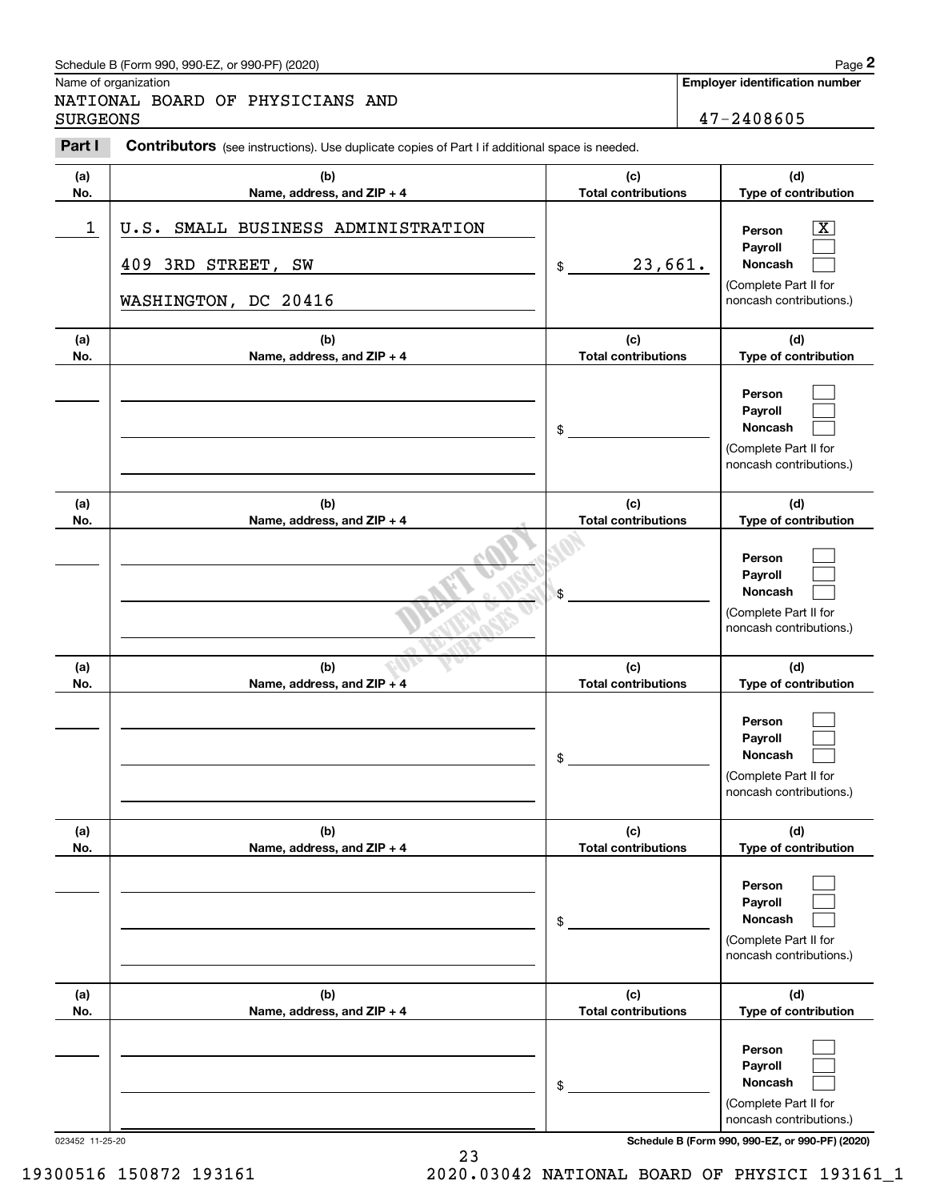Name of organization

NATIONAL BOARD OF PHYSICIANS AND SURGEONS

**Employer identification number**

47-2408605

**Part I** **Contributors** (see instructions). Use duplicate copies of Part I if additional space is needed.

| (a) No. | (b) Name, address, and ZIP + 4 | (c) Total contributions | (d) Type of contribution |
|---|---|---|---|
| 1 | U.S. SMALL BUSINESS ADMINISTRATION<br>409 3RD STREET, SW<br>WASHINGTON, DC 20416 | $ 23,661. | Person [X]<br>Payroll [ ]<br>Noncash [ ]<br>(Complete Part II for noncash contributions.) |
| | | $ | Person [ ]<br>Payroll [ ]<br>Noncash [ ]<br>(Complete Part II for noncash contributions.) |
| | | $ | Person [ ]<br>Payroll [ ]<br>Noncash [ ]<br>(Complete Part II for noncash contributions.) |
| | | $ | Person [ ]<br>Payroll [ ]<br>Noncash [ ]<br>(Complete Part II for noncash contributions.) |
| | | $ | Person [ ]<br>Payroll [ ]<br>Noncash [ ]<br>(Complete Part II for noncash contributions.) |
| | | $ | Person [ ]<br>Payroll [ ]<br>Noncash [ ]<br>(Complete Part II for noncash contributions.) |

DRAFT COPY FOR REVIEW & DISCUSSION PURPOSES ONLY

023452 11-25-20

19300516 150872 193161 2020.03042 NATIONAL BOARD OF PHYSICI 193161_1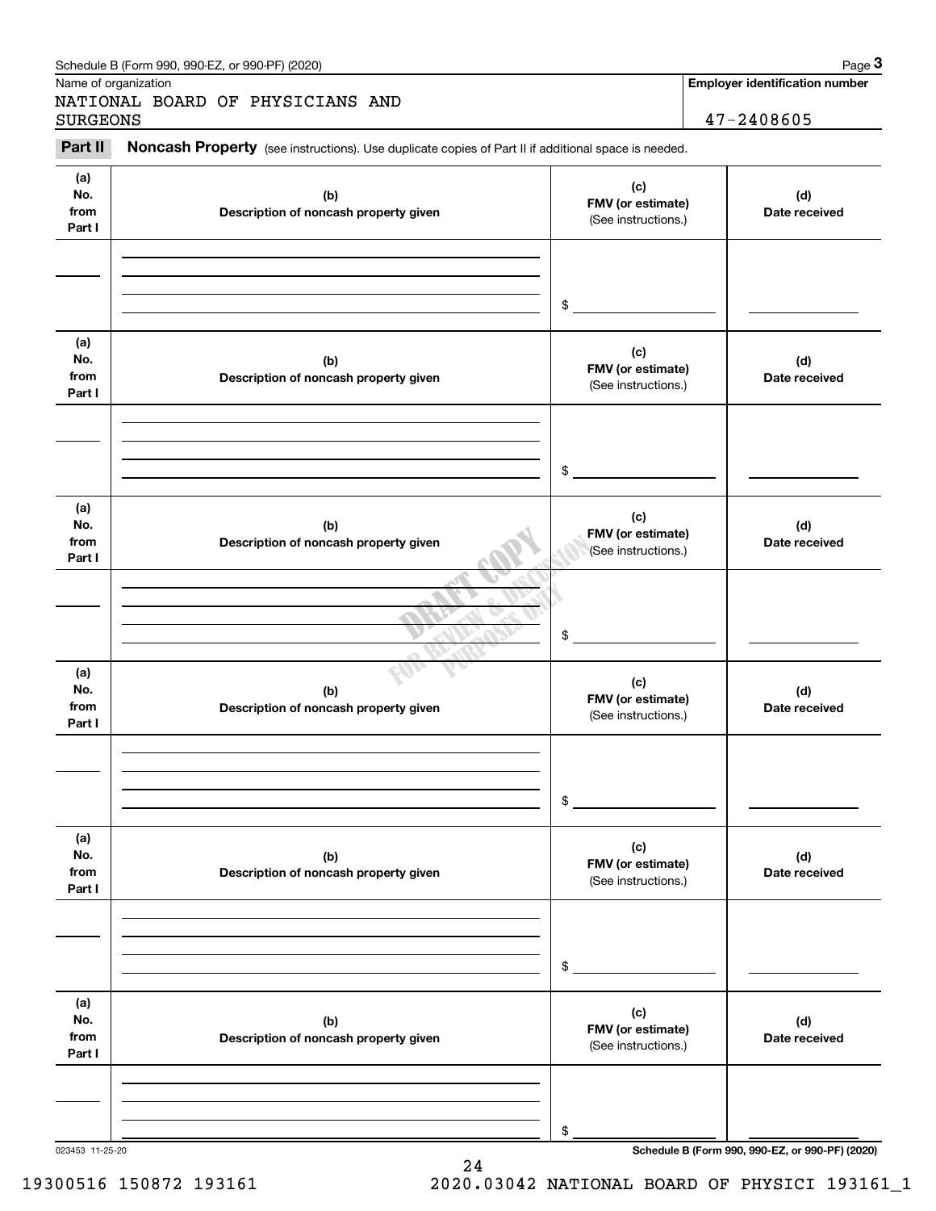Name of organization

NATIONAL BOARD OF PHYSICIANS AND SURGEONS

**Employer identification number**

47-2408605

**Part II** **Noncash Property** (see instructions). Use duplicate copies of Part II if additional space is needed.

| (a) No. from Part I | (b) Description of noncash property given | (c) FMV (or estimate) (See instructions.) | (d) Date received |
| --- | --- | --- | --- |
| | | $ | |

| (a) No. from Part I | (b) Description of noncash property given | (c) FMV (or estimate) (See instructions.) | (d) Date received |
| --- | --- | --- | --- |
| | | $ | |

| (a) No. from Part I | (b) Description of noncash property given | (c) FMV (or estimate) (See instructions.) | (d) Date received |
| --- | --- | --- | --- |
| | | $ | |

| (a) No. from Part I | (b) Description of noncash property given | (c) FMV (or estimate) (See instructions.) | (d) Date received |
| --- | --- | --- | --- |
| | | $ | |

| (a) No. from Part I | (b) Description of noncash property given | (c) FMV (or estimate) (See instructions.) | (d) Date received |
| --- | --- | --- | --- |
| | | $ | |

| (a) No. from Part I | (b) Description of noncash property given | (c) FMV (or estimate) (See instructions.) | (d) Date received |
| --- | --- | --- | --- |
| | | $ | |

023453 11-25-20

**Schedule B (Form 990, 990-EZ, or 990-PF) (2020)**

19300516 150872 193161 2020.03042 NATIONAL BOARD OF PHYSICI 193161_1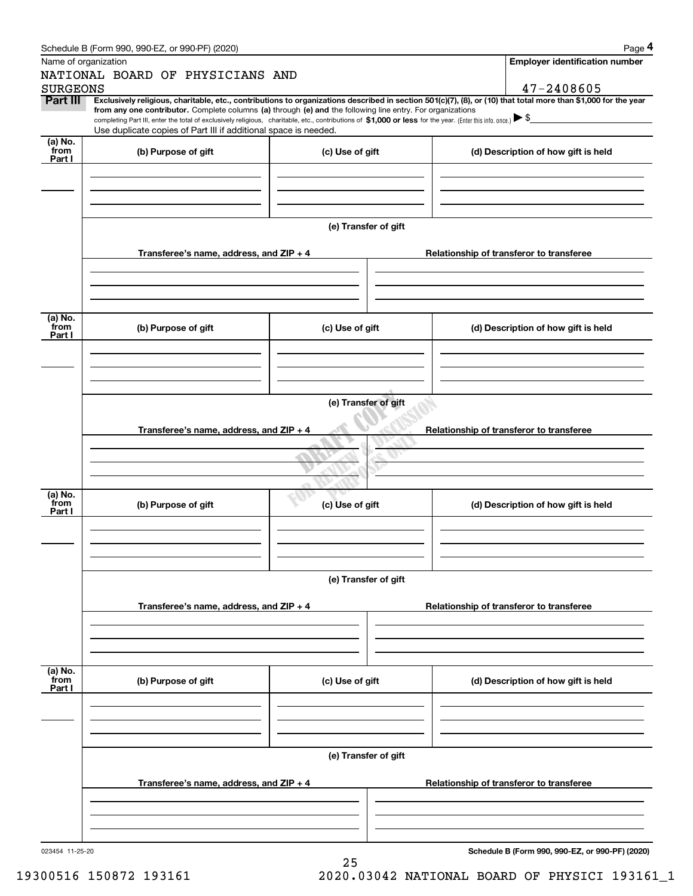Schedule B (Form 990, 990-EZ, or 990-PF) (2020)

Name of organization: NATIONAL BOARD OF PHYSICIANS AND SURGEONS

Employer identification number: 47-2408605

**Part III** **Exclusively religious, charitable, etc., contributions to organizations described in section 501(c)(7), (8), or (10) that total more than $1,000 for the year from any one contributor.** Complete columns **(a)** through **(e)** and the following line entry. For organizations completing Part III, enter the total of exclusively religious, charitable, etc., contributions of **$1,000 or less** for the year. (Enter this info. once.) ▶ $

Use duplicate copies of Part III if additional space is needed.

| (a) No. from Part I | (b) Purpose of gift | (c) Use of gift | (d) Description of how gift is held |
|---|---|---|---|
| | | | |

(e) Transfer of gift

| Transferee's name, address, and ZIP + 4 | Relationship of transferor to transferee |
|---|---|
| | |

| (a) No. from Part I | (b) Purpose of gift | (c) Use of gift | (d) Description of how gift is held |
|---|---|---|---|
| | | | |

(e) Transfer of gift

| Transferee's name, address, and ZIP + 4 | Relationship of transferor to transferee |
|---|---|
| | |

| (a) No. from Part I | (b) Purpose of gift | (c) Use of gift | (d) Description of how gift is held |
|---|---|---|---|
| | | | |

(e) Transfer of gift

| Transferee's name, address, and ZIP + 4 | Relationship of transferor to transferee |
|---|---|
| | |

| (a) No. from Part I | (b) Purpose of gift | (c) Use of gift | (d) Description of how gift is held |
|---|---|---|---|
| | | | |

(e) Transfer of gift

| Transferee's name, address, and ZIP + 4 | Relationship of transferor to transferee |
|---|---|
| | |

DRAFT COPY FOR REVIEW & DISCUSSION PURPOSES ONLY

023454 11-25-20

**Schedule B (Form 990, 990-EZ, or 990-PF) (2020)**

19300516 150872 193161 2020.03042 NATIONAL BOARD OF PHYSICI 193161_1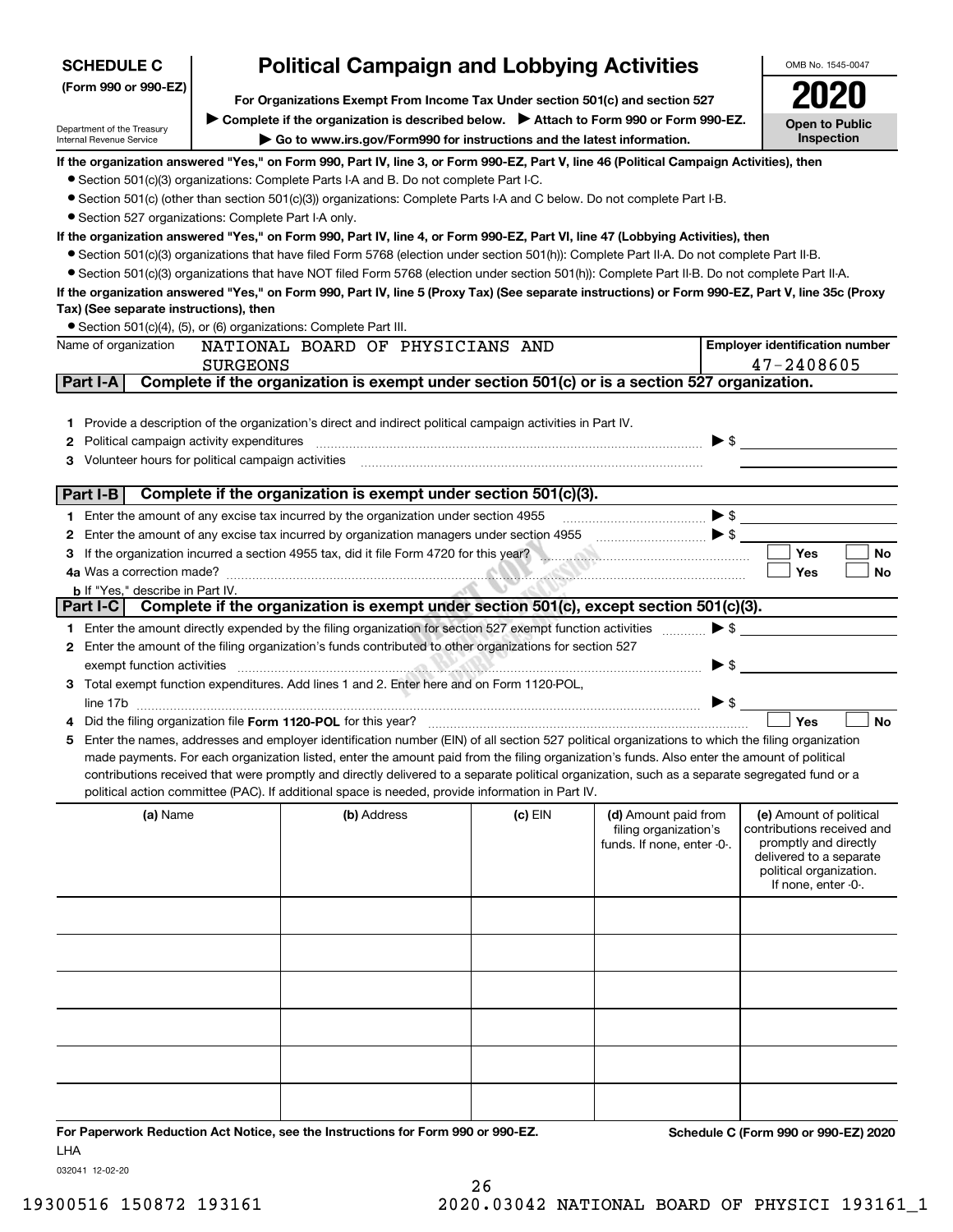**SCHEDULE C**
**(Form 990 or 990-EZ)**

Department of the Treasury
Internal Revenue Service

# Political Campaign and Lobbying Activities

**For Organizations Exempt From Income Tax Under section 501(c) and section 527**

▶ **Complete if the organization is described below.** ▶ **Attach to Form 990 or Form 990-EZ.**

▶ **Go to www.irs.gov/Form990 for instructions and the latest information.**

OMB No. 1545-0047

**2020**

**Open to Public Inspection**

**If the organization answered "Yes," on Form 990, Part IV, line 3, or Form 990-EZ, Part V, line 46 (Political Campaign Activities), then**

- Section 501(c)(3) organizations: Complete Parts I-A and B. Do not complete Part I-C.
- Section 501(c) (other than section 501(c)(3)) organizations: Complete Parts I-A and C below. Do not complete Part I-B.
- Section 527 organizations: Complete Part I-A only.

**If the organization answered "Yes," on Form 990, Part IV, line 4, or Form 990-EZ, Part VI, line 47 (Lobbying Activities), then**

- Section 501(c)(3) organizations that have filed Form 5768 (election under section 501(h)): Complete Part II-A. Do not complete Part II-B.
- Section 501(c)(3) organizations that have NOT filed Form 5768 (election under section 501(h)): Complete Part II-B. Do not complete Part II-A.

**If the organization answered "Yes," on Form 990, Part IV, line 5 (Proxy Tax) (See separate instructions) or Form 990-EZ, Part V, line 35c (Proxy Tax) (See separate instructions), then**

- Section 501(c)(4), (5), or (6) organizations: Complete Part III.

| Name of organization | Employer identification number |
|---|---|
| NATIONAL BOARD OF PHYSICIANS AND SURGEONS | 47-2408605 |

## Part I-A Complete if the organization is exempt under section 501(c) or is a section 527 organization.

1. Provide a description of the organization's direct and indirect political campaign activities in Part IV.
2. Political campaign activity expenditures ▶ $
3. Volunteer hours for political campaign activities

## Part I-B Complete if the organization is exempt under section 501(c)(3).

1. Enter the amount of any excise tax incurred by the organization under section 4955 ▶ $
2. Enter the amount of any excise tax incurred by organization managers under section 4955 ▶ $
3. If the organization incurred a section 4955 tax, did it file Form 4720 for this year? ☐ Yes ☐ No

4a Was a correction made? ☐ Yes ☐ No

**b** If "Yes," describe in Part IV.

## Part I-C Complete if the organization is exempt under section 501(c), except section 501(c)(3).

1. Enter the amount directly expended by the filing organization for section 527 exempt function activities ▶ $
2. Enter the amount of the filing organization's funds contributed to other organizations for section 527 exempt function activities ▶ $
3. Total exempt function expenditures. Add lines 1 and 2. Enter here and on Form 1120-POL, line 17b ▶ $
4. Did the filing organization file **Form 1120-POL** for this year? ☐ Yes ☐ No
5. Enter the names, addresses and employer identification number (EIN) of all section 527 political organizations to which the filing organization made payments. For each organization listed, enter the amount paid from the filing organization's funds. Also enter the amount of political contributions received that were promptly and directly delivered to a separate political organization, such as a separate segregated fund or a political action committee (PAC). If additional space is needed, provide information in Part IV.

| (a) Name | (b) Address | (c) EIN | (d) Amount paid from filing organization's funds. If none, enter -0-. | (e) Amount of political contributions received and promptly and directly delivered to a separate political organization. If none, enter -0-. |
|---|---|---|---|---|
| | | | | |
| | | | | |
| | | | | |
| | | | | |
| | | | | |
| | | | | |

**For Paperwork Reduction Act Notice, see the Instructions for Form 990 or 990-EZ.** **Schedule C (Form 990 or 990-EZ) 2020**

LHA

032041 12-02-20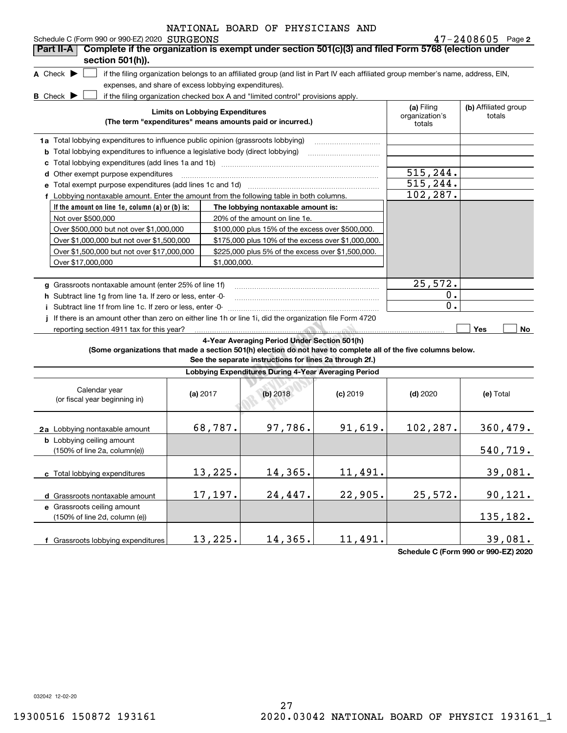NATIONAL BOARD OF PHYSICIANS AND SURGEONS

Schedule C (Form 990 or 990-EZ) 2020 47-2408605 Page 2

**Part II-A** **Complete if the organization is exempt under section 501(c)(3) and filed Form 5768 (election under section 501(h)).**

**A** Check ▶ ☐ if the filing organization belongs to an affiliated group (and list in Part IV each affiliated group member's name, address, EIN, expenses, and share of excess lobbying expenditures).

**B** Check ▶ ☐ if the filing organization checked box A and "limited control" provisions apply.

| **Limits on Lobbying Expenditures** (The term "expenditures" means amounts paid or incurred.) | **(a)** Filing organization's totals | **(b)** Affiliated group totals |
|---|---|---|
| **1a** Total lobbying expenditures to influence public opinion (grassroots lobbying) | | |
| **b** Total lobbying expenditures to influence a legislative body (direct lobbying) | | |
| **c** Total lobbying expenditures (add lines 1a and 1b) | | |
| **d** Other exempt purpose expenditures | 515,244. | |
| **e** Total exempt purpose expenditures (add lines 1c and 1d) | 515,244. | |
| **f** Lobbying nontaxable amount. Enter the amount from the following table in both columns. | 102,287. | |

| If the amount on line 1e, column (a) or (b) is: | The lobbying nontaxable amount is: |
|---|---|
| Not over $500,000 | 20% of the amount on line 1e. |
| Over $500,000 but not over $1,000,000 | $100,000 plus 15% of the excess over $500,000. |
| Over $1,000,000 but not over $1,500,000 | $175,000 plus 10% of the excess over $1,000,000. |
| Over $1,500,000 but not over $17,000,000 | $225,000 plus 5% of the excess over $1,500,000. |
| Over $17,000,000 | $1,000,000. |

| | (a) | (b) |
|---|---|---|
| **g** Grassroots nontaxable amount (enter 25% of line 1f) | 25,572. | |
| **h** Subtract line 1g from line 1a. If zero or less, enter -0- | 0. | |
| **i** Subtract line 1f from line 1c. If zero or less, enter -0- | 0. | |
| **j** If there is an amount other than zero on either line 1h or line 1i, did the organization file Form 4720 reporting section 4911 tax for this year? | ☐ Yes | ☐ No |

**4-Year Averaging Period Under Section 501(h)**

**(Some organizations that made a section 501(h) election do not have to complete all of the five columns below. See the separate instructions for lines 2a through 2f.)**

**Lobbying Expenditures During 4-Year Averaging Period**

| Calendar year (or fiscal year beginning in) | **(a)** 2017 | **(b)** 2018 | **(c)** 2019 | **(d)** 2020 | **(e)** Total |
|---|---|---|---|---|---|
| **2a** Lobbying nontaxable amount | 68,787. | 97,786. | 91,619. | 102,287. | 360,479. |
| **b** Lobbying ceiling amount (150% of line 2a, column(e)) | | | | | 540,719. |
| **c** Total lobbying expenditures | 13,225. | 14,365. | 11,491. | | 39,081. |
| **d** Grassroots nontaxable amount | 17,197. | 24,447. | 22,905. | 25,572. | 90,121. |
| **e** Grassroots ceiling amount (150% of line 2d, column (e)) | | | | | 135,182. |
| **f** Grassroots lobbying expenditures | 13,225. | 14,365. | 11,491. | | 39,081. |

**Schedule C (Form 990 or 990-EZ) 2020**

032042 12-02-20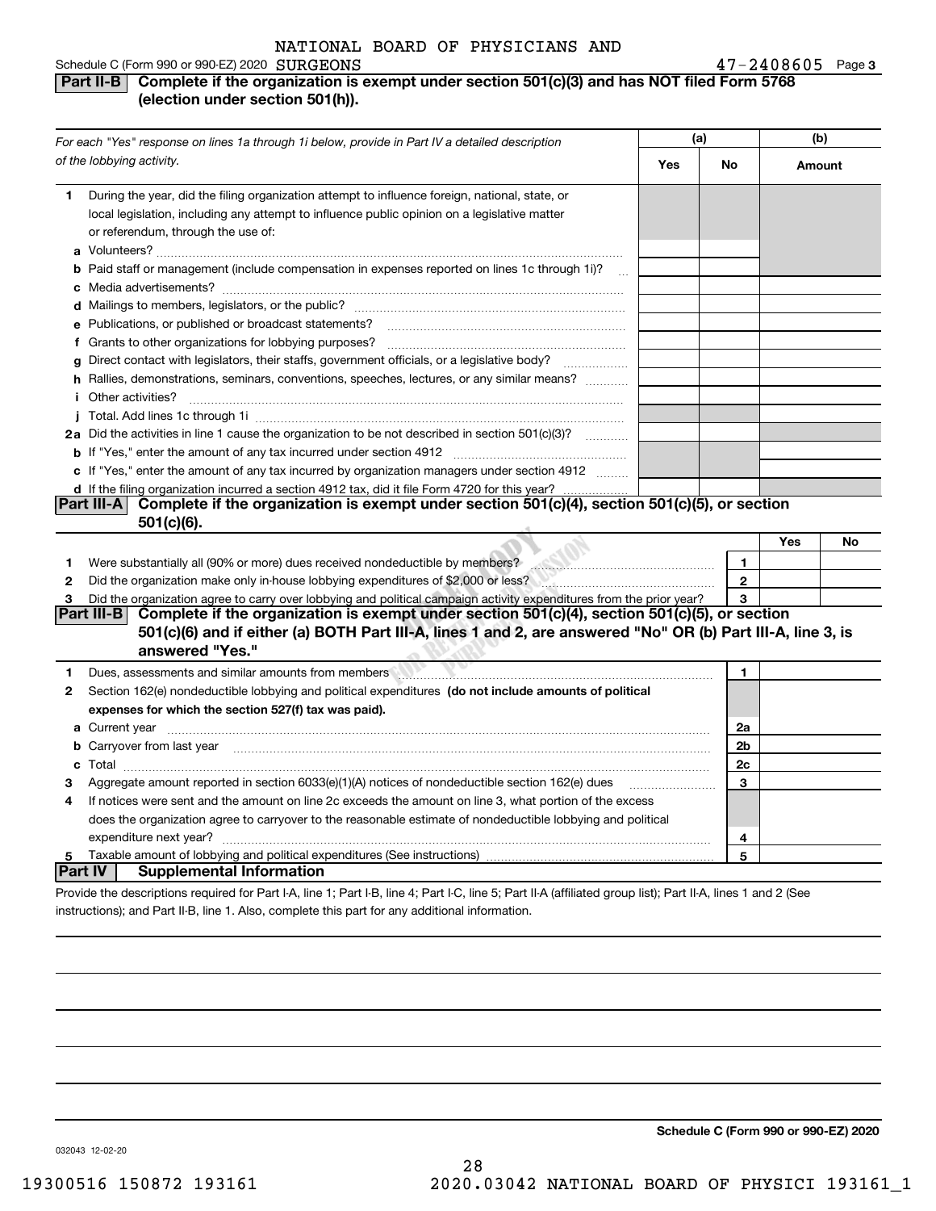NATIONAL BOARD OF PHYSICIANS AND

Schedule C (Form 990 or 990-EZ) 2020 SURGEONS 47-2408605 Page 3

## Part II-B Complete if the organization is exempt under section 501(c)(3) and has NOT filed Form 5768 (election under section 501(h)).

| *For each "Yes" response on lines 1a through 1i below, provide in Part IV a detailed description of the lobbying activity.* | (a) Yes | (a) No | (b) Amount |
|---|---|---|---|
| **1** During the year, did the filing organization attempt to influence foreign, national, state, or local legislation, including any attempt to influence public opinion on a legislative matter or referendum, through the use of: | | | |
| **a** Volunteers? | | | |
| **b** Paid staff or management (include compensation in expenses reported on lines 1c through 1i)? | | | |
| **c** Media advertisements? | | | |
| **d** Mailings to members, legislators, or the public? | | | |
| **e** Publications, or published or broadcast statements? | | | |
| **f** Grants to other organizations for lobbying purposes? | | | |
| **g** Direct contact with legislators, their staffs, government officials, or a legislative body? | | | |
| **h** Rallies, demonstrations, seminars, conventions, speeches, lectures, or any similar means? | | | |
| **i** Other activities? | | | |
| **j** Total. Add lines 1c through 1i | | | |
| **2a** Did the activities in line 1 cause the organization to be not described in section 501(c)(3)? | | | |
| **b** If "Yes," enter the amount of any tax incurred under section 4912 | | | |
| **c** If "Yes," enter the amount of any tax incurred by organization managers under section 4912 | | | |
| **d** If the filing organization incurred a section 4912 tax, did it file Form 4720 for this year? | | | |

## Part III-A Complete if the organization is exempt under section 501(c)(4), section 501(c)(5), or section 501(c)(6).

| | | | Yes | No |
|---|---|---|---|---|
| **1** | Were substantially all (90% or more) dues received nondeductible by members? | 1 | | |
| **2** | Did the organization make only in-house lobbying expenditures of $2,000 or less? | 2 | | |
| **3** | Did the organization agree to carry over lobbying and political campaign activity expenditures from the prior year? | 3 | | |

## Part III-B Complete if the organization is exempt under section 501(c)(4), section 501(c)(5), or section 501(c)(6) and if either (a) BOTH Part III-A, lines 1 and 2, are answered "No" OR (b) Part III-A, line 3, is answered "Yes."

| | | | |
|---|---|---|---|
| **1** | Dues, assessments and similar amounts from members | 1 | |
| **2** | Section 162(e) nondeductible lobbying and political expenditures **(do not include amounts of political expenses for which the section 527(f) tax was paid).** | | |
| **a** | Current year | 2a | |
| **b** | Carryover from last year | 2b | |
| **c** | Total | 2c | |
| **3** | Aggregate amount reported in section 6033(e)(1)(A) notices of nondeductible section 162(e) dues | 3 | |
| **4** | If notices were sent and the amount on line 2c exceeds the amount on line 3, what portion of the excess does the organization agree to carryover to the reasonable estimate of nondeductible lobbying and political expenditure next year? | 4 | |
| **5** | Taxable amount of lobbying and political expenditures (See instructions) | 5 | |

## Part IV Supplemental Information

Provide the descriptions required for Part I-A, line 1; Part I-B, line 4; Part I-C, line 5; Part II-A (affiliated group list); Part II-A, lines 1 and 2 (See instructions); and Part II-B, line 1. Also, complete this part for any additional information.

**Schedule C (Form 990 or 990-EZ) 2020**

032043 12-02-20

19300516 150872 193161 2020.03042 NATIONAL BOARD OF PHYSICI 193161_1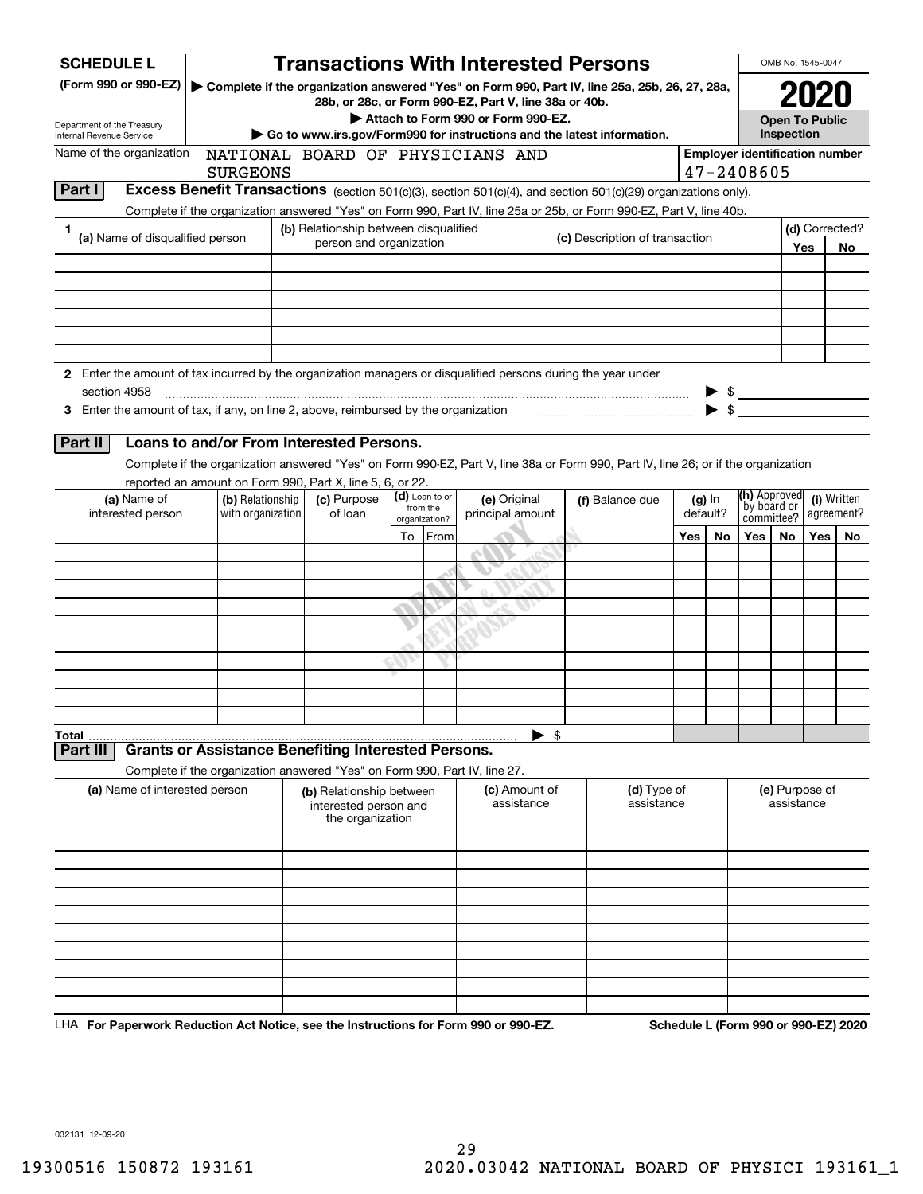**SCHEDULE L**
**(Form 990 or 990-EZ)**

Department of the Treasury
Internal Revenue Service

# Transactions With Interested Persons

▶ Complete if the organization answered "Yes" on Form 990, Part IV, line 25a, 25b, 26, 27, 28a, 28b, or 28c, or Form 990-EZ, Part V, line 38a or 40b.
▶ Attach to Form 990 or Form 990-EZ.
▶ Go to www.irs.gov/Form990 for instructions and the latest information.

OMB No. 1545-0047

**2020**

**Open To Public Inspection**

Name of the organization: NATIONAL BOARD OF PHYSICIANS AND SURGEONS

Employer identification number: 47-2408605

## Part I Excess Benefit Transactions (section 501(c)(3), section 501(c)(4), and section 501(c)(29) organizations only).

Complete if the organization answered "Yes" on Form 990, Part IV, line 25a or 25b, or Form 990-EZ, Part V, line 40b.

| 1 (a) Name of disqualified person | (b) Relationship between disqualified person and organization | (c) Description of transaction | (d) Corrected? Yes | No |
|---|---|---|---|---|
| | | | | |
| | | | | |
| | | | | |
| | | | | |
| | | | | |
| | | | | |

**2** Enter the amount of tax incurred by the organization managers or disqualified persons during the year under section 4958 ▶ $

**3** Enter the amount of tax, if any, on line 2, above, reimbursed by the organization ▶ $

## Part II Loans to and/or From Interested Persons.

Complete if the organization answered "Yes" on Form 990-EZ, Part V, line 38a or Form 990, Part IV, line 26; or if the organization reported an amount on Form 990, Part X, line 5, 6, or 22.

| (a) Name of interested person | (b) Relationship with organization | (c) Purpose of loan | (d) Loan to or from the organization? To | From | (e) Original principal amount | (f) Balance due | (g) In default? Yes | No | (h) Approved by board or committee? Yes | No | (i) Written agreement? Yes | No |
|---|---|---|---|---|---|---|---|---|---|---|---|---|
| | | | | | | | | | | | | |
| | | | | | | | | | | | | |
| | | | | | | | | | | | | |
| | | | | | | | | | | | | |
| | | | | | | | | | | | | |
| | | | | | | | | | | | | |
| | | | | | | | | | | | | |
| | | | | | | | | | | | | |
| | | | | | | | | | | | | |
| **Total** | | | | | ▶ $ | | | | | | | |

## Part III Grants or Assistance Benefiting Interested Persons.

Complete if the organization answered "Yes" on Form 990, Part IV, line 27.

| (a) Name of interested person | (b) Relationship between interested person and the organization | (c) Amount of assistance | (d) Type of assistance | (e) Purpose of assistance |
|---|---|---|---|---|
| | | | | |
| | | | | |
| | | | | |
| | | | | |
| | | | | |
| | | | | |
| | | | | |
| | | | | |
| | | | | |
| | | | | |

LHA **For Paperwork Reduction Act Notice, see the Instructions for Form 990 or 990-EZ.** **Schedule L (Form 990 or 990-EZ) 2020**

032131 12-09-20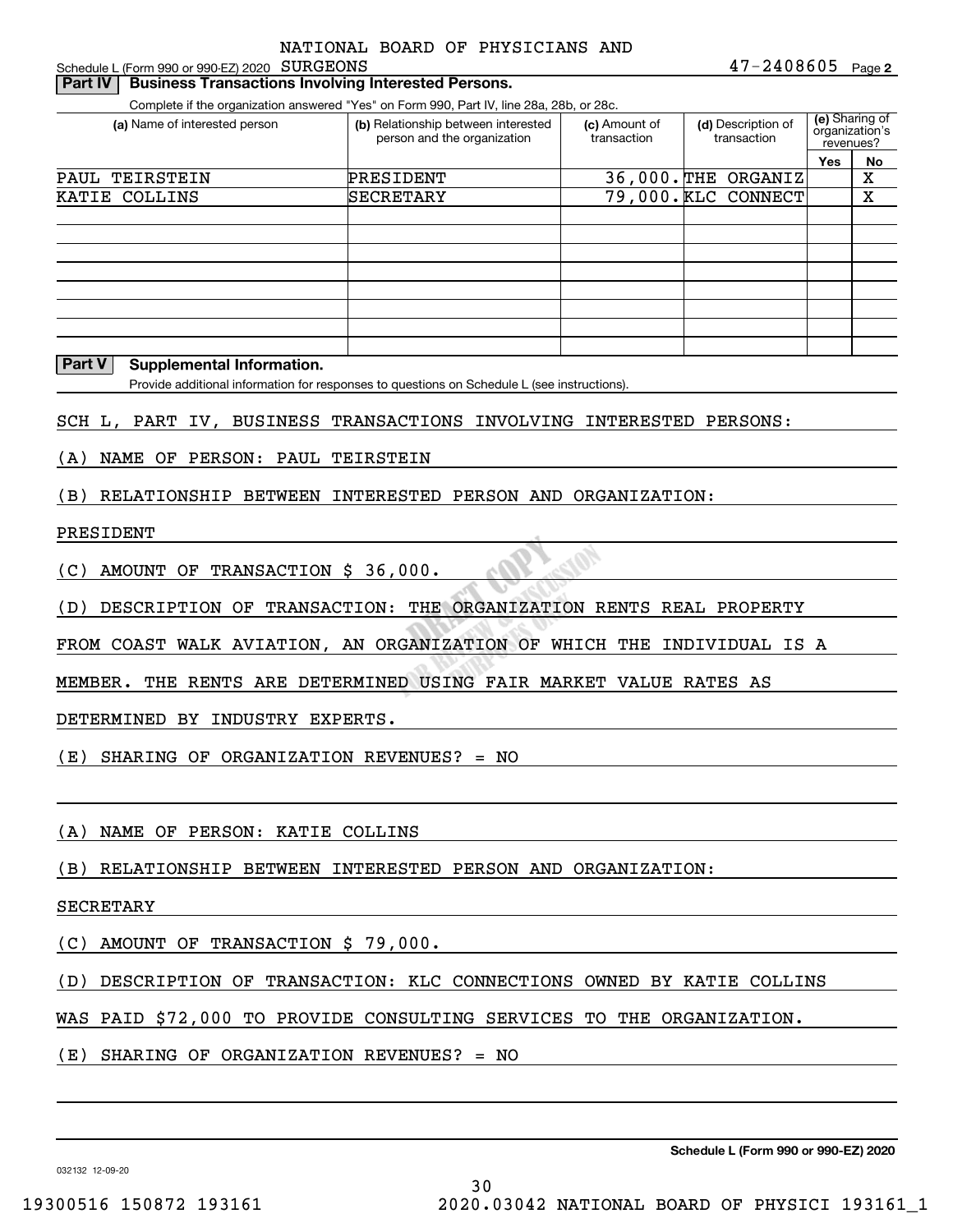NATIONAL BOARD OF PHYSICIANS AND SURGEONS

Schedule L (Form 990 or 990-EZ) 2020 47-2408605 Page 2

## Part IV Business Transactions Involving Interested Persons.

Complete if the organization answered "Yes" on Form 990, Part IV, line 28a, 28b, or 28c.

| (a) Name of interested person | (b) Relationship between interested person and the organization | (c) Amount of transaction | (d) Description of transaction | (e) Sharing of organization's revenues? Yes | No |
|---|---|---|---|---|---|
| PAUL TEIRSTEIN | PRESIDENT | 36,000. | THE ORGANIZ | | X |
| KATIE COLLINS | SECRETARY | 79,000. | KLC CONNECT | | X |
| | | | | | |
| | | | | | |
| | | | | | |
| | | | | | |
| | | | | | |
| | | | | | |
| | | | | | |

## Part V Supplemental Information.

Provide additional information for responses to questions on Schedule L (see instructions).

SCH L, PART IV, BUSINESS TRANSACTIONS INVOLVING INTERESTED PERSONS:

(A) NAME OF PERSON: PAUL TEIRSTEIN

(B) RELATIONSHIP BETWEEN INTERESTED PERSON AND ORGANIZATION:

PRESIDENT

(C) AMOUNT OF TRANSACTION $ 36,000.

(D) DESCRIPTION OF TRANSACTION: THE ORGANIZATION RENTS REAL PROPERTY FROM COAST WALK AVIATION, AN ORGANIZATION OF WHICH THE INDIVIDUAL IS A MEMBER. THE RENTS ARE DETERMINED USING FAIR MARKET VALUE RATES AS DETERMINED BY INDUSTRY EXPERTS.

(E) SHARING OF ORGANIZATION REVENUES? = NO

(A) NAME OF PERSON: KATIE COLLINS

(B) RELATIONSHIP BETWEEN INTERESTED PERSON AND ORGANIZATION:

SECRETARY

(C) AMOUNT OF TRANSACTION $ 79,000.

(D) DESCRIPTION OF TRANSACTION: KLC CONNECTIONS OWNED BY KATIE COLLINS WAS PAID $72,000 TO PROVIDE CONSULTING SERVICES TO THE ORGANIZATION.

(E) SHARING OF ORGANIZATION REVENUES? = NO

Schedule L (Form 990 or 990-EZ) 2020

032132 12-09-20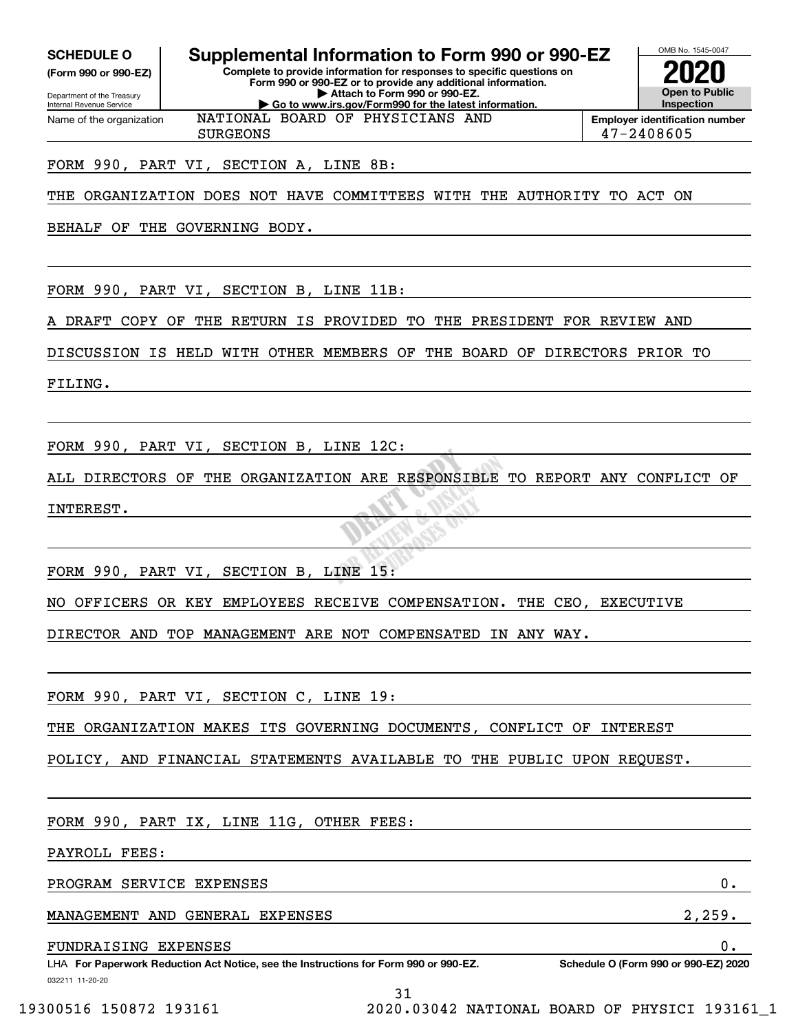**SCHEDULE O**
**(Form 990 or 990-EZ)**

Department of the Treasury
Internal Revenue Service

# Supplemental Information to Form 990 or 990-EZ

**Complete to provide information for responses to specific questions on Form 990 or 990-EZ or to provide any additional information.**
**▶ Attach to Form 990 or 990-EZ.**
**▶ Go to www.irs.gov/Form990 for the latest information.**

OMB No. 1545-0047

**2020**

**Open to Public Inspection**

| Name of the organization | Employer identification number |
|---|---|
| NATIONAL BOARD OF PHYSICIANS AND SURGEONS | 47-2408605 |

FORM 990, PART VI, SECTION A, LINE 8B:

THE ORGANIZATION DOES NOT HAVE COMMITTEES WITH THE AUTHORITY TO ACT ON BEHALF OF THE GOVERNING BODY.

FORM 990, PART VI, SECTION B, LINE 11B:

A DRAFT COPY OF THE RETURN IS PROVIDED TO THE PRESIDENT FOR REVIEW AND DISCUSSION IS HELD WITH OTHER MEMBERS OF THE BOARD OF DIRECTORS PRIOR TO FILING.

FORM 990, PART VI, SECTION B, LINE 12C:

ALL DIRECTORS OF THE ORGANIZATION ARE RESPONSIBLE TO REPORT ANY CONFLICT OF INTEREST.

FORM 990, PART VI, SECTION B, LINE 15:

NO OFFICERS OR KEY EMPLOYEES RECEIVE COMPENSATION. THE CEO, EXECUTIVE DIRECTOR AND TOP MANAGEMENT ARE NOT COMPENSATED IN ANY WAY.

FORM 990, PART VI, SECTION C, LINE 19:

THE ORGANIZATION MAKES ITS GOVERNING DOCUMENTS, CONFLICT OF INTEREST POLICY, AND FINANCIAL STATEMENTS AVAILABLE TO THE PUBLIC UPON REQUEST.

FORM 990, PART IX, LINE 11G, OTHER FEES:

PAYROLL FEES:

| | |
|---|---|
| PROGRAM SERVICE EXPENSES | 0. |
| MANAGEMENT AND GENERAL EXPENSES | 2,259. |
| FUNDRAISING EXPENSES | 0. |

LHA **For Paperwork Reduction Act Notice, see the Instructions for Form 990 or 990-EZ.** **Schedule O (Form 990 or 990-EZ) 2020**

032211 11-20-20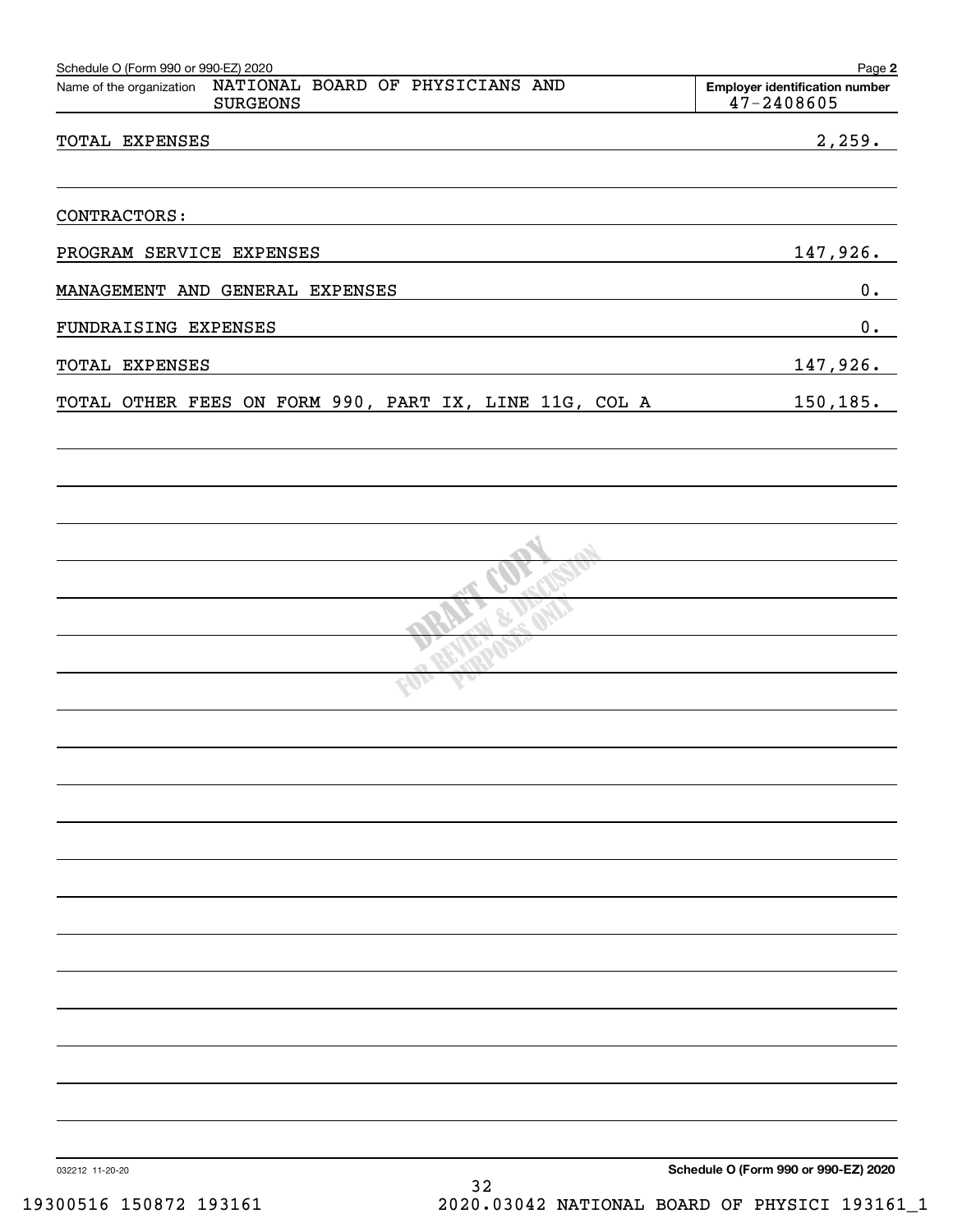Schedule O (Form 990 or 990-EZ) 2020

Name of the organization: NATIONAL BOARD OF PHYSICIANS AND SURGEONS

Employer identification number: 47-2408605

| | |
|---|---|
| TOTAL EXPENSES | 2,259. |
| | |
| CONTRACTORS: | |
| PROGRAM SERVICE EXPENSES | 147,926. |
| MANAGEMENT AND GENERAL EXPENSES | 0. |
| FUNDRAISING EXPENSES | 0. |
| TOTAL EXPENSES | 147,926. |
| TOTAL OTHER FEES ON FORM 990, PART IX, LINE 11G, COL A | 150,185. |

DRAFT COPY FOR REVIEW & DISCUSSION PURPOSES ONLY

032212 11-20-20

Schedule O (Form 990 or 990-EZ) 2020

19300516 150872 193161    2020.03042 NATIONAL BOARD OF PHYSICI 193161_1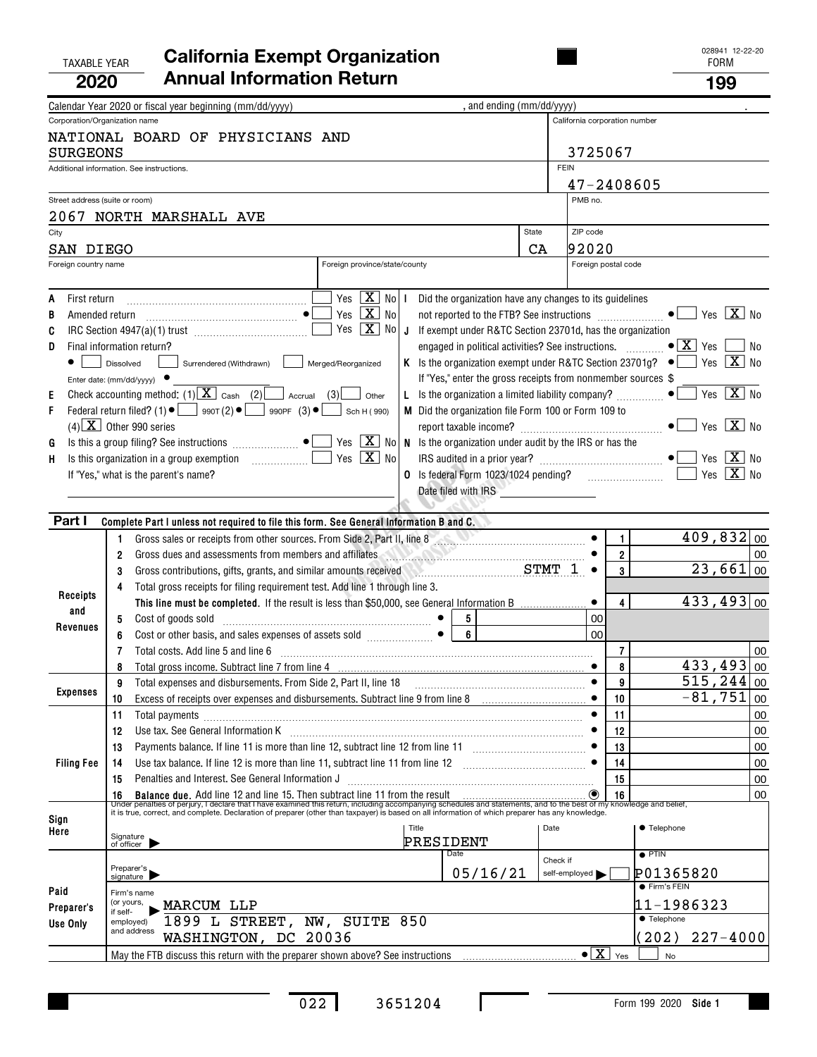TAXABLE YEAR **2020**

# California Exempt Organization Annual Information Return

FORM **199**

028941 12-22-20

Calendar Year 2020 or fiscal year beginning (mm/dd/yyyy) , and ending (mm/dd/yyyy) .

| Corporation/Organization name | California corporation number |
|---|---|
| NATIONAL BOARD OF PHYSICIANS AND SURGEONS | 3725067 |
| Additional information. See instructions. | FEIN 47-2408605 |
| Street address (suite or room) 2067 NORTH MARSHALL AVE | PMB no. |
| City SAN DIEGO State CA | ZIP code 92020 |
| Foreign country name / Foreign province/state/county | Foreign postal code |

- **A** First return: Yes [ ] No [X]
- **B** Amended return: Yes [ ] No [X]
- **C** IRC Section 4947(a)(1) trust: Yes [ ] No [X]
- **D** Final information return? [ ] Dissolved [ ] Surrendered (Withdrawn) [ ] Merged/Reorganized. Enter date: (mm/dd/yyyy)
- **E** Check accounting method: (1) [X] Cash (2) [ ] Accrual (3) [ ] Other
- **F** Federal return filed? (1) [ ] 990T (2) [ ] 990PF (3) [ ] Sch H (990) (4) [X] Other 990 series
- **G** Is this a group filing? See instructions: Yes [ ] No [X]
- **H** Is this organization in a group exemption: Yes [ ] No [X]. If "Yes," what is the parent's name?
- **I** Did the organization have any changes to its guidelines not reported to the FTB? See instructions: Yes [ ] No [X]
- **J** If exempt under R&TC Section 23701d, has the organization engaged in political activities? See instructions: Yes [X] No [ ]
- **K** Is the organization exempt under R&TC Section 23701g? Yes [ ] No [X]. If "Yes," enter the gross receipts from nonmember sources $
- **L** Is the organization a limited liability company? Yes [ ] No [X]
- **M** Did the organization file Form 100 or Form 109 to report taxable income? Yes [ ] No [X]
- **N** Is the organization under audit by the IRS or has the IRS audited in a prior year? Yes [ ] No [X]
- **O** Is federal Form 1023/1024 pending? Yes [ ] No [X]. Date filed with IRS

## Part I Complete Part I unless not required to file this form. See General Information B and C.

| Section | Line | Description | | Amount |
|---|---|---|---|---|
| Receipts and Revenues | 1 | Gross sales or receipts from other sources. From Side 2, Part II, line 8 | 1 | 409,832 00 |
| | 2 | Gross dues and assessments from members and affiliates | 2 | 00 |
| | 3 | Gross contributions, gifts, grants, and similar amounts received STMT 1 | 3 | 23,661 00 |
| | 4 | Total gross receipts for filing requirement test. Add line 1 through line 3. **This line must be completed.** If the result is less than $50,000, see General Information B | 4 | 433,493 00 |
| | 5 | Cost of goods sold | 5 | 00 |
| | 6 | Cost or other basis, and sales expenses of assets sold | 6 | 00 |
| | 7 | Total costs. Add line 5 and line 6 | 7 | 00 |
| | 8 | Total gross income. Subtract line 7 from line 4 | 8 | 433,493 00 |
| Expenses | 9 | Total expenses and disbursements. From Side 2, Part II, line 18 | 9 | 515,244 00 |
| | 10 | Excess of receipts over expenses and disbursements. Subtract line 9 from line 8 | 10 | -81,751 00 |
| Filing Fee | 11 | Total payments | 11 | 00 |
| | 12 | Use tax. See General Information K | 12 | 00 |
| | 13 | Payments balance. If line 11 is more than line 12, subtract line 12 from line 11 | 13 | 00 |
| | 14 | Use tax balance. If line 12 is more than line 11, subtract line 11 from line 12 | 14 | 00 |
| | 15 | Penalties and Interest. See General Information J | 15 | 00 |
| | 16 | **Balance due.** Add line 12 and line 15. Then subtract line 11 from the result | 16 | 00 |

Under penalties of perjury, I declare that I have examined this return, including accompanying schedules and statements, and to the best of my knowledge and belief, it is true, correct, and complete. Declaration of preparer (other than taxpayer) is based on all information of which preparer has any knowledge.

**Sign Here** — Signature of officer | Title: PRESIDENT | Date | Telephone

**Paid Preparer's Use Only**
- Preparer's signature | Date: 05/16/21 | Check if self-employed [ ] | PTIN: P01365820
- Firm's name (or yours, if self-employed) and address: MARCUM LLP, 1899 L STREET, NW, SUITE 850, WASHINGTON, DC 20036
- Firm's FEIN: 11-1986323
- Telephone: (202) 227-4000

May the FTB discuss this return with the preparer shown above? See instructions [X] Yes [ ] No

022 3651204 Form 199 2020 Side 1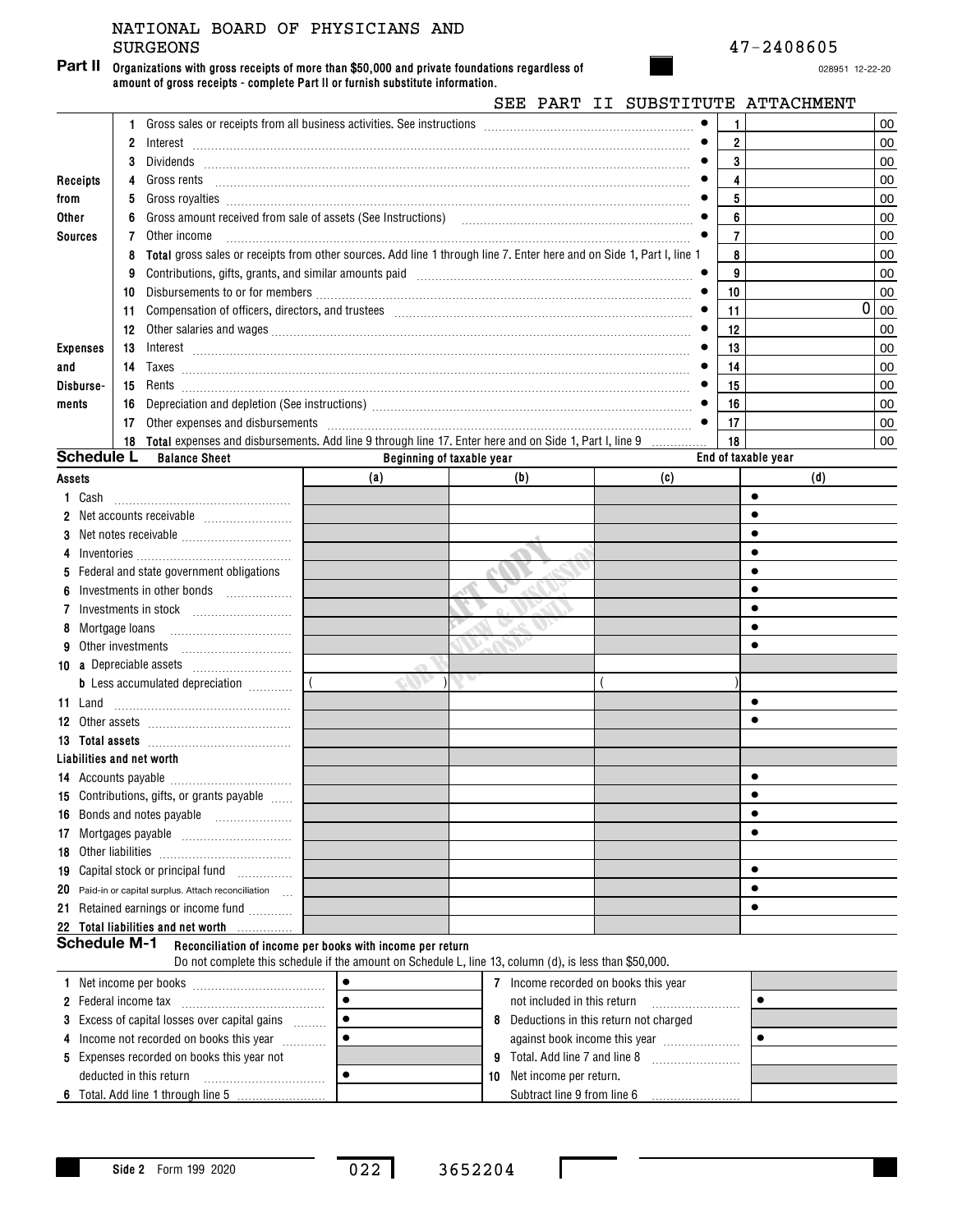NATIONAL BOARD OF PHYSICIANS AND SURGEONS

47-2408605

**Part II** Organizations with gross receipts of more than $50,000 and private foundations regardless of amount of gross receipts - complete Part II or furnish substitute information.

SEE PART II SUBSTITUTE ATTACHMENT

| Section | Line | Description | No. | Amount |
|---|---|---|---|---|
| Receipts from Other Sources | 1 | Gross sales or receipts from all business activities. See instructions | 1 | 00 |
| | 2 | Interest | 2 | 00 |
| | 3 | Dividends | 3 | 00 |
| | 4 | Gross rents | 4 | 00 |
| | 5 | Gross royalties | 5 | 00 |
| | 6 | Gross amount received from sale of assets (See Instructions) | 6 | 00 |
| | 7 | Other income | 7 | 00 |
| | 8 | **Total** gross sales or receipts from other sources. Add line 1 through line 7. Enter here and on Side 1, Part I, line 1 | 8 | 00 |
| Expenses and Disbursements | 9 | Contributions, gifts, grants, and similar amounts paid | 9 | 00 |
| | 10 | Disbursements to or for members | 10 | 00 |
| | 11 | Compensation of officers, directors, and trustees | 11 | 0 00 |
| | 12 | Other salaries and wages | 12 | 00 |
| | 13 | Interest | 13 | 00 |
| | 14 | Taxes | 14 | 00 |
| | 15 | Rents | 15 | 00 |
| | 16 | Depreciation and depletion (See instructions) | 16 | 00 |
| | 17 | Other expenses and disbursements | 17 | 00 |
| | 18 | **Total** expenses and disbursements. Add line 9 through line 17. Enter here and on Side 1, Part I, line 9 | 18 | 00 |

**Schedule L** Balance Sheet

| | Beginning of taxable year (a) | (b) | End of taxable year (c) | (d) |
|---|---|---|---|---|
| **Assets** | | | | |
| 1 Cash | | | | |
| 2 Net accounts receivable | | | | |
| 3 Net notes receivable | | | | |
| 4 Inventories | | | | |
| 5 Federal and state government obligations | | | | |
| 6 Investments in other bonds | | | | |
| 7 Investments in stock | | | | |
| 8 Mortgage loans | | | | |
| 9 Other investments | | | | |
| 10 a Depreciable assets | | | | |
| b Less accumulated depreciation | ( ) | | ( ) | |
| 11 Land | | | | |
| 12 Other assets | | | | |
| 13 **Total assets** | | | | |
| **Liabilities and net worth** | | | | |
| 14 Accounts payable | | | | |
| 15 Contributions, gifts, or grants payable | | | | |
| 16 Bonds and notes payable | | | | |
| 17 Mortgages payable | | | | |
| 18 Other liabilities | | | | |
| 19 Capital stock or principal fund | | | | |
| 20 Paid-in or capital surplus. Attach reconciliation | | | | |
| 21 Retained earnings or income fund | | | | |
| 22 **Total liabilities and net worth** | | | | |

**Schedule M-1** Reconciliation of income per books with income per return

Do not complete this schedule if the amount on Schedule L, line 13, column (d), is less than $50,000.

| | | | |
|---|---|---|---|
| 1 Net income per books | | 7 Income recorded on books this year not included in this return | |
| 2 Federal income tax | | | |
| 3 Excess of capital losses over capital gains | | 8 Deductions in this return not charged against book income this year | |
| 4 Income not recorded on books this year | | | |
| 5 Expenses recorded on books this year not deducted in this return | | 9 Total. Add line 7 and line 8 | |
| | | 10 Net income per return. Subtract line 9 from line 6 | |
| 6 Total. Add line 1 through line 5 | | | |

Side 2 Form 199 2020 022 3652204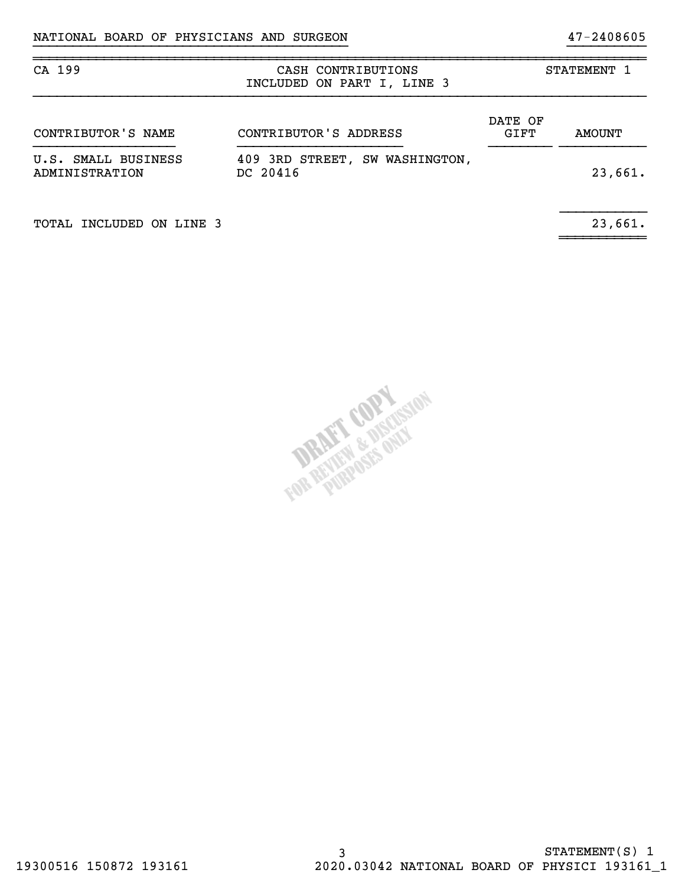NATIONAL BOARD OF PHYSICIANS AND SURGEON 47-2408605

| CA 199 | CASH CONTRIBUTIONS INCLUDED ON PART I, LINE 3 | | STATEMENT 1 |
|---|---|---|---|
| CONTRIBUTOR'S NAME | CONTRIBUTOR'S ADDRESS | DATE OF GIFT | AMOUNT |
| U.S. SMALL BUSINESS ADMINISTRATION | 409 3RD STREET, SW WASHINGTON, DC 20416 | | 23,661. |
| TOTAL INCLUDED ON LINE 3 | | | 23,661. |

DRAFT COPY FOR REVIEW & DISCUSSION PURPOSES ONLY

STATEMENT(S) 1

19300516 150872 193161 2020.03042 NATIONAL BOARD OF PHYSICI 193161_1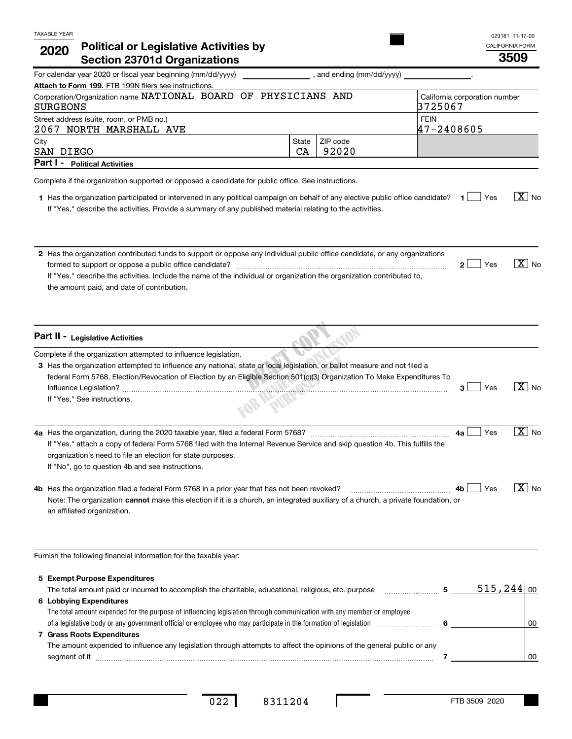TAXABLE YEAR

# 2020 Political or Legislative Activities by Section 23701d Organizations

029181 11-17-20

CALIFORNIA FORM

**3509**

For calendar year 2020 or fiscal year beginning (mm/dd/yyyy) ______________, and ending (mm/dd/yyyy) ______________.

**Attach to Form 199.** FTB 199N filers see instructions.

| | | | |
|---|---|---|---|
| Corporation/Organization name NATIONAL BOARD OF PHYSICIANS AND SURGEONS | | | California corporation number 3725067 |
| Street address (suite, room, or PMB no.) 2067 NORTH MARSHALL AVE | | | FEIN 47-2408605 |
| City SAN DIEGO | State CA | ZIP code 92020 | |

## Part I - Political Activities

Complete if the organization supported or opposed a candidate for public office. See instructions.

**1** Has the organization participated or intervened in any political campaign on behalf of any elective public office candidate? **1** ☐ Yes ☒ No

If "Yes," describe the activities. Provide a summary of any published material relating to the activities.

**2** Has the organization contributed funds to support or oppose any individual public office candidate, or any organizations formed to support or oppose a public office candidate? **2** ☐ Yes ☒ No

If "Yes," describe the activities. Include the name of the individual or organization the organization contributed to, the amount paid, and date of contribution.

## Part II - Legislative Activities

Complete if the organization attempted to influence legislation.

**3** Has the organization attempted to influence any national, state or local legislation, or ballot measure and not filed a federal Form 5768, Election/Revocation of Election by an Eligible Section 501(c)(3) Organization To Make Expenditures To Influence Legislation? **3** ☐ Yes ☒ No

If "Yes," See instructions.

**4a** Has the organization, during the 2020 taxable year, filed a federal Form 5768? **4a** ☐ Yes ☒ No

If "Yes," attach a copy of federal Form 5768 filed with the Internal Revenue Service and skip question 4b. This fulfills the organization's need to file an election for state purposes.

If "No", go to question 4b and see instructions.

**4b** Has the organization filed a federal Form 5768 in a prior year that has not been revoked? **4b** ☐ Yes ☒ No

Note: The organization **cannot** make this election if it is a church, an integrated auxiliary of a church, a private foundation, or an affiliated organization.

Furnish the following financial information for the taxable year:

**5 Exempt Purpose Expenditures**
The total amount paid or incurred to accomplish the charitable, educational, religious, etc. purpose **5** 515,244 00

**6 Lobbying Expenditures**
The total amount expended for the purpose of influencing legislation through communication with any member or employee of a legislative body or any government official or employee who may participate in the formation of legislation **6** ______ 00

**7 Grass Roots Expenditures**
The amount expended to influence any legislation through attempts to affect the opinions of the general public or any segment of it **7** ______ 00

022 8311204 FTB 3509 2020